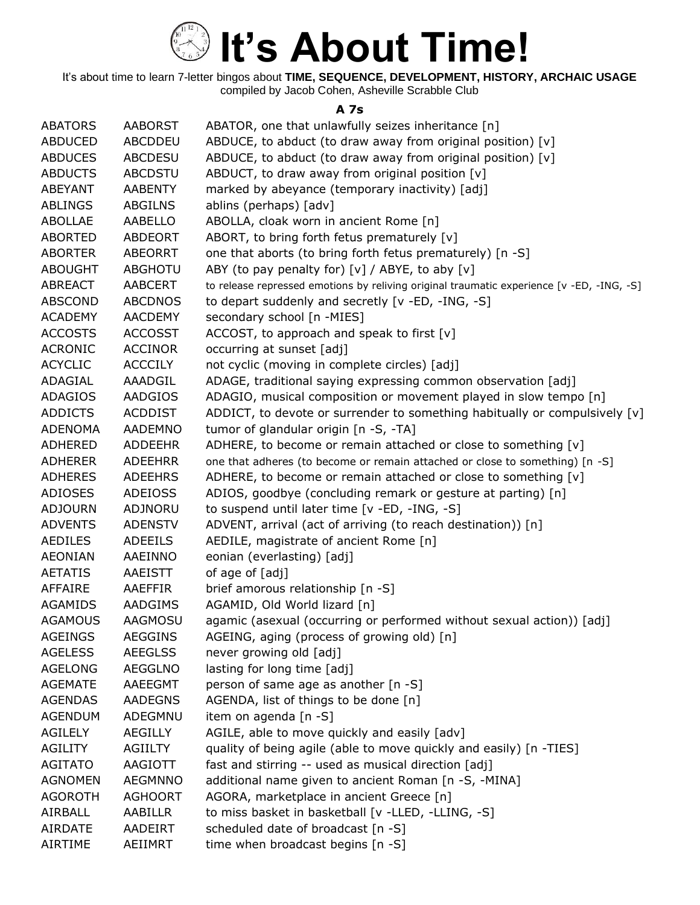# It's About Time!

It's about time to learn 7-letter bingos about **TIME, SEQUENCE, DEVELOPMENT, HISTORY, ARCHAIC USAGE**
compiled by Jacob Cohen, Asheville Scrabble Club

### A 7s

| | | |
|---|---|---|
| ABATORS | AABORST | ABATOR, one that unlawfully seizes inheritance [n] |
| ABDUCED | ABCDDEU | ABDUCE, to abduct (to draw away from original position) [v] |
| ABDUCES | ABCDESU | ABDUCE, to abduct (to draw away from original position) [v] |
| ABDUCTS | ABCDSTU | ABDUCT, to draw away from original position [v] |
| ABEYANT | AABENTY | marked by abeyance (temporary inactivity) [adj] |
| ABLINGS | ABGILNS | ablins (perhaps) [adv] |
| ABOLLAE | AABELLO | ABOLLA, cloak worn in ancient Rome [n] |
| ABORTED | ABDEORT | ABORT, to bring forth fetus prematurely [v] |
| ABORTER | ABEORRT | one that aborts (to bring forth fetus prematurely) [n -S] |
| ABOUGHT | ABGHOTU | ABY (to pay penalty for) [v] / ABYE, to aby [v] |
| ABREACT | AABCERT | to release repressed emotions by reliving original traumatic experience [v -ED, -ING, -S] |
| ABSCOND | ABCDNOS | to depart suddenly and secretly [v -ED, -ING, -S] |
| ACADEMY | AACDEMY | secondary school [n -MIES] |
| ACCOSTS | ACCOSST | ACCOST, to approach and speak to first [v] |
| ACRONIC | ACCINOR | occurring at sunset [adj] |
| ACYCLIC | ACCCILY | not cyclic (moving in complete circles) [adj] |
| ADAGIAL | AAADGIL | ADAGE, traditional saying expressing common observation [adj] |
| ADAGIOS | AADGIOS | ADAGIO, musical composition or movement played in slow tempo [n] |
| ADDICTS | ACDDIST | ADDICT, to devote or surrender to something habitually or compulsively [v] |
| ADENOMA | AADEMNO | tumor of glandular origin [n -S, -TA] |
| ADHERED | ADDEEHR | ADHERE, to become or remain attached or close to something [v] |
| ADHERER | ADEEHRR | one that adheres (to become or remain attached or close to something) [n -S] |
| ADHERES | ADEEHRS | ADHERE, to become or remain attached or close to something [v] |
| ADIOSES | ADEIOSS | ADIOS, goodbye (concluding remark or gesture at parting) [n] |
| ADJOURN | ADJNORU | to suspend until later time [v -ED, -ING, -S] |
| ADVENTS | ADENSTV | ADVENT, arrival (act of arriving (to reach destination)) [n] |
| AEDILES | ADEEILS | AEDILE, magistrate of ancient Rome [n] |
| AEONIAN | AAEINNO | eonian (everlasting) [adj] |
| AETATIS | AAEISTT | of age of [adj] |
| AFFAIRE | AAEFFIR | brief amorous relationship [n -S] |
| AGAMIDS | AADGIMS | AGAMID, Old World lizard [n] |
| AGAMOUS | AAGMOSU | agamic (asexual (occurring or performed without sexual action)) [adj] |
| AGEINGS | AEGGINS | AGEING, aging (process of growing old) [n] |
| AGELESS | AEEGLSS | never growing old [adj] |
| AGELONG | AEGGLNO | lasting for long time [adj] |
| AGEMATE | AAEEGMT | person of same age as another [n -S] |
| AGENDAS | AADEGNS | AGENDA, list of things to be done [n] |
| AGENDUM | ADEGMNU | item on agenda [n -S] |
| AGILELY | AEGILLY | AGILE, able to move quickly and easily [adv] |
| AGILITY | AGIILTY | quality of being agile (able to move quickly and easily) [n -TIES] |
| AGITATO | AAGIOTT | fast and stirring -- used as musical direction [adj] |
| AGNOMEN | AEGMNNO | additional name given to ancient Roman [n -S, -MINA] |
| AGOROTH | AGHOORT | AGORA, marketplace in ancient Greece [n] |
| AIRBALL | AABILLR | to miss basket in basketball [v -LLED, -LLING, -S] |
| AIRDATE | AADEIRT | scheduled date of broadcast [n -S] |
| AIRTIME | AEIIMRT | time when broadcast begins [n -S] |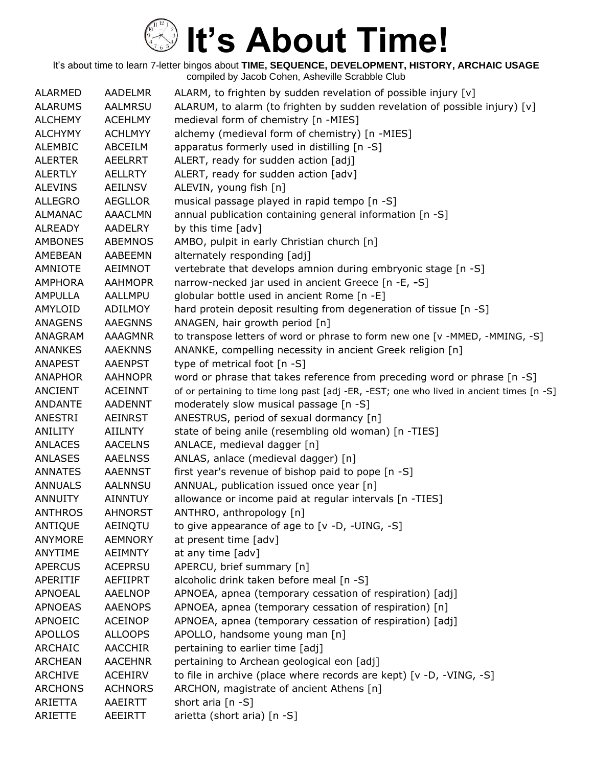# It's About Time!

It's about time to learn 7-letter bingos about **TIME, SEQUENCE, DEVELOPMENT, HISTORY, ARCHAIC USAGE**
compiled by Jacob Cohen, Asheville Scrabble Club

| | | |
|---|---|---|
| ALARMED | AADELMR | ALARM, to frighten by sudden revelation of possible injury [v] |
| ALARUMS | AALMRSU | ALARUM, to alarm (to frighten by sudden revelation of possible injury) [v] |
| ALCHEMY | ACEHLMY | medieval form of chemistry [n -MIES] |
| ALCHYMY | ACHLMYY | alchemy (medieval form of chemistry) [n -MIES] |
| ALEMBIC | ABCEILM | apparatus formerly used in distilling [n -S] |
| ALERTER | AEELRRT | ALERT, ready for sudden action [adj] |
| ALERTLY | AELLRTY | ALERT, ready for sudden action [adv] |
| ALEVINS | AEILNSV | ALEVIN, young fish [n] |
| ALLEGRO | AEGLLOR | musical passage played in rapid tempo [n -S] |
| ALMANAC | AAACLMN | annual publication containing general information [n -S] |
| ALREADY | AADELRY | by this time [adv] |
| AMBONES | ABEMNOS | AMBO, pulpit in early Christian church [n] |
| AMEBEAN | AABEEMN | alternately responding [adj] |
| AMNIOTE | AEIMNOT | vertebrate that develops amnion during embryonic stage [n -S] |
| AMPHORA | AAHMOPR | narrow-necked jar used in ancient Greece [n -E, -S] |
| AMPULLA | AALLMPU | globular bottle used in ancient Rome [n -E] |
| AMYLOID | ADILMOY | hard protein deposit resulting from degeneration of tissue [n -S] |
| ANAGENS | AAEGNNS | ANAGEN, hair growth period [n] |
| ANAGRAM | AAAGMNR | to transpose letters of word or phrase to form new one [v -MMED, -MMING, -S] |
| ANANKES | AAEKNNS | ANANKE, compelling necessity in ancient Greek religion [n] |
| ANAPEST | AAENPST | type of metrical foot [n -S] |
| ANAPHOR | AAHNOPR | word or phrase that takes reference from preceding word or phrase [n -S] |
| ANCIENT | ACEINNT | of or pertaining to time long past [adj -ER, -EST; one who lived in ancient times [n -S] |
| ANDANTE | AADENNT | moderately slow musical passage [n -S] |
| ANESTRI | AEINRST | ANESTRUS, period of sexual dormancy [n] |
| ANILITY | AIILNTY | state of being anile (resembling old woman) [n -TIES] |
| ANLACES | AACELNS | ANLACE, medieval dagger [n] |
| ANLASES | AAELNSS | ANLAS, anlace (medieval dagger) [n] |
| ANNATES | AAENNST | first year's revenue of bishop paid to pope [n -S] |
| ANNUALS | AALNNSU | ANNUAL, publication issued once year [n] |
| ANNUITY | AINNTUY | allowance or income paid at regular intervals [n -TIES] |
| ANTHROS | AHNORST | ANTHRO, anthropology [n] |
| ANTIQUE | AEINQTU | to give appearance of age to [v -D, -UING, -S] |
| ANYMORE | AEMNORY | at present time [adv] |
| ANYTIME | AEIMNTY | at any time [adv] |
| APERCUS | ACEPRSU | APERCU, brief summary [n] |
| APERITIF | AEFIIPRT | alcoholic drink taken before meal [n -S] |
| APNOEAL | AAELNOP | APNOEA, apnea (temporary cessation of respiration) [adj] |
| APNOEAS | AAENOPS | APNOEA, apnea (temporary cessation of respiration) [n] |
| APNOEIC | ACEINOP | APNOEA, apnea (temporary cessation of respiration) [adj] |
| APOLLOS | ALLOOPS | APOLLO, handsome young man [n] |
| ARCHAIC | AACCHIR | pertaining to earlier time [adj] |
| ARCHEAN | AACEHNR | pertaining to Archean geological eon [adj] |
| ARCHIVE | ACEHIRV | to file in archive (place where records are kept) [v -D, -VING, -S] |
| ARCHONS | ACHNORS | ARCHON, magistrate of ancient Athens [n] |
| ARIETTA | AAEIRTT | short aria [n -S] |
| ARIETTE | AEEIRTT | arietta (short aria) [n -S] |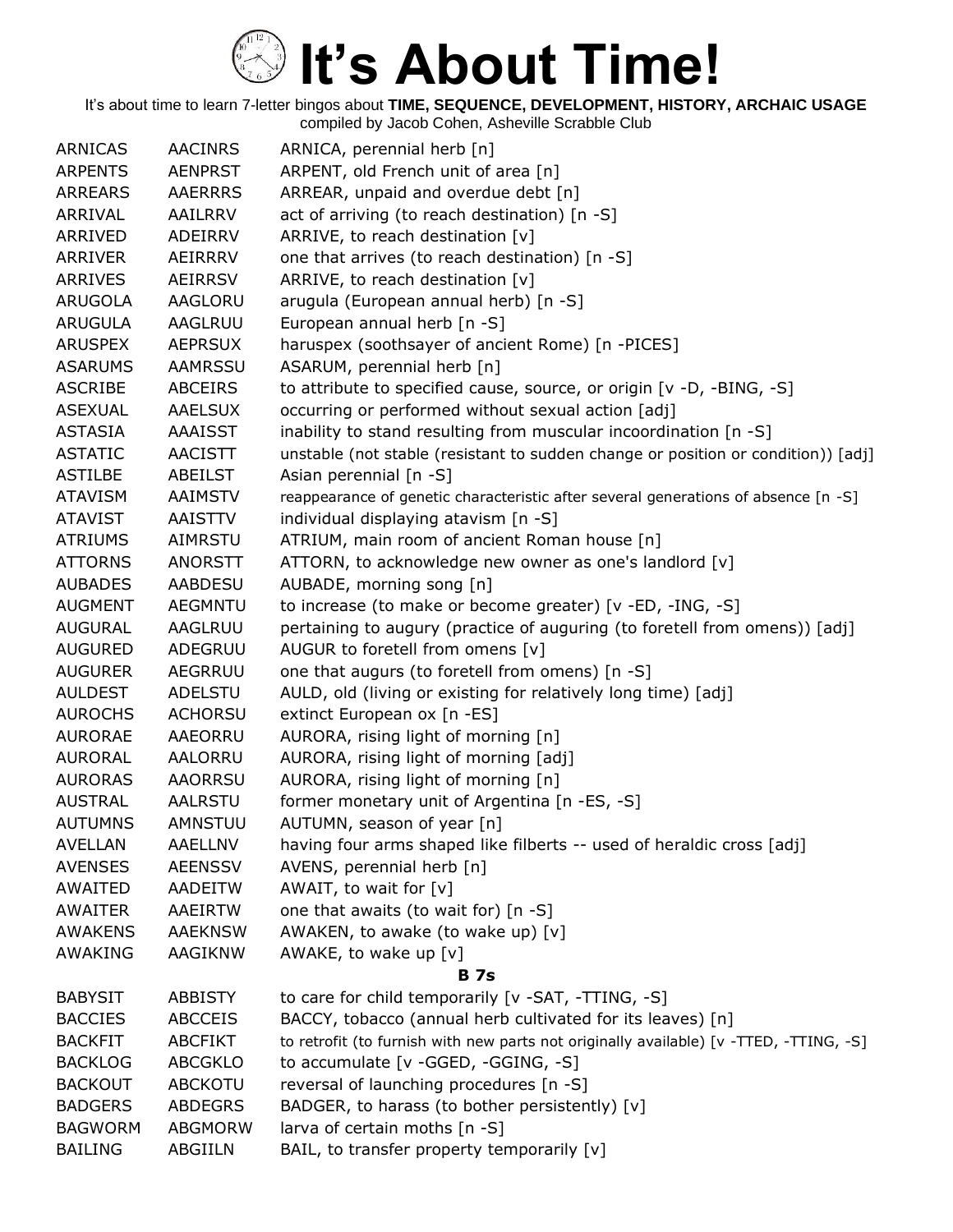# It's About Time!

It's about time to learn 7-letter bingos about **TIME, SEQUENCE, DEVELOPMENT, HISTORY, ARCHAIC USAGE**
compiled by Jacob Cohen, Asheville Scrabble Club

| | | |
|---|---|---|
| ARNICAS | AACINRS | ARNICA, perennial herb [n] |
| ARPENTS | AENPRST | ARPENT, old French unit of area [n] |
| ARREARS | AAERRRS | ARREAR, unpaid and overdue debt [n] |
| ARRIVAL | AAILRRV | act of arriving (to reach destination) [n -S] |
| ARRIVED | ADEIRRV | ARRIVE, to reach destination [v] |
| ARRIVER | AEIRRRV | one that arrives (to reach destination) [n -S] |
| ARRIVES | AEIRRSV | ARRIVE, to reach destination [v] |
| ARUGOLA | AAGLORU | arugula (European annual herb) [n -S] |
| ARUGULA | AAGLRUU | European annual herb [n -S] |
| ARUSPEX | AEPRSUX | haruspex (soothsayer of ancient Rome) [n -PICES] |
| ASARUMS | AAMRSSU | ASARUM, perennial herb [n] |
| ASCRIBE | ABCEIRS | to attribute to specified cause, source, or origin [v -D, -BING, -S] |
| ASEXUAL | AAELSUX | occurring or performed without sexual action [adj] |
| ASTASIA | AAAISST | inability to stand resulting from muscular incoordination [n -S] |
| ASTATIC | AACISTT | unstable (not stable (resistant to sudden change or position or condition)) [adj] |
| ASTILBE | ABEILST | Asian perennial [n -S] |
| ATAVISM | AAIMSTV | reappearance of genetic characteristic after several generations of absence [n -S] |
| ATAVIST | AAISTTV | individual displaying atavism [n -S] |
| ATRIUMS | AIMRSTU | ATRIUM, main room of ancient Roman house [n] |
| ATTORNS | ANORSTT | ATTORN, to acknowledge new owner as one's landlord [v] |
| AUBADES | AABDESU | AUBADE, morning song [n] |
| AUGMENT | AEGMNTU | to increase (to make or become greater) [v -ED, -ING, -S] |
| AUGURAL | AAGLRUU | pertaining to augury (practice of auguring (to foretell from omens)) [adj] |
| AUGURED | ADEGRUU | AUGUR to foretell from omens [v] |
| AUGURER | AEGRRUU | one that augurs (to foretell from omens) [n -S] |
| AULDEST | ADELSTU | AULD, old (living or existing for relatively long time) [adj] |
| AUROCHS | ACHORSU | extinct European ox [n -ES] |
| AURORAE | AAEORRU | AURORA, rising light of morning [n] |
| AURORAL | AALORRU | AURORA, rising light of morning [adj] |
| AURORAS | AAORRSU | AURORA, rising light of morning [n] |
| AUSTRAL | AALRSTU | former monetary unit of Argentina [n -ES, -S] |
| AUTUMNS | AMNSTUU | AUTUMN, season of year [n] |
| AVELLAN | AAELLNV | having four arms shaped like filberts -- used of heraldic cross [adj] |
| AVENSES | AEENSSV | AVENS, perennial herb [n] |
| AWAITED | AADEITW | AWAIT, to wait for [v] |
| AWAITER | AAEIRTW | one that awaits (to wait for) [n -S] |
| AWAKENS | AAEKNSW | AWAKEN, to awake (to wake up) [v] |
| AWAKING | AAGIKNW | AWAKE, to wake up [v] |

**B 7s**

| | | |
|---|---|---|
| BABYSIT | ABBISTY | to care for child temporarily [v -SAT, -TTING, -S] |
| BACCIES | ABCCEIS | BACCY, tobacco (annual herb cultivated for its leaves) [n] |
| BACKFIT | ABCFIKT | to retrofit (to furnish with new parts not originally available) [v -TTED, -TTING, -S] |
| BACKLOG | ABCGKLO | to accumulate [v -GGED, -GGING, -S] |
| BACKOUT | ABCKOTU | reversal of launching procedures [n -S] |
| BADGERS | ABDEGRS | BADGER, to harass (to bother persistently) [v] |
| BAGWORM | ABGMORW | larva of certain moths [n -S] |
| BAILING | ABGIILN | BAIL, to transfer property temporarily [v] |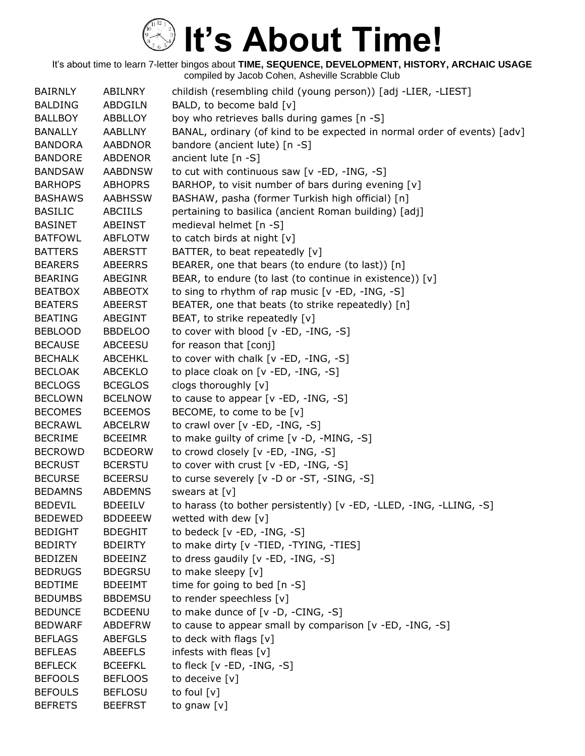# It's About Time!

It's about time to learn 7-letter bingos about **TIME, SEQUENCE, DEVELOPMENT, HISTORY, ARCHAIC USAGE**
compiled by Jacob Cohen, Asheville Scrabble Club

| | | |
|---|---|---|
| BAIRNLY | ABILNRY | childish (resembling child (young person)) [adj -LIER, -LIEST] |
| BALDING | ABDGILN | BALD, to become bald [v] |
| BALLBOY | ABBLLOY | boy who retrieves balls during games [n -S] |
| BANALLY | AABLLNY | BANAL, ordinary (of kind to be expected in normal order of events) [adv] |
| BANDORA | AABDNOR | bandore (ancient lute) [n -S] |
| BANDORE | ABDENOR | ancient lute [n -S] |
| BANDSAW | AABDNSW | to cut with continuous saw [v -ED, -ING, -S] |
| BARHOPS | ABHOPRS | BARHOP, to visit number of bars during evening [v] |
| BASHAWS | AABHSSW | BASHAW, pasha (former Turkish high official) [n] |
| BASILIC | ABCIILS | pertaining to basilica (ancient Roman building) [adj] |
| BASINET | ABEINST | medieval helmet [n -S] |
| BATFOWL | ABFLOTW | to catch birds at night [v] |
| BATTERS | ABERSTT | BATTER, to beat repeatedly [v] |
| BEARERS | ABEERRS | BEARER, one that bears (to endure (to last)) [n] |
| BEARING | ABEGINR | BEAR, to endure (to last (to continue in existence)) [v] |
| BEATBOX | ABBEOTX | to sing to rhythm of rap music [v -ED, -ING, -S] |
| BEATERS | ABEERST | BEATER, one that beats (to strike repeatedly) [n] |
| BEATING | ABEGINT | BEAT, to strike repeatedly [v] |
| BEBLOOD | BBDELOO | to cover with blood [v -ED, -ING, -S] |
| BECAUSE | ABCEESU | for reason that [conj] |
| BECHALK | ABCEHKL | to cover with chalk [v -ED, -ING, -S] |
| BECLOAK | ABCEKLO | to place cloak on [v -ED, -ING, -S] |
| BECLOGS | BCEGLOS | clogs thoroughly [v] |
| BECLOWN | BCELNOW | to cause to appear [v -ED, -ING, -S] |
| BECOMES | BCEEMOS | BECOME, to come to be [v] |
| BECRAWL | ABCELRW | to crawl over [v -ED, -ING, -S] |
| BECRIME | BCEEIMR | to make guilty of crime [v -D, -MING, -S] |
| BECROWD | BCDEORW | to crowd closely [v -ED, -ING, -S] |
| BECRUST | BCERSTU | to cover with crust [v -ED, -ING, -S] |
| BECURSE | BCEERSU | to curse severely [v -D or -ST, -SING, -S] |
| BEDAMNS | ABDEMNS | swears at [v] |
| BEDEVIL | BDEEILV | to harass (to bother persistently) [v -ED, -LLED, -ING, -LLING, -S] |
| BEDEWED | BDDEEEW | wetted with dew [v] |
| BEDIGHT | BDEGHIT | to bedeck [v -ED, -ING, -S] |
| BEDIRTY | BDEIRTY | to make dirty [v -TIED, -TYING, -TIES] |
| BEDIZEN | BDEEINZ | to dress gaudily [v -ED, -ING, -S] |
| BEDRUGS | BDEGRSU | to make sleepy [v] |
| BEDTIME | BDEEIMT | time for going to bed [n -S] |
| BEDUMBS | BBDEMSU | to render speechless [v] |
| BEDUNCE | BCDEENU | to make dunce of [v -D, -CING, -S] |
| BEDWARF | ABDEFRW | to cause to appear small by comparison [v -ED, -ING, -S] |
| BEFLAGS | ABEFGLS | to deck with flags [v] |
| BEFLEAS | ABEEFLS | infests with fleas [v] |
| BEFLECK | BCEEFKL | to fleck [v -ED, -ING, -S] |
| BEFOOLS | BEFLOOS | to deceive [v] |
| BEFOULS | BEFLOSU | to foul [v] |
| BEFRETS | BEEFRST | to gnaw [v] |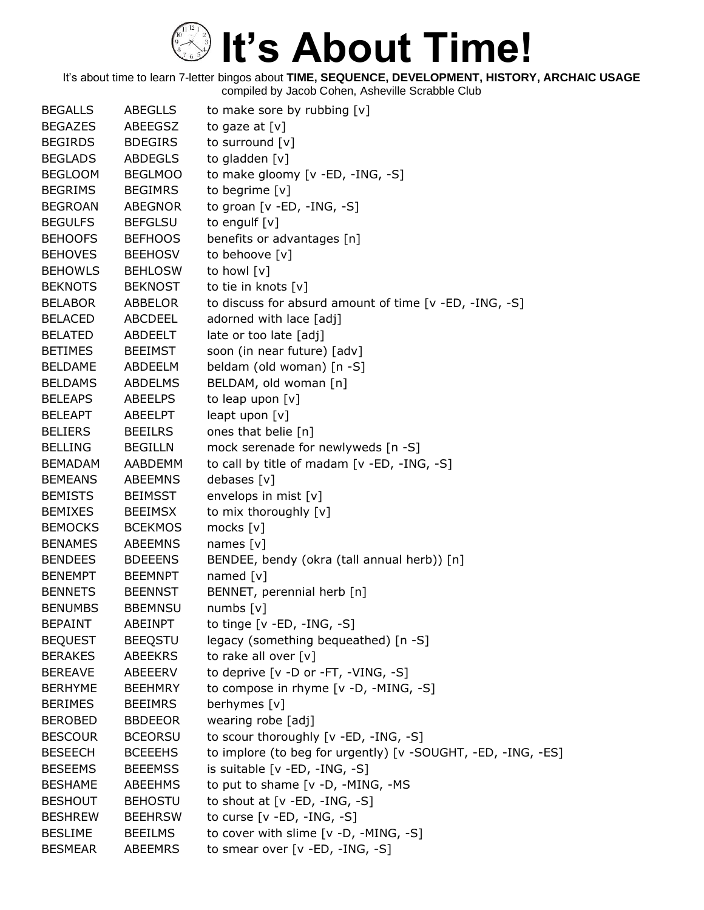# It's About Time!

It's about time to learn 7-letter bingos about **TIME, SEQUENCE, DEVELOPMENT, HISTORY, ARCHAIC USAGE**
compiled by Jacob Cohen, Asheville Scrabble Club

| | | |
|---|---|---|
| BEGALLS | ABEGLLS | to make sore by rubbing [v] |
| BEGAZES | ABEEGSZ | to gaze at [v] |
| BEGIRDS | BDEGIRS | to surround [v] |
| BEGLADS | ABDEGLS | to gladden [v] |
| BEGLOOM | BEGLMOO | to make gloomy [v -ED, -ING, -S] |
| BEGRIMS | BEGIMRS | to begrime [v] |
| BEGROAN | ABEGNOR | to groan [v -ED, -ING, -S] |
| BEGULFS | BEFGLSU | to engulf [v] |
| BEHOOFS | BEFHOOS | benefits or advantages [n] |
| BEHOVES | BEEHOSV | to behoove [v] |
| BEHOWLS | BEHLOSW | to howl [v] |
| BEKNOTS | BEKNOST | to tie in knots [v] |
| BELABOR | ABBELOR | to discuss for absurd amount of time [v -ED, -ING, -S] |
| BELACED | ABCDEEL | adorned with lace [adj] |
| BELATED | ABDEELT | late or too late [adj] |
| BETIMES | BEEIMST | soon (in near future) [adv] |
| BELDAME | ABDEELM | beldam (old woman) [n -S] |
| BELDAMS | ABDELMS | BELDAM, old woman [n] |
| BELEAPS | ABEELPS | to leap upon [v] |
| BELEAPT | ABEELPT | leapt upon [v] |
| BELIERS | BEEILRS | ones that belie [n] |
| BELLING | BEGILLN | mock serenade for newlyweds [n -S] |
| BEMADAM | AABDEMM | to call by title of madam [v -ED, -ING, -S] |
| BEMEANS | ABEEMNS | debases [v] |
| BEMISTS | BEIMSST | envelops in mist [v] |
| BEMIXES | BEEIMSX | to mix thoroughly [v] |
| BEMOCKS | BCEKMOS | mocks [v] |
| BENAMES | ABEEMNS | names [v] |
| BENDEES | BDEEENS | BENDEE, bendy (okra (tall annual herb)) [n] |
| BENEMPT | BEEMNPT | named [v] |
| BENNETS | BEENNST | BENNET, perennial herb [n] |
| BENUMBS | BBEMNSU | numbs [v] |
| BEPAINT | ABEINPT | to tinge [v -ED, -ING, -S] |
| BEQUEST | BEEQSTU | legacy (something bequeathed) [n -S] |
| BERAKES | ABEEKRS | to rake all over [v] |
| BEREAVE | ABEEERV | to deprive [v -D or -FT, -VING, -S] |
| BERHYME | BEEHMRY | to compose in rhyme [v -D, -MING, -S] |
| BERIMES | BEEIMRS | berhymes [v] |
| BEROBED | BBDEEOR | wearing robe [adj] |
| BESCOUR | BCEORSU | to scour thoroughly [v -ED, -ING, -S] |
| BESEECH | BCEEEHS | to implore (to beg for urgently) [v -SOUGHT, -ED, -ING, -ES] |
| BESEEMS | BEEEMSS | is suitable [v -ED, -ING, -S] |
| BESHAME | ABEEHMS | to put to shame [v -D, -MING, -MS |
| BESHOUT | BEHOSTU | to shout at [v -ED, -ING, -S] |
| BESHREW | BEEHRSW | to curse [v -ED, -ING, -S] |
| BESLIME | BEEILMS | to cover with slime [v -D, -MING, -S] |
| BESMEAR | ABEEMRS | to smear over [v -ED, -ING, -S] |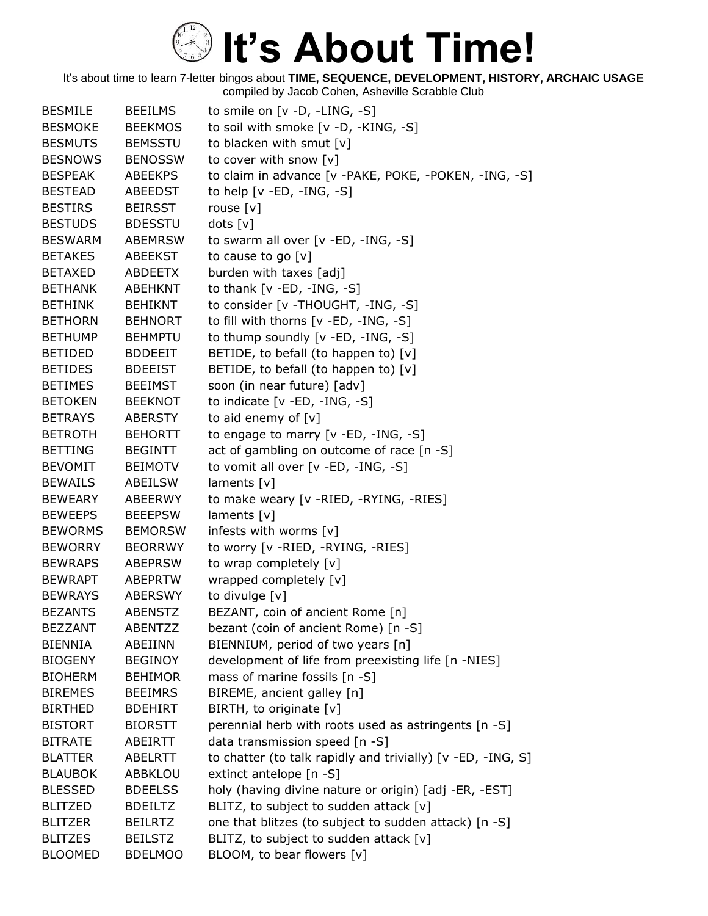# It's About Time!

It's about time to learn 7-letter bingos about **TIME, SEQUENCE, DEVELOPMENT, HISTORY, ARCHAIC USAGE**
compiled by Jacob Cohen, Asheville Scrabble Club

| | | |
|---|---|---|
| BESMILE | BEEILMS | to smile on [v -D, -LING, -S] |
| BESMOKE | BEEKMOS | to soil with smoke [v -D, -KING, -S] |
| BESMUTS | BEMSSTU | to blacken with smut [v] |
| BESNOWS | BENOSSW | to cover with snow [v] |
| BESPEAK | ABEEKPS | to claim in advance [v -PAKE, POKE, -POKEN, -ING, -S] |
| BESTEAD | ABEEDST | to help [v -ED, -ING, -S] |
| BESTIRS | BEIRSST | rouse [v] |
| BESTUDS | BDESSTU | dots [v] |
| BESWARM | ABEMRSW | to swarm all over [v -ED, -ING, -S] |
| BETAKES | ABEEKST | to cause to go [v] |
| BETAXED | ABDEETX | burden with taxes [adj] |
| BETHANK | ABEHKNT | to thank [v -ED, -ING, -S] |
| BETHINK | BEHIKNT | to consider [v -THOUGHT, -ING, -S] |
| BETHORN | BEHNORT | to fill with thorns [v -ED, -ING, -S] |
| BETHUMP | BEHMPTU | to thump soundly [v -ED, -ING, -S] |
| BETIDED | BDDEEIT | BETIDE, to befall (to happen to) [v] |
| BETIDES | BDEEIST | BETIDE, to befall (to happen to) [v] |
| BETIMES | BEEIMST | soon (in near future) [adv] |
| BETOKEN | BEEKNOT | to indicate [v -ED, -ING, -S] |
| BETRAYS | ABERSTY | to aid enemy of [v] |
| BETROTH | BEHORTT | to engage to marry [v -ED, -ING, -S] |
| BETTING | BEGINTT | act of gambling on outcome of race [n -S] |
| BEVOMIT | BEIMOTV | to vomit all over [v -ED, -ING, -S] |
| BEWAILS | ABEILSW | laments [v] |
| BEWEARY | ABEERWY | to make weary [v -RIED, -RYING, -RIES] |
| BEWEEPS | BEEEPSW | laments [v] |
| BEWORMS | BEMORSW | infests with worms [v] |
| BEWORRY | BEORRWY | to worry [v -RIED, -RYING, -RIES] |
| BEWRAPS | ABEPRSW | to wrap completely [v] |
| BEWRAPT | ABEPRTW | wrapped completely [v] |
| BEWRAYS | ABERSWY | to divulge [v] |
| BEZANTS | ABENSTZ | BEZANT, coin of ancient Rome [n] |
| BEZZANT | ABENTZZ | bezant (coin of ancient Rome) [n -S] |
| BIENNIA | ABEIINN | BIENNIUM, period of two years [n] |
| BIOGENY | BEGINOY | development of life from preexisting life [n -NIES] |
| BIOHERM | BEHIMOR | mass of marine fossils [n -S] |
| BIREMES | BEEIMRS | BIREME, ancient galley [n] |
| BIRTHED | BDEHIRT | BIRTH, to originate [v] |
| BISTORT | BIORSTT | perennial herb with roots used as astringents [n -S] |
| BITRATE | ABEIRTT | data transmission speed [n -S] |
| BLATTER | ABELRTT | to chatter (to talk rapidly and trivially) [v -ED, -ING, S] |
| BLAUBOK | ABBKLOU | extinct antelope [n -S] |
| BLESSED | BDEELSS | holy (having divine nature or origin) [adj -ER, -EST] |
| BLITZED | BDEILTZ | BLITZ, to subject to sudden attack [v] |
| BLITZER | BEILRTZ | one that blitzes (to subject to sudden attack) [n -S] |
| BLITZES | BEILSTZ | BLITZ, to subject to sudden attack [v] |
| BLOOMED | BDELMOO | BLOOM, to bear flowers [v] |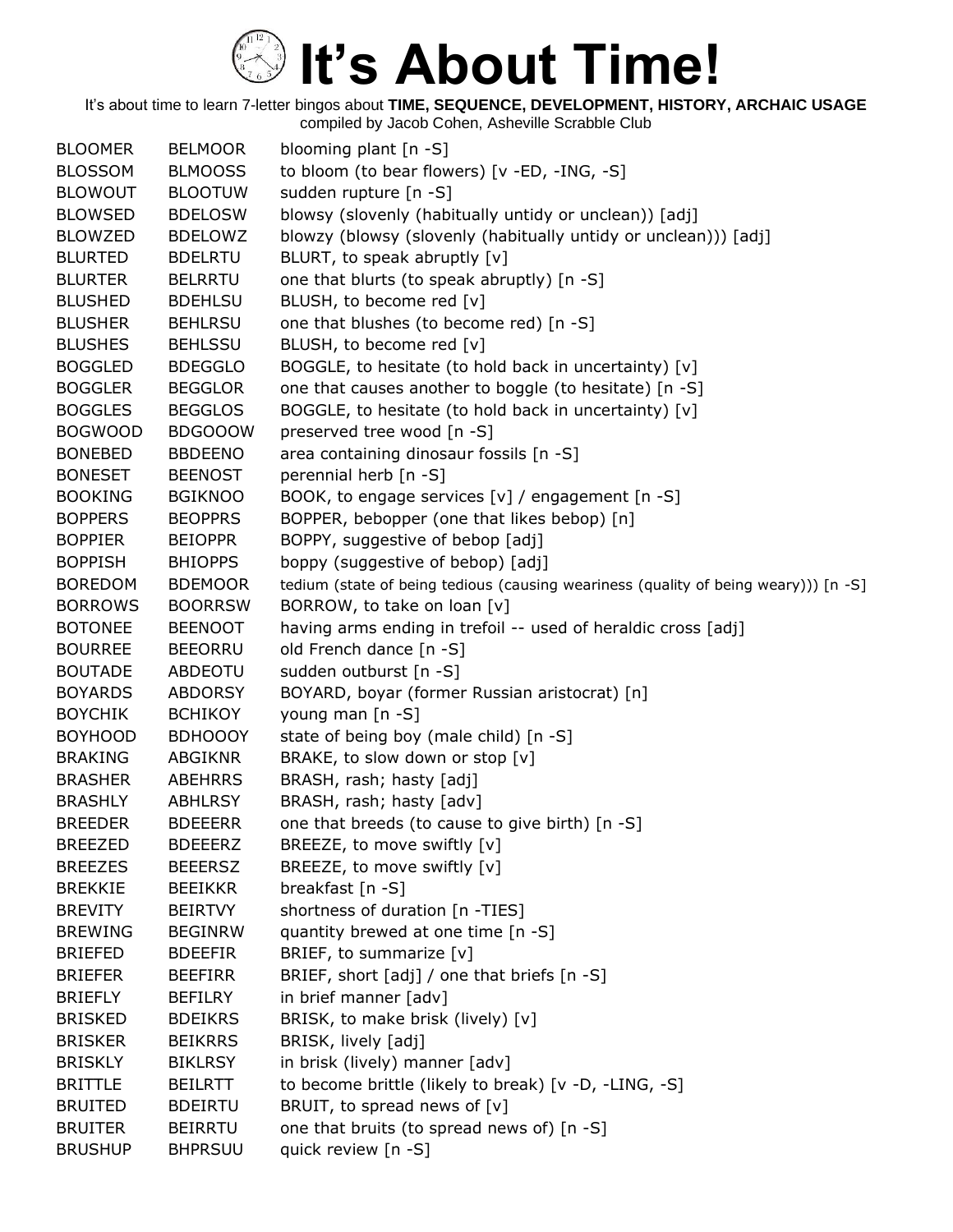# It's About Time!

It's about time to learn 7-letter bingos about **TIME, SEQUENCE, DEVELOPMENT, HISTORY, ARCHAIC USAGE**
compiled by Jacob Cohen, Asheville Scrabble Club

| | | |
|---|---|---|
| BLOOMER | BELMOOR | blooming plant [n -S] |
| BLOSSOM | BLMOOSS | to bloom (to bear flowers) [v -ED, -ING, -S] |
| BLOWOUT | BLOOTUW | sudden rupture [n -S] |
| BLOWSED | BDELOSW | blowsy (slovenly (habitually untidy or unclean)) [adj] |
| BLOWZED | BDELOWZ | blowzy (blowsy (slovenly (habitually untidy or unclean))) [adj] |
| BLURTED | BDELRTU | BLURT, to speak abruptly [v] |
| BLURTER | BELRRTU | one that blurts (to speak abruptly) [n -S] |
| BLUSHED | BDEHLSU | BLUSH, to become red [v] |
| BLUSHER | BEHLRSU | one that blushes (to become red) [n -S] |
| BLUSHES | BEHLSSU | BLUSH, to become red [v] |
| BOGGLED | BDEGGLO | BOGGLE, to hesitate (to hold back in uncertainty) [v] |
| BOGGLER | BEGGLOR | one that causes another to boggle (to hesitate) [n -S] |
| BOGGLES | BEGGLOS | BOGGLE, to hesitate (to hold back in uncertainty) [v] |
| BOGWOOD | BDGOOOW | preserved tree wood [n -S] |
| BONEBED | BBDEENO | area containing dinosaur fossils [n -S] |
| BONESET | BEENOST | perennial herb [n -S] |
| BOOKING | BGIKNOO | BOOK, to engage services [v] / engagement [n -S] |
| BOPPERS | BEOPPRS | BOPPER, bebopper (one that likes bebop) [n] |
| BOPPIER | BEIOPPR | BOPPY, suggestive of bebop [adj] |
| BOPPISH | BHIOPPS | boppy (suggestive of bebop) [adj] |
| BOREDOM | BDEMOOR | tedium (state of being tedious (causing weariness (quality of being weary))) [n -S] |
| BORROWS | BOORRSW | BORROW, to take on loan [v] |
| BOTONEE | BEENOOT | having arms ending in trefoil -- used of heraldic cross [adj] |
| BOURREE | BEEORRU | old French dance [n -S] |
| BOUTADE | ABDEOTU | sudden outburst [n -S] |
| BOYARDS | ABDORSY | BOYARD, boyar (former Russian aristocrat) [n] |
| BOYCHIK | BCHIKOY | young man [n -S] |
| BOYHOOD | BDHOOOY | state of being boy (male child) [n -S] |
| BRAKING | ABGIKNR | BRAKE, to slow down or stop [v] |
| BRASHER | ABEHRRS | BRASH, rash; hasty [adj] |
| BRASHLY | ABHLRSY | BRASH, rash; hasty [adv] |
| BREEDER | BDEEERR | one that breeds (to cause to give birth) [n -S] |
| BREEZED | BDEEERZ | BREEZE, to move swiftly [v] |
| BREEZES | BEEERSZ | BREEZE, to move swiftly [v] |
| BREKKIE | BEEIKKR | breakfast [n -S] |
| BREVITY | BEIRTVY | shortness of duration [n -TIES] |
| BREWING | BEGINRW | quantity brewed at one time [n -S] |
| BRIEFED | BDEEFIR | BRIEF, to summarize [v] |
| BRIEFER | BEEFIRR | BRIEF, short [adj] / one that briefs [n -S] |
| BRIEFLY | BEFILRY | in brief manner [adv] |
| BRISKED | BDEIKRS | BRISK, to make brisk (lively) [v] |
| BRISKER | BEIKRRS | BRISK, lively [adj] |
| BRISKLY | BIKLRSY | in brisk (lively) manner [adv] |
| BRITTLE | BEILRTT | to become brittle (likely to break) [v -D, -LING, -S] |
| BRUITED | BDEIRTU | BRUIT, to spread news of [v] |
| BRUITER | BEIRRTU | one that bruits (to spread news of) [n -S] |
| BRUSHUP | BHPRSUU | quick review [n -S] |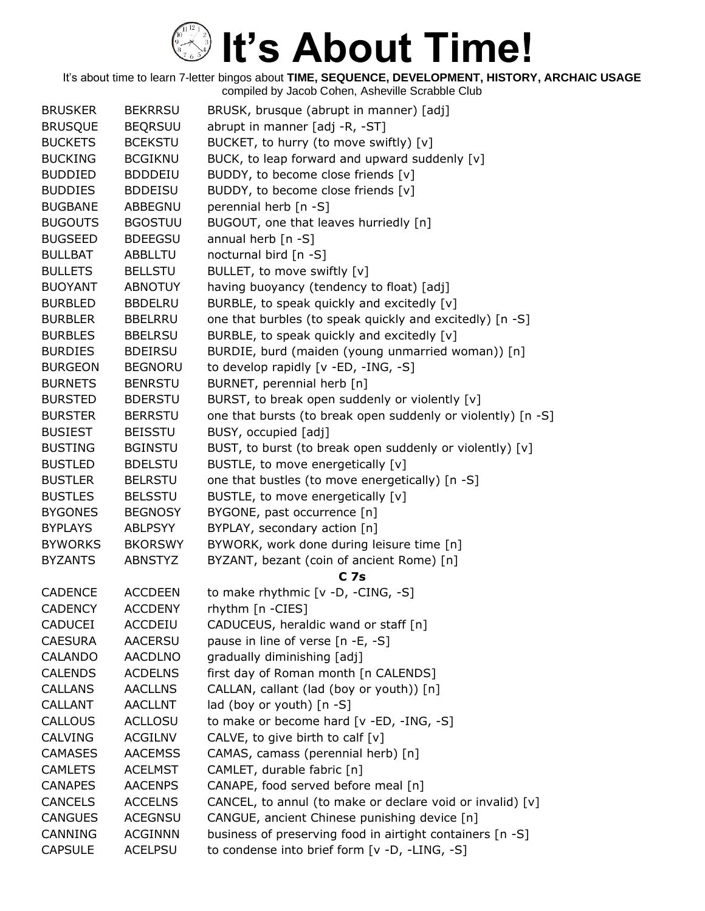# It's About Time!

It's about time to learn 7-letter bingos about **TIME, SEQUENCE, DEVELOPMENT, HISTORY, ARCHAIC USAGE**
compiled by Jacob Cohen, Asheville Scrabble Club

| | | |
|---|---|---|
| BRUSKER | BEKRRSU | BRUSK, brusque (abrupt in manner) [adj] |
| BRUSQUE | BEQRSUU | abrupt in manner [adj -R, -ST] |
| BUCKETS | BCEKSTU | BUCKET, to hurry (to move swiftly) [v] |
| BUCKING | BCGIKNU | BUCK, to leap forward and upward suddenly [v] |
| BUDDIED | BDDDEIU | BUDDY, to become close friends [v] |
| BUDDIES | BDDEISU | BUDDY, to become close friends [v] |
| BUGBANE | ABBEGNU | perennial herb [n -S] |
| BUGOUTS | BGOSTUU | BUGOUT, one that leaves hurriedly [n] |
| BUGSEED | BDEEGSU | annual herb [n -S] |
| BULLBAT | ABBLLTU | nocturnal bird [n -S] |
| BULLETS | BELLSTU | BULLET, to move swiftly [v] |
| BUOYANT | ABNOTUY | having buoyancy (tendency to float) [adj] |
| BURBLED | BBDELRU | BURBLE, to speak quickly and excitedly [v] |
| BURBLER | BBELRRU | one that burbles (to speak quickly and excitedly) [n -S] |
| BURBLES | BBELRSU | BURBLE, to speak quickly and excitedly [v] |
| BURDIES | BDEIRSU | BURDIE, burd (maiden (young unmarried woman)) [n] |
| BURGEON | BEGNORU | to develop rapidly [v -ED, -ING, -S] |
| BURNETS | BENRSTU | BURNET, perennial herb [n] |
| BURSTED | BDERSTU | BURST, to break open suddenly or violently [v] |
| BURSTER | BERRSTU | one that bursts (to break open suddenly or violently) [n -S] |
| BUSIEST | BEISSTU | BUSY, occupied [adj] |
| BUSTING | BGINSTU | BUST, to burst (to break open suddenly or violently) [v] |
| BUSTLED | BDELSTU | BUSTLE, to move energetically [v] |
| BUSTLER | BELRSTU | one that bustles (to move energetically) [n -S] |
| BUSTLES | BELSSTU | BUSTLE, to move energetically [v] |
| BYGONES | BEGNOSY | BYGONE, past occurrence [n] |
| BYPLAYS | ABLPSYY | BYPLAY, secondary action [n] |
| BYWORKS | BKORSWY | BYWORK, work done during leisure time [n] |
| BYZANTS | ABNSTYZ | BYZANT, bezant (coin of ancient Rome) [n] |

**C 7s**

| | | |
|---|---|---|
| CADENCE | ACCDEEN | to make rhythmic [v -D, -CING, -S] |
| CADENCY | ACCDENY | rhythm [n -CIES] |
| CADUCEI | ACCDEIU | CADUCEUS, heraldic wand or staff [n] |
| CAESURA | AACERSU | pause in line of verse [n -E, -S] |
| CALANDO | AACDLNO | gradually diminishing [adj] |
| CALENDS | ACDELNS | first day of Roman month [n CALENDS] |
| CALLANS | AACLLNS | CALLAN, callant (lad (boy or youth)) [n] |
| CALLANT | AACLLNT | lad (boy or youth) [n -S] |
| CALLOUS | ACLLOSU | to make or become hard [v -ED, -ING, -S] |
| CALVING | ACGILNV | CALVE, to give birth to calf [v] |
| CAMASES | AACEMSS | CAMAS, camass (perennial herb) [n] |
| CAMLETS | ACELMST | CAMLET, durable fabric [n] |
| CANAPES | AACENPS | CANAPE, food served before meal [n] |
| CANCELS | ACCELNS | CANCEL, to annul (to make or declare void or invalid) [v] |
| CANGUES | ACEGNSU | CANGUE, ancient Chinese punishing device [n] |
| CANNING | ACGINNN | business of preserving food in airtight containers [n -S] |
| CAPSULE | ACELPSU | to condense into brief form [v -D, -LING, -S] |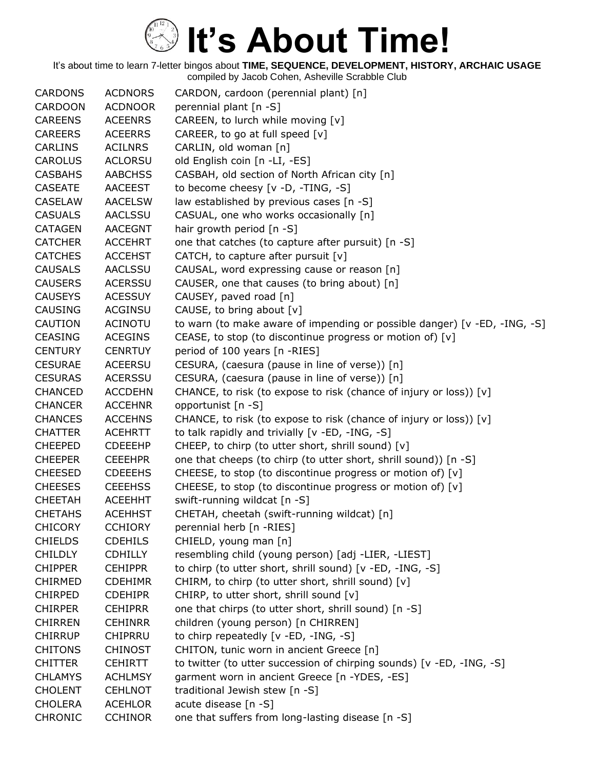# It's About Time!

It's about time to learn 7-letter bingos about **TIME, SEQUENCE, DEVELOPMENT, HISTORY, ARCHAIC USAGE**
compiled by Jacob Cohen, Asheville Scrabble Club

| | | |
|---|---|---|
| CARDONS | ACDNORS | CARDON, cardoon (perennial plant) [n] |
| CARDOON | ACDNOOR | perennial plant [n -S] |
| CAREENS | ACEENRS | CAREEN, to lurch while moving [v] |
| CAREERS | ACEERRS | CAREER, to go at full speed [v] |
| CARLINS | ACILNRS | CARLIN, old woman [n] |
| CAROLUS | ACLORSU | old English coin [n -LI, -ES] |
| CASBAHS | AABCHSS | CASBAH, old section of North African city [n] |
| CASEATE | AACEEST | to become cheesy [v -D, -TING, -S] |
| CASELAW | AACELSW | law established by previous cases [n -S] |
| CASUALS | AACLSSU | CASUAL, one who works occasionally [n] |
| CATAGEN | AACEGNT | hair growth period [n -S] |
| CATCHER | ACCEHRT | one that catches (to capture after pursuit) [n -S] |
| CATCHES | ACCEHST | CATCH, to capture after pursuit [v] |
| CAUSALS | AACLSSU | CAUSAL, word expressing cause or reason [n] |
| CAUSERS | ACERSSU | CAUSER, one that causes (to bring about) [n] |
| CAUSEYS | ACESSUY | CAUSEY, paved road [n] |
| CAUSING | ACGINSU | CAUSE, to bring about [v] |
| CAUTION | ACINOTU | to warn (to make aware of impending or possible danger) [v -ED, -ING, -S] |
| CEASING | ACEGINS | CEASE, to stop (to discontinue progress or motion of) [v] |
| CENTURY | CENRTUY | period of 100 years [n -RIES] |
| CESURAE | ACEERSU | CESURA, (caesura (pause in line of verse)) [n] |
| CESURAS | ACERSSU | CESURA, (caesura (pause in line of verse)) [n] |
| CHANCED | ACCDEHN | CHANCE, to risk (to expose to risk (chance of injury or loss)) [v] |
| CHANCER | ACCEHNR | opportunist [n -S] |
| CHANCES | ACCEHNS | CHANCE, to risk (to expose to risk (chance of injury or loss)) [v] |
| CHATTER | ACEHRTT | to talk rapidly and trivially [v -ED, -ING, -S] |
| CHEEPED | CDEEEHP | CHEEP, to chirp (to utter short, shrill sound) [v] |
| CHEEPER | CEEEHPR | one that cheeps (to chirp (to utter short, shrill sound)) [n -S] |
| CHEESED | CDEEEHS | CHEESE, to stop (to discontinue progress or motion of) [v] |
| CHEESES | CEEEHSS | CHEESE, to stop (to discontinue progress or motion of) [v] |
| CHEETAH | ACEEHHT | swift-running wildcat [n -S] |
| CHETAHS | ACEHHST | CHETAH, cheetah (swift-running wildcat) [n] |
| CHICORY | CCHIORY | perennial herb [n -RIES] |
| CHIELDS | CDEHILS | CHIELD, young man [n] |
| CHILDLY | CDHILLY | resembling child (young person) [adj -LIER, -LIEST] |
| CHIPPER | CEHIPPR | to chirp (to utter short, shrill sound) [v -ED, -ING, -S] |
| CHIRMED | CDEHIMR | CHIRM, to chirp (to utter short, shrill sound) [v] |
| CHIRPED | CDEHIPR | CHIRP, to utter short, shrill sound [v] |
| CHIRPER | CEHIPRR | one that chirps (to utter short, shrill sound) [n -S] |
| CHIRREN | CEHINRR | children (young person) [n CHIRREN] |
| CHIRRUP | CHIPRRU | to chirp repeatedly [v -ED, -ING, -S] |
| CHITONS | CHINOST | CHITON, tunic worn in ancient Greece [n] |
| CHITTER | CEHIRTT | to twitter (to utter succession of chirping sounds) [v -ED, -ING, -S] |
| CHLAMYS | ACHLMSY | garment worn in ancient Greece [n -YDES, -ES] |
| CHOLENT | CEHLNOT | traditional Jewish stew [n -S] |
| CHOLERA | ACEHLOR | acute disease [n -S] |
| CHRONIC | CCHINOR | one that suffers from long-lasting disease [n -S] |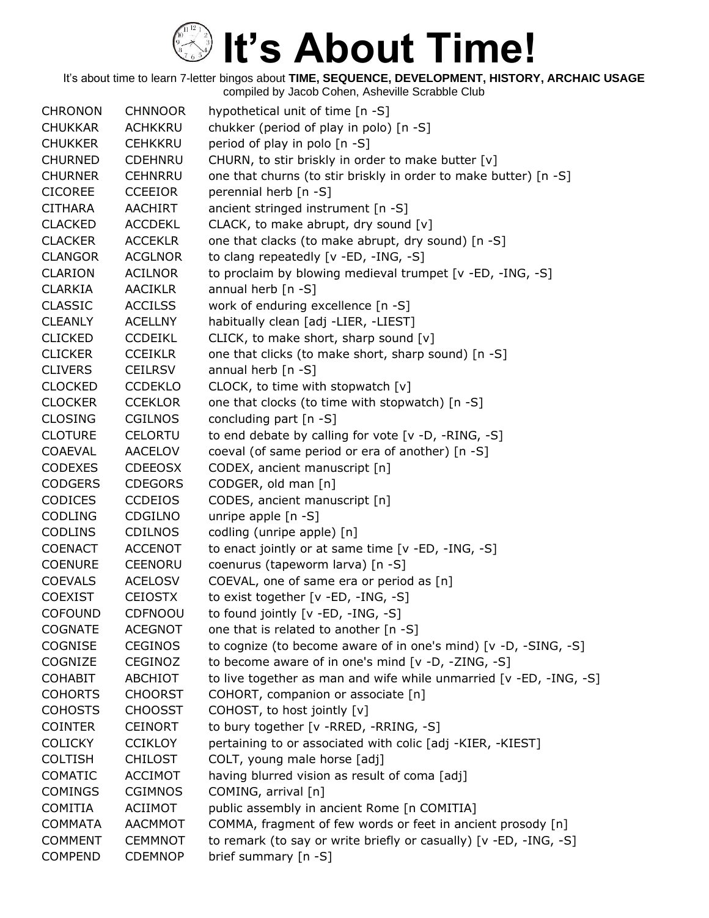# It's About Time!

It's about time to learn 7-letter bingos about **TIME, SEQUENCE, DEVELOPMENT, HISTORY, ARCHAIC USAGE**
compiled by Jacob Cohen, Asheville Scrabble Club

| | | |
|---|---|---|
| CHRONON | CHNNOOR | hypothetical unit of time [n -S] |
| CHUKKAR | ACHKKRU | chukker (period of play in polo) [n -S] |
| CHUKKER | CEHKKRU | period of play in polo [n -S] |
| CHURNED | CDEHNRU | CHURN, to stir briskly in order to make butter [v] |
| CHURNER | CEHNRRU | one that churns (to stir briskly in order to make butter) [n -S] |
| CICOREE | CCEEIOR | perennial herb [n -S] |
| CITHARA | AACHIRT | ancient stringed instrument [n -S] |
| CLACKED | ACCDEKL | CLACK, to make abrupt, dry sound [v] |
| CLACKER | ACCEKLR | one that clacks (to make abrupt, dry sound) [n -S] |
| CLANGOR | ACGLNOR | to clang repeatedly [v -ED, -ING, -S] |
| CLARION | ACILNOR | to proclaim by blowing medieval trumpet [v -ED, -ING, -S] |
| CLARKIA | AACIKLR | annual herb [n -S] |
| CLASSIC | ACCILSS | work of enduring excellence [n -S] |
| CLEANLY | ACELLNY | habitually clean [adj -LIER, -LIEST] |
| CLICKED | CCDEIKL | CLICK, to make short, sharp sound [v] |
| CLICKER | CCEIKLR | one that clicks (to make short, sharp sound) [n -S] |
| CLIVERS | CEILRSV | annual herb [n -S] |
| CLOCKED | CCDEKLO | CLOCK, to time with stopwatch [v] |
| CLOCKER | CCEKLOR | one that clocks (to time with stopwatch) [n -S] |
| CLOSING | CGILNOS | concluding part [n -S] |
| CLOTURE | CELORTU | to end debate by calling for vote [v -D, -RING, -S] |
| COAEVAL | AACELOV | coeval (of same period or era of another) [n -S] |
| CODEXES | CDEEOSX | CODEX, ancient manuscript [n] |
| CODGERS | CDEGORS | CODGER, old man [n] |
| CODICES | CCDEIOS | CODES, ancient manuscript [n] |
| CODLING | CDGILNO | unripe apple [n -S] |
| CODLINS | CDILNOS | codling (unripe apple) [n] |
| COENACT | ACCENOT | to enact jointly or at same time [v -ED, -ING, -S] |
| COENURE | CEENORU | coenurus (tapeworm larva) [n -S] |
| COEVALS | ACELOSV | COEVAL, one of same era or period as [n] |
| COEXIST | CEIOSTX | to exist together [v -ED, -ING, -S] |
| COFOUND | CDFNOOU | to found jointly [v -ED, -ING, -S] |
| COGNATE | ACEGNOT | one that is related to another [n -S] |
| COGNISE | CEGINOS | to cognize (to become aware of in one's mind) [v -D, -SING, -S] |
| COGNIZE | CEGINOZ | to become aware of in one's mind [v -D, -ZING, -S] |
| COHABIT | ABCHIOT | to live together as man and wife while unmarried [v -ED, -ING, -S] |
| COHORTS | CHOORST | COHORT, companion or associate [n] |
| COHOSTS | CHOOSST | COHOST, to host jointly [v] |
| COINTER | CEINORT | to bury together [v -RRED, -RRING, -S] |
| COLICKY | CCIKLOY | pertaining to or associated with colic [adj -KIER, -KIEST] |
| COLTISH | CHILOST | COLT, young male horse [adj] |
| COMATIC | ACCIMOT | having blurred vision as result of coma [adj] |
| COMINGS | CGIMNOS | COMING, arrival [n] |
| COMITIA | ACIIMOT | public assembly in ancient Rome [n COMITIA] |
| COMMATA | AACMMOT | COMMA, fragment of few words or feet in ancient prosody [n] |
| COMMENT | CEMMNOT | to remark (to say or write briefly or casually) [v -ED, -ING, -S] |
| COMPEND | CDEMNOP | brief summary [n -S] |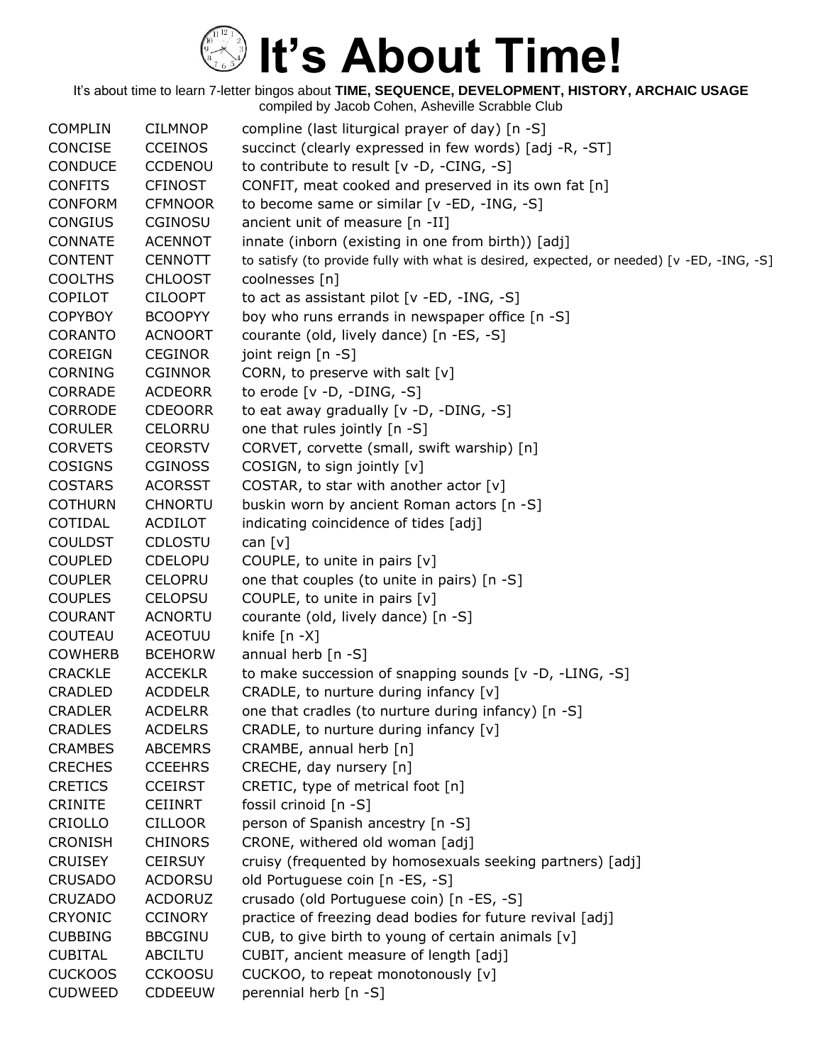# It's About Time!

It's about time to learn 7-letter bingos about **TIME, SEQUENCE, DEVELOPMENT, HISTORY, ARCHAIC USAGE**
compiled by Jacob Cohen, Asheville Scrabble Club

| | | |
|---|---|---|
| COMPLIN | CILMNOP | compline (last liturgical prayer of day) [n -S] |
| CONCISE | CCEINOS | succinct (clearly expressed in few words) [adj -R, -ST] |
| CONDUCE | CCDENOU | to contribute to result [v -D, -CING, -S] |
| CONFITS | CFINOST | CONFIT, meat cooked and preserved in its own fat [n] |
| CONFORM | CFMNOOR | to become same or similar [v -ED, -ING, -S] |
| CONGIUS | CGINOSU | ancient unit of measure [n -II] |
| CONNATE | ACENNOT | innate (inborn (existing in one from birth)) [adj] |
| CONTENT | CENNOTT | to satisfy (to provide fully with what is desired, expected, or needed) [v -ED, -ING, -S] |
| COOLTHS | CHLOOST | coolnesses [n] |
| COPILOT | CILOOPT | to act as assistant pilot [v -ED, -ING, -S] |
| COPYBOY | BCOOPYY | boy who runs errands in newspaper office [n -S] |
| CORANTO | ACNOORT | courante (old, lively dance) [n -ES, -S] |
| COREIGN | CEGINOR | joint reign [n -S] |
| CORNING | CGINNOR | CORN, to preserve with salt [v] |
| CORRADE | ACDEORR | to erode [v -D, -DING, -S] |
| CORRODE | CDEOORR | to eat away gradually [v -D, -DING, -S] |
| CORULER | CELORRU | one that rules jointly [n -S] |
| CORVETS | CEORSTV | CORVET, corvette (small, swift warship) [n] |
| COSIGNS | CGINOSS | COSIGN, to sign jointly [v] |
| COSTARS | ACORSST | COSTAR, to star with another actor [v] |
| COTHURN | CHNORTU | buskin worn by ancient Roman actors [n -S] |
| COTIDAL | ACDILOT | indicating coincidence of tides [adj] |
| COULDST | CDLOSTU | can [v] |
| COUPLED | CDELOPU | COUPLE, to unite in pairs [v] |
| COUPLER | CELOPRU | one that couples (to unite in pairs) [n -S] |
| COUPLES | CELOPSU | COUPLE, to unite in pairs [v] |
| COURANT | ACNORTU | courante (old, lively dance) [n -S] |
| COUTEAU | ACEOTUU | knife [n -X] |
| COWHERB | BCEHORW | annual herb [n -S] |
| CRACKLE | ACCEKLR | to make succession of snapping sounds [v -D, -LING, -S] |
| CRADLED | ACDDELR | CRADLE, to nurture during infancy [v] |
| CRADLER | ACDELRR | one that cradles (to nurture during infancy) [n -S] |
| CRADLES | ACDELRS | CRADLE, to nurture during infancy [v] |
| CRAMBES | ABCEMRS | CRAMBE, annual herb [n] |
| CRECHES | CCEEHRS | CRECHE, day nursery [n] |
| CRETICS | CCEIRST | CRETIC, type of metrical foot [n] |
| CRINITE | CEIINRT | fossil crinoid [n -S] |
| CRIOLLO | CILLOOR | person of Spanish ancestry [n -S] |
| CRONISH | CHINORS | CRONE, withered old woman [adj] |
| CRUISEY | CEIRSUY | cruisy (frequented by homosexuals seeking partners) [adj] |
| CRUSADO | ACDORSU | old Portuguese coin [n -ES, -S] |
| CRUZADO | ACDORUZ | crusado (old Portuguese coin) [n -ES, -S] |
| CRYONIC | CCINORY | practice of freezing dead bodies for future revival [adj] |
| CUBBING | BBCGINU | CUB, to give birth to young of certain animals [v] |
| CUBITAL | ABCILTU | CUBIT, ancient measure of length [adj] |
| CUCKOOS | CCKOOSU | CUCKOO, to repeat monotonously [v] |
| CUDWEED | CDDEEUW | perennial herb [n -S] |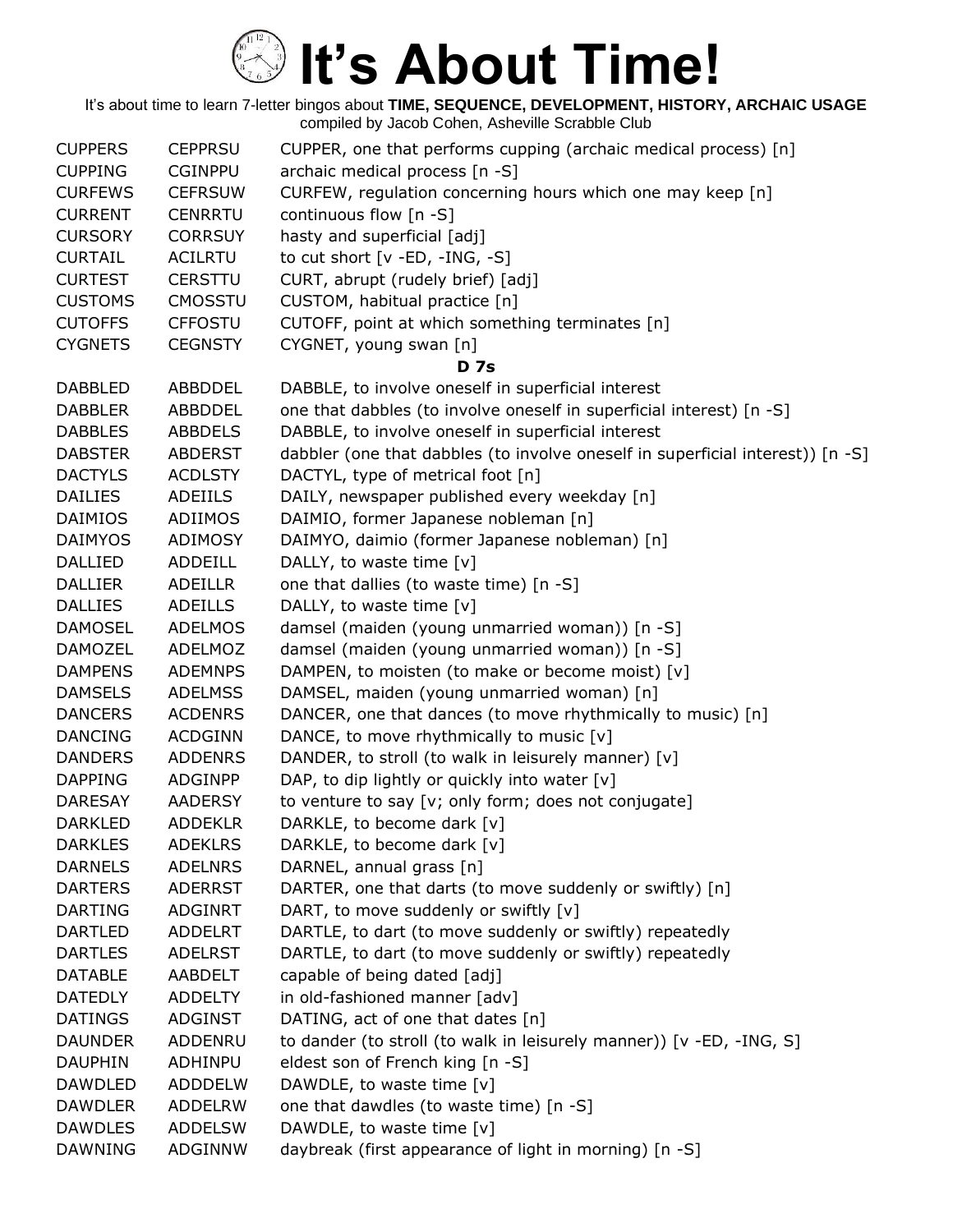# It's About Time!

It's about time to learn 7-letter bingos about **TIME, SEQUENCE, DEVELOPMENT, HISTORY, ARCHAIC USAGE**
compiled by Jacob Cohen, Asheville Scrabble Club

| | | |
|---|---|---|
| CUPPERS | CEPPRSU | CUPPER, one that performs cupping (archaic medical process) [n] |
| CUPPING | CGINPPU | archaic medical process [n -S] |
| CURFEWS | CEFRSUW | CURFEW, regulation concerning hours which one may keep [n] |
| CURRENT | CENRRTU | continuous flow [n -S] |
| CURSORY | CORRSUY | hasty and superficial [adj] |
| CURTAIL | ACILRTU | to cut short [v -ED, -ING, -S] |
| CURTEST | CERSTTU | CURT, abrupt (rudely brief) [adj] |
| CUSTOMS | CMOSSTU | CUSTOM, habitual practice [n] |
| CUTOFFS | CFFOSTU | CUTOFF, point at which something terminates [n] |
| CYGNETS | CEGNSTY | CYGNET, young swan [n] |

**D 7s**

| | | |
|---|---|---|
| DABBLED | ABBDDEL | DABBLE, to involve oneself in superficial interest |
| DABBLER | ABBDDEL | one that dabbles (to involve oneself in superficial interest) [n -S] |
| DABBLES | ABBDELS | DABBLE, to involve oneself in superficial interest |
| DABSTER | ABDERST | dabbler (one that dabbles (to involve oneself in superficial interest)) [n -S] |
| DACTYLS | ACDLSTY | DACTYL, type of metrical foot [n] |
| DAILIES | ADEIILS | DAILY, newspaper published every weekday [n] |
| DAIMIOS | ADIIMOS | DAIMIO, former Japanese nobleman [n] |
| DAIMYOS | ADIMOSY | DAIMYO, daimio (former Japanese nobleman) [n] |
| DALLIED | ADDEILL | DALLY, to waste time [v] |
| DALLIER | ADEILLR | one that dallies (to waste time) [n -S] |
| DALLIES | ADEILLS | DALLY, to waste time [v] |
| DAMOSEL | ADELMOS | damsel (maiden (young unmarried woman)) [n -S] |
| DAMOZEL | ADELMOZ | damsel (maiden (young unmarried woman)) [n -S] |
| DAMPENS | ADEMNPS | DAMPEN, to moisten (to make or become moist) [v] |
| DAMSELS | ADELMSS | DAMSEL, maiden (young unmarried woman) [n] |
| DANCERS | ACDENRS | DANCER, one that dances (to move rhythmically to music) [n] |
| DANCING | ACDGINN | DANCE, to move rhythmically to music [v] |
| DANDERS | ADDENRS | DANDER, to stroll (to walk in leisurely manner) [v] |
| DAPPING | ADGINPP | DAP, to dip lightly or quickly into water [v] |
| DARESAY | AADERSY | to venture to say [v; only form; does not conjugate] |
| DARKLED | ADDEKLR | DARKLE, to become dark [v] |
| DARKLES | ADEKLRS | DARKLE, to become dark [v] |
| DARNELS | ADELNRS | DARNEL, annual grass [n] |
| DARTERS | ADERRST | DARTER, one that darts (to move suddenly or swiftly) [n] |
| DARTING | ADGINRT | DART, to move suddenly or swiftly [v] |
| DARTLED | ADDELRT | DARTLE, to dart (to move suddenly or swiftly) repeatedly |
| DARTLES | ADELRST | DARTLE, to dart (to move suddenly or swiftly) repeatedly |
| DATABLE | AABDELT | capable of being dated [adj] |
| DATEDLY | ADDELTY | in old-fashioned manner [adv] |
| DATINGS | ADGINST | DATING, act of one that dates [n] |
| DAUNDER | ADDENRU | to dander (to stroll (to walk in leisurely manner)) [v -ED, -ING, S] |
| DAUPHIN | ADHINPU | eldest son of French king [n -S] |
| DAWDLED | ADDDELW | DAWDLE, to waste time [v] |
| DAWDLER | ADDELRW | one that dawdles (to waste time) [n -S] |
| DAWDLES | ADDELSW | DAWDLE, to waste time [v] |
| DAWNING | ADGINNW | daybreak (first appearance of light in morning) [n -S] |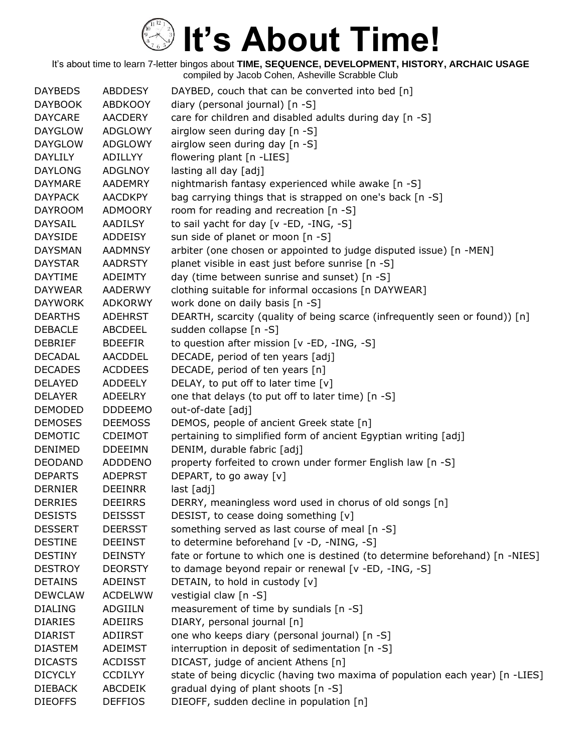# It's About Time!

It's about time to learn 7-letter bingos about **TIME, SEQUENCE, DEVELOPMENT, HISTORY, ARCHAIC USAGE**
compiled by Jacob Cohen, Asheville Scrabble Club

| | | |
|---|---|---|
| DAYBEDS | ABDDESY | DAYBED, couch that can be converted into bed [n] |
| DAYBOOK | ABDKOOY | diary (personal journal) [n -S] |
| DAYCARE | AACDERY | care for children and disabled adults during day [n -S] |
| DAYGLOW | ADGLOWY | airglow seen during day [n -S] |
| DAYGLOW | ADGLOWY | airglow seen during day [n -S] |
| DAYLILY | ADILLYY | flowering plant [n -LIES] |
| DAYLONG | ADGLNOY | lasting all day [adj] |
| DAYMARE | AADEMRY | nightmarish fantasy experienced while awake [n -S] |
| DAYPACK | AACDKPY | bag carrying things that is strapped on one's back [n -S] |
| DAYROOM | ADMOORY | room for reading and recreation [n -S] |
| DAYSAIL | AADILSY | to sail yacht for day [v -ED, -ING, -S] |
| DAYSIDE | ADDEISY | sun side of planet or moon [n -S] |
| DAYSMAN | AADMNSY | arbiter (one chosen or appointed to judge disputed issue) [n -MEN] |
| DAYSTAR | AADRSTY | planet visible in east just before sunrise [n -S] |
| DAYTIME | ADEIMTY | day (time between sunrise and sunset) [n -S] |
| DAYWEAR | AADERWY | clothing suitable for informal occasions [n DAYWEAR] |
| DAYWORK | ADKORWY | work done on daily basis [n -S] |
| DEARTHS | ADEHRST | DEARTH, scarcity (quality of being scarce (infrequently seen or found)) [n] |
| DEBACLE | ABCDEEL | sudden collapse [n -S] |
| DEBRIEF | BDEEFIR | to question after mission [v -ED, -ING, -S] |
| DECADAL | AACDDEL | DECADE, period of ten years [adj] |
| DECADES | ACDDEES | DECADE, period of ten years [n] |
| DELAYED | ADDEELY | DELAY, to put off to later time [v] |
| DELAYER | ADEELRY | one that delays (to put off to later time) [n -S] |
| DEMODED | DDDEEMO | out-of-date [adj] |
| DEMOSES | DEEMOSS | DEMOS, people of ancient Greek state [n] |
| DEMOTIC | CDEIMOT | pertaining to simplified form of ancient Egyptian writing [adj] |
| DENIMED | DDEEIMN | DENIM, durable fabric [adj] |
| DEODAND | ADDDENO | property forfeited to crown under former English law [n -S] |
| DEPARTS | ADEPRST | DEPART, to go away [v] |
| DERNIER | DEEINRR | last [adj] |
| DERRIES | DEEIRRS | DERRY, meaningless word used in chorus of old songs [n] |
| DESISTS | DEISSST | DESIST, to cease doing something [v] |
| DESSERT | DEERSST | something served as last course of meal [n -S] |
| DESTINE | DEEINST | to determine beforehand [v -D, -NING, -S] |
| DESTINY | DEINSTY | fate or fortune to which one is destined (to determine beforehand) [n -NIES] |
| DESTROY | DEORSTY | to damage beyond repair or renewal [v -ED, -ING, -S] |
| DETAINS | ADEINST | DETAIN, to hold in custody [v] |
| DEWCLAW | ACDELWW | vestigial claw [n -S] |
| DIALING | ADGIILN | measurement of time by sundials [n -S] |
| DIARIES | ADEIIRS | DIARY, personal journal [n] |
| DIARIST | ADIIRST | one who keeps diary (personal journal) [n -S] |
| DIASTEM | ADEIMST | interruption in deposit of sedimentation [n -S] |
| DICASTS | ACDISST | DICAST, judge of ancient Athens [n] |
| DICYCLY | CCDILYY | state of being dicyclic (having two maxima of population each year) [n -LIES] |
| DIEBACK | ABCDEIK | gradual dying of plant shoots [n -S] |
| DIEOFFS | DEFFIOS | DIEOFF, sudden decline in population [n] |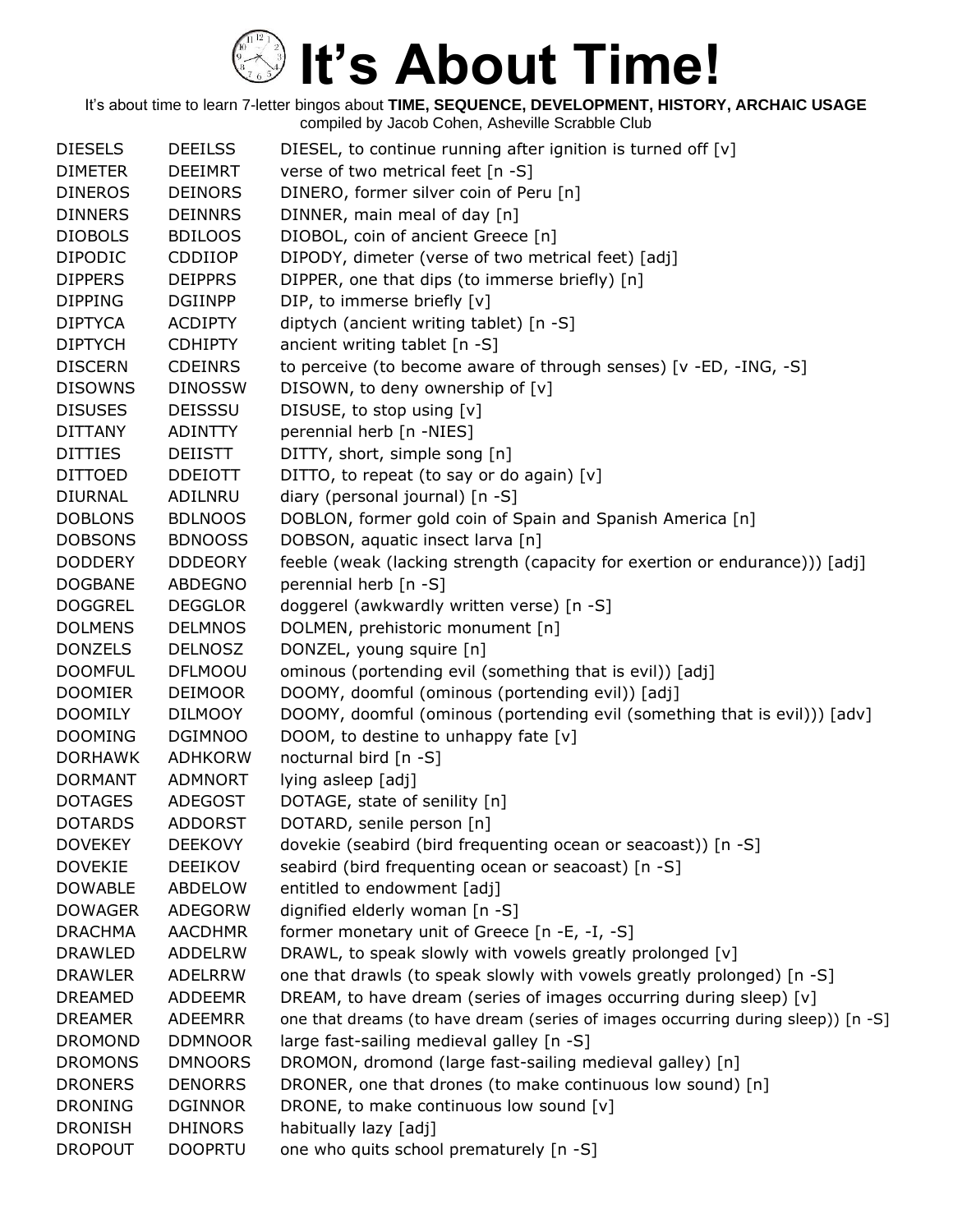# It's About Time!

It's about time to learn 7-letter bingos about **TIME, SEQUENCE, DEVELOPMENT, HISTORY, ARCHAIC USAGE**
compiled by Jacob Cohen, Asheville Scrabble Club

| | | |
|---|---|---|
| DIESELS | DEEILSS | DIESEL, to continue running after ignition is turned off [v] |
| DIMETER | DEEIMRT | verse of two metrical feet [n -S] |
| DINEROS | DEINORS | DINERO, former silver coin of Peru [n] |
| DINNERS | DEINNRS | DINNER, main meal of day [n] |
| DIOBOLS | BDILOOS | DIOBOL, coin of ancient Greece [n] |
| DIPODIC | CDDIIOP | DIPODY, dimeter (verse of two metrical feet) [adj] |
| DIPPERS | DEIPPRS | DIPPER, one that dips (to immerse briefly) [n] |
| DIPPING | DGIINPP | DIP, to immerse briefly [v] |
| DIPTYCA | ACDIPTY | diptych (ancient writing tablet) [n -S] |
| DIPTYCH | CDHIPTY | ancient writing tablet [n -S] |
| DISCERN | CDEINRS | to perceive (to become aware of through senses) [v -ED, -ING, -S] |
| DISOWNS | DINOSSW | DISOWN, to deny ownership of [v] |
| DISUSES | DEISSSU | DISUSE, to stop using [v] |
| DITTANY | ADINTTY | perennial herb [n -NIES] |
| DITTIES | DEIISTT | DITTY, short, simple song [n] |
| DITTOED | DDEIOTT | DITTO, to repeat (to say or do again) [v] |
| DIURNAL | ADILNRU | diary (personal journal) [n -S] |
| DOBLONS | BDLNOOS | DOBLON, former gold coin of Spain and Spanish America [n] |
| DOBSONS | BDNOOSS | DOBSON, aquatic insect larva [n] |
| DODDERY | DDDEORY | feeble (weak (lacking strength (capacity for exertion or endurance))) [adj] |
| DOGBANE | ABDEGNO | perennial herb [n -S] |
| DOGGREL | DEGGLOR | doggerel (awkwardly written verse) [n -S] |
| DOLMENS | DELMNOS | DOLMEN, prehistoric monument [n] |
| DONZELS | DELNOSZ | DONZEL, young squire [n] |
| DOOMFUL | DFLMOOU | ominous (portending evil (something that is evil)) [adj] |
| DOOMIER | DEIMOOR | DOOMY, doomful (ominous (portending evil)) [adj] |
| DOOMILY | DILMOOY | DOOMY, doomful (ominous (portending evil (something that is evil))) [adv] |
| DOOMING | DGIMNOO | DOOM, to destine to unhappy fate [v] |
| DORHAWK | ADHKORW | nocturnal bird [n -S] |
| DORMANT | ADMNORT | lying asleep [adj] |
| DOTAGES | ADEGOST | DOTAGE, state of senility [n] |
| DOTARDS | ADDORST | DOTARD, senile person [n] |
| DOVEKEY | DEEKOVY | dovekie (seabird (bird frequenting ocean or seacoast)) [n -S] |
| DOVEKIE | DEEIKOV | seabird (bird frequenting ocean or seacoast) [n -S] |
| DOWABLE | ABDELOW | entitled to endowment [adj] |
| DOWAGER | ADEGORW | dignified elderly woman [n -S] |
| DRACHMA | AACDHMR | former monetary unit of Greece [n -E, -I, -S] |
| DRAWLED | ADDELRW | DRAWL, to speak slowly with vowels greatly prolonged [v] |
| DRAWLER | ADELRRW | one that drawls (to speak slowly with vowels greatly prolonged) [n -S] |
| DREAMED | ADDEEMR | DREAM, to have dream (series of images occurring during sleep) [v] |
| DREAMER | ADEEMRR | one that dreams (to have dream (series of images occurring during sleep)) [n -S] |
| DROMOND | DDMNOOR | large fast-sailing medieval galley [n -S] |
| DROMONS | DMNOORS | DROMON, dromond (large fast-sailing medieval galley) [n] |
| DRONERS | DENORRS | DRONER, one that drones (to make continuous low sound) [n] |
| DRONING | DGINNOR | DRONE, to make continuous low sound [v] |
| DRONISH | DHINORS | habitually lazy [adj] |
| DROPOUT | DOOPRTU | one who quits school prematurely [n -S] |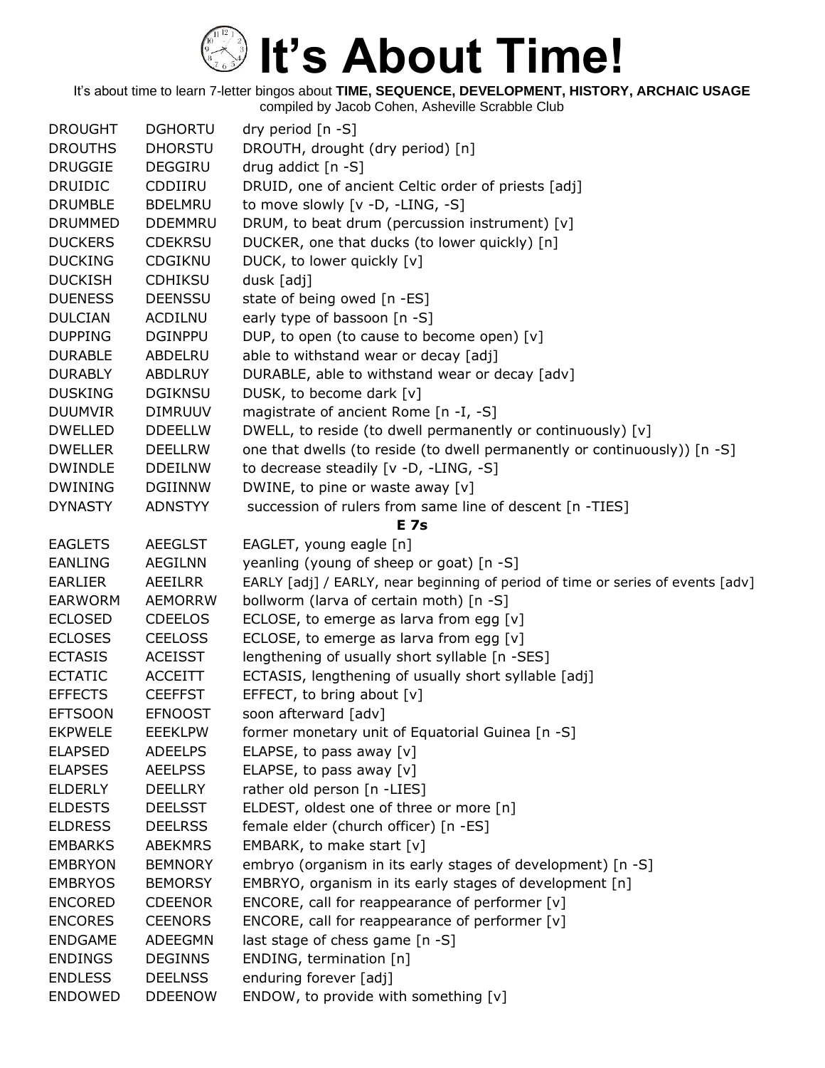# It's About Time!

It's about time to learn 7-letter bingos about **TIME, SEQUENCE, DEVELOPMENT, HISTORY, ARCHAIC USAGE**
compiled by Jacob Cohen, Asheville Scrabble Club

| | | |
|---|---|---|
| DROUGHT | DGHORTU | dry period [n -S] |
| DROUTHS | DHORSTU | DROUTH, drought (dry period) [n] |
| DRUGGIE | DEGGIRU | drug addict [n -S] |
| DRUIDIC | CDDIIRU | DRUID, one of ancient Celtic order of priests [adj] |
| DRUMBLE | BDELMRU | to move slowly [v -D, -LING, -S] |
| DRUMMED | DDEMMRU | DRUM, to beat drum (percussion instrument) [v] |
| DUCKERS | CDEKRSU | DUCKER, one that ducks (to lower quickly) [n] |
| DUCKING | CDGIKNU | DUCK, to lower quickly [v] |
| DUCKISH | CDHIKSU | dusk [adj] |
| DUENESS | DEENSSU | state of being owed [n -ES] |
| DULCIAN | ACDILNU | early type of bassoon [n -S] |
| DUPPING | DGINPPU | DUP, to open (to cause to become open) [v] |
| DURABLE | ABDELRU | able to withstand wear or decay [adj] |
| DURABLY | ABDLRUY | DURABLE, able to withstand wear or decay [adv] |
| DUSKING | DGIKNSU | DUSK, to become dark [v] |
| DUUMVIR | DIMRUUV | magistrate of ancient Rome [n -I, -S] |
| DWELLED | DDEELLW | DWELL, to reside (to dwell permanently or continuously) [v] |
| DWELLER | DEELLRW | one that dwells (to reside (to dwell permanently or continuously)) [n -S] |
| DWINDLE | DDEILNW | to decrease steadily [v -D, -LING, -S] |
| DWINING | DGIINNW | DWINE, to pine or waste away [v] |
| DYNASTY | ADNSTYY | succession of rulers from same line of descent [n -TIES] |

**E 7s**

| | | |
|---|---|---|
| EAGLETS | AEEGLST | EAGLET, young eagle [n] |
| EANLING | AEGILNN | yeanling (young of sheep or goat) [n -S] |
| EARLIER | AEEILRR | EARLY [adj] / EARLY, near beginning of period of time or series of events [adv] |
| EARWORM | AEMORRW | bollworm (larva of certain moth) [n -S] |
| ECLOSED | CDEELOS | ECLOSE, to emerge as larva from egg [v] |
| ECLOSES | CEELOSS | ECLOSE, to emerge as larva from egg [v] |
| ECTASIS | ACEISST | lengthening of usually short syllable [n -SES] |
| ECTATIC | ACCEITT | ECTASIS, lengthening of usually short syllable [adj] |
| EFFECTS | CEEFFST | EFFECT, to bring about [v] |
| EFTSOON | EFNOOST | soon afterward [adv] |
| EKPWELE | EEEKLPW | former monetary unit of Equatorial Guinea [n -S] |
| ELAPSED | ADEELPS | ELAPSE, to pass away [v] |
| ELAPSES | AEELPSS | ELAPSE, to pass away [v] |
| ELDERLY | DEELLRY | rather old person [n -LIES] |
| ELDESTS | DEELSST | ELDEST, oldest one of three or more [n] |
| ELDRESS | DEELRSS | female elder (church officer) [n -ES] |
| EMBARKS | ABEKMRS | EMBARK, to make start [v] |
| EMBRYON | BEMNORY | embryo (organism in its early stages of development) [n -S] |
| EMBRYOS | BEMORSY | EMBRYO, organism in its early stages of development [n] |
| ENCORED | CDEENOR | ENCORE, call for reappearance of performer [v] |
| ENCORES | CEENORS | ENCORE, call for reappearance of performer [v] |
| ENDGAME | ADEEGMN | last stage of chess game [n -S] |
| ENDINGS | DEGINNS | ENDING, termination [n] |
| ENDLESS | DEELNSS | enduring forever [adj] |
| ENDOWED | DDEENOW | ENDOW, to provide with something [v] |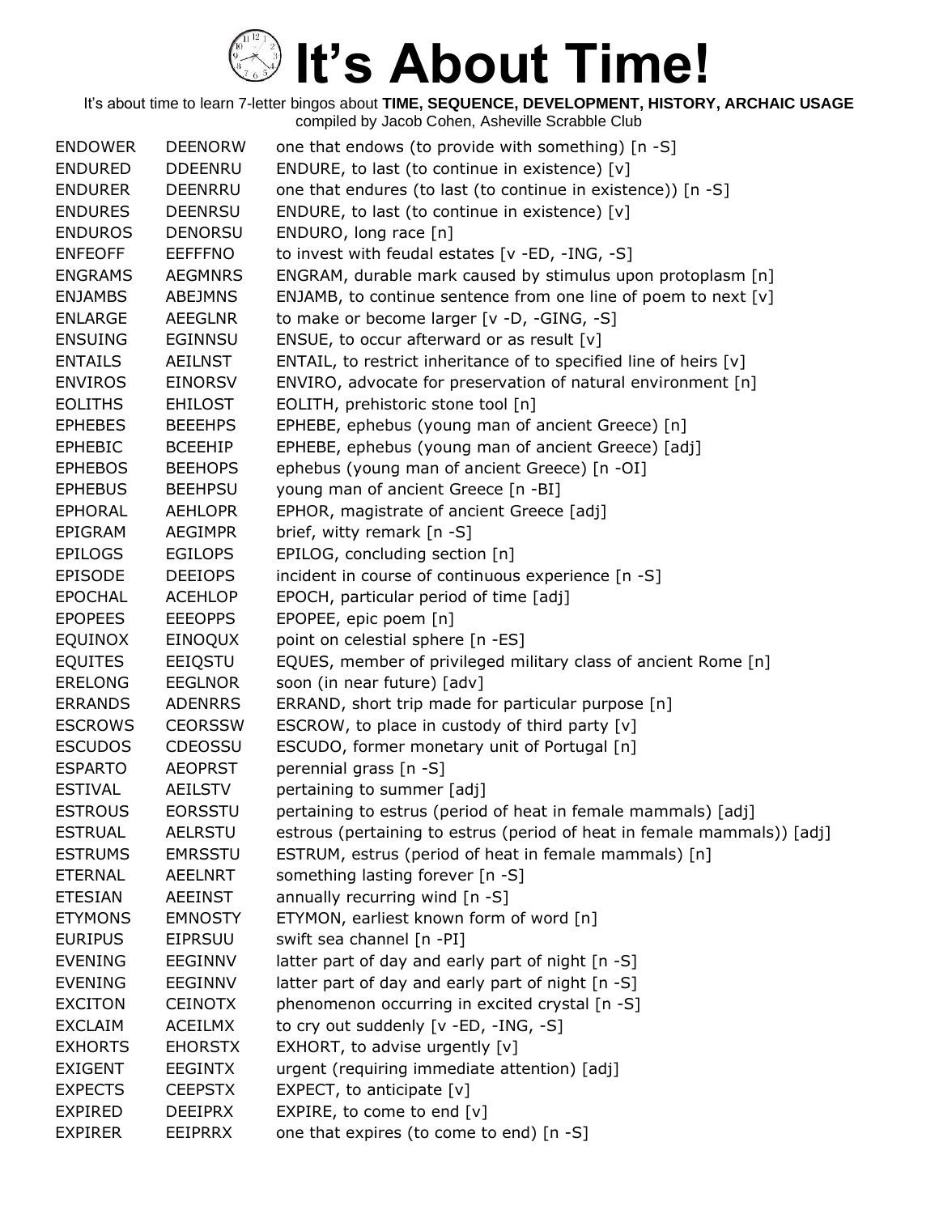# It's About Time!

It's about time to learn 7-letter bingos about **TIME, SEQUENCE, DEVELOPMENT, HISTORY, ARCHAIC USAGE**
compiled by Jacob Cohen, Asheville Scrabble Club

| | | |
|---|---|---|
| ENDOWER | DEENORW | one that endows (to provide with something) [n -S] |
| ENDURED | DDEENRU | ENDURE, to last (to continue in existence) [v] |
| ENDURER | DEENRRU | one that endures (to last (to continue in existence)) [n -S] |
| ENDURES | DEENRSU | ENDURE, to last (to continue in existence) [v] |
| ENDUROS | DENORSU | ENDURO, long race [n] |
| ENFEOFF | EEFFFNO | to invest with feudal estates [v -ED, -ING, -S] |
| ENGRAMS | AEGMNRS | ENGRAM, durable mark caused by stimulus upon protoplasm [n] |
| ENJAMBS | ABEJMNS | ENJAMB, to continue sentence from one line of poem to next [v] |
| ENLARGE | AEEGLNR | to make or become larger [v -D, -GING, -S] |
| ENSUING | EGINNSU | ENSUE, to occur afterward or as result [v] |
| ENTAILS | AEILNST | ENTAIL, to restrict inheritance of to specified line of heirs [v] |
| ENVIROS | EINORSV | ENVIRO, advocate for preservation of natural environment [n] |
| EOLITHS | EHILOST | EOLITH, prehistoric stone tool [n] |
| EPHEBES | BEEEHPS | EPHEBE, ephebus (young man of ancient Greece) [n] |
| EPHEBIC | BCEEHIP | EPHEBE, ephebus (young man of ancient Greece) [adj] |
| EPHEBOS | BEEHOPS | ephebus (young man of ancient Greece) [n -OI] |
| EPHEBUS | BEEHPSU | young man of ancient Greece [n -BI] |
| EPHORAL | AEHLOPR | EPHOR, magistrate of ancient Greece [adj] |
| EPIGRAM | AEGIMPR | brief, witty remark [n -S] |
| EPILOGS | EGILOPS | EPILOG, concluding section [n] |
| EPISODE | DEEIOPS | incident in course of continuous experience [n -S] |
| EPOCHAL | ACEHLOP | EPOCH, particular period of time [adj] |
| EPOPEES | EEEOPPS | EPOPEE, epic poem [n] |
| EQUINOX | EINOQUX | point on celestial sphere [n -ES] |
| EQUITES | EEIQSTU | EQUES, member of privileged military class of ancient Rome [n] |
| ERELONG | EEGLNOR | soon (in near future) [adv] |
| ERRANDS | ADENRRS | ERRAND, short trip made for particular purpose [n] |
| ESCROWS | CEORSSW | ESCROW, to place in custody of third party [v] |
| ESCUDOS | CDEOSSU | ESCUDO, former monetary unit of Portugal [n] |
| ESPARTO | AEOPRST | perennial grass [n -S] |
| ESTIVAL | AEILSTV | pertaining to summer [adj] |
| ESTROUS | EORSSTU | pertaining to estrus (period of heat in female mammals) [adj] |
| ESTRUAL | AELRSTU | estrous (pertaining to estrus (period of heat in female mammals)) [adj] |
| ESTRUMS | EMRSSTU | ESTRUM, estrus (period of heat in female mammals) [n] |
| ETERNAL | AEELNRT | something lasting forever [n -S] |
| ETESIAN | AEEINST | annually recurring wind [n -S] |
| ETYMONS | EMNOSTY | ETYMON, earliest known form of word [n] |
| EURIPUS | EIPRSUU | swift sea channel [n -PI] |
| EVENING | EEGINNV | latter part of day and early part of night [n -S] |
| EVENING | EEGINNV | latter part of day and early part of night [n -S] |
| EXCITON | CEINOTX | phenomenon occurring in excited crystal [n -S] |
| EXCLAIM | ACEILMX | to cry out suddenly [v -ED, -ING, -S] |
| EXHORTS | EHORSTX | EXHORT, to advise urgently [v] |
| EXIGENT | EEGINTX | urgent (requiring immediate attention) [adj] |
| EXPECTS | CEEPSTX | EXPECT, to anticipate [v] |
| EXPIRED | DEEIPRX | EXPIRE, to come to end [v] |
| EXPIRER | EEIPRRX | one that expires (to come to end) [n -S] |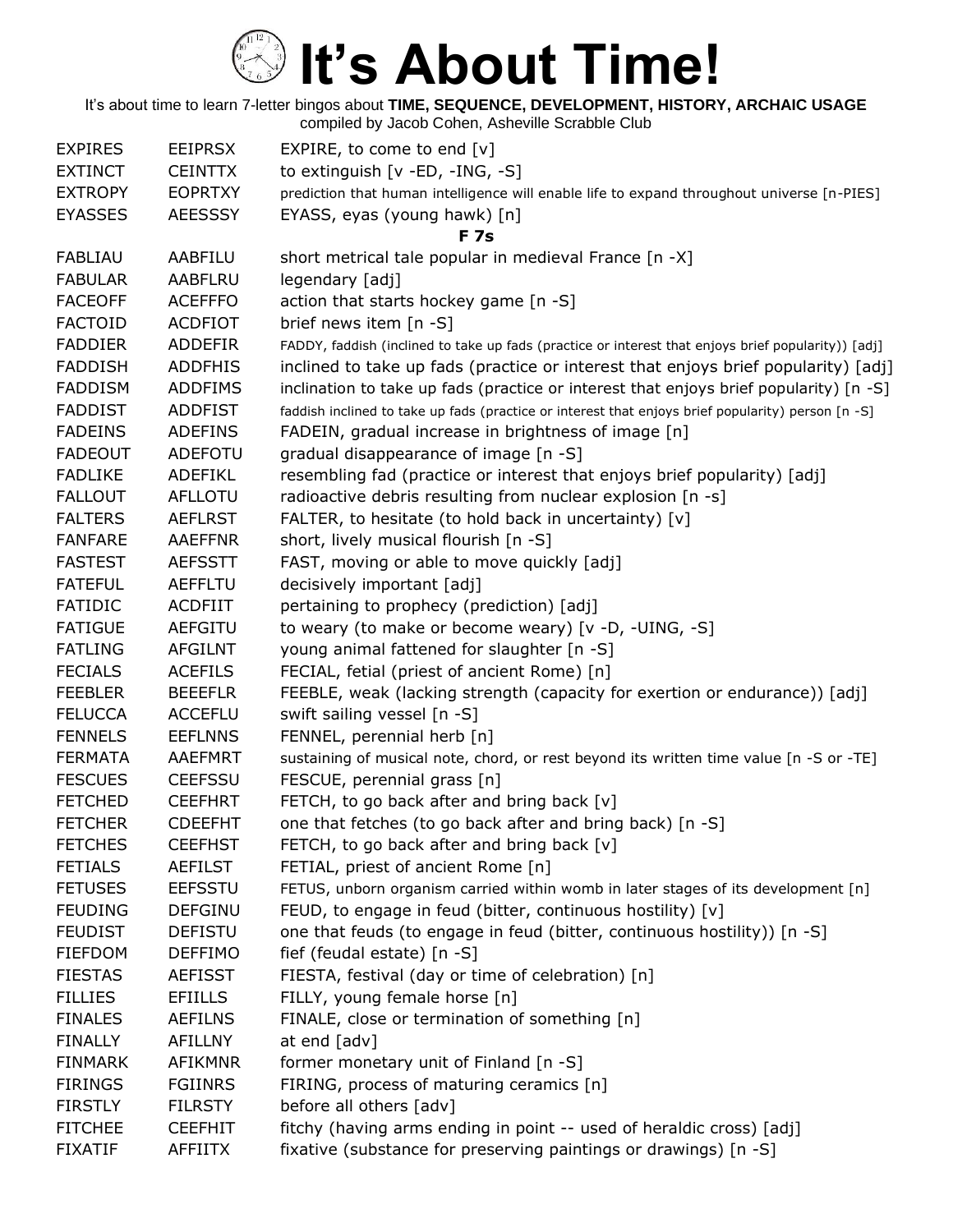# It's About Time!

It's about time to learn 7-letter bingos about **TIME, SEQUENCE, DEVELOPMENT, HISTORY, ARCHAIC USAGE**
compiled by Jacob Cohen, Asheville Scrabble Club

| | | |
|---|---|---|
| EXPIRES | EEIPRSX | EXPIRE, to come to end [v] |
| EXTINCT | CEINTTX | to extinguish [v -ED, -ING, -S] |
| EXTROPY | EOPRTXY | prediction that human intelligence will enable life to expand throughout universe [n-PIES] |
| EYASSES | AEESSSY | EYASS, eyas (young hawk) [n] |
| | | **F 7s** |
| FABLIAU | AABFILU | short metrical tale popular in medieval France [n -X] |
| FABULAR | AABFLRU | legendary [adj] |
| FACEOFF | ACEFFFO | action that starts hockey game [n -S] |
| FACTOID | ACDFIOT | brief news item [n -S] |
| FADDIER | ADDEFIR | FADDY, faddish (inclined to take up fads (practice or interest that enjoys brief popularity)) [adj] |
| FADDISH | ADDFHIS | inclined to take up fads (practice or interest that enjoys brief popularity) [adj] |
| FADDISM | ADDFIMS | inclination to take up fads (practice or interest that enjoys brief popularity) [n -S] |
| FADDIST | ADDFIST | faddish inclined to take up fads (practice or interest that enjoys brief popularity) person [n -S] |
| FADEINS | ADEFINS | FADEIN, gradual increase in brightness of image [n] |
| FADEOUT | ADEFOTU | gradual disappearance of image [n -S] |
| FADLIKE | ADEFIKL | resembling fad (practice or interest that enjoys brief popularity) [adj] |
| FALLOUT | AFLLOTU | radioactive debris resulting from nuclear explosion [n -s] |
| FALTERS | AEFLRST | FALTER, to hesitate (to hold back in uncertainty) [v] |
| FANFARE | AAEFFNR | short, lively musical flourish [n -S] |
| FASTEST | AEFSSTT | FAST, moving or able to move quickly [adj] |
| FATEFUL | AEFFLTU | decisively important [adj] |
| FATIDIC | ACDFIIT | pertaining to prophecy (prediction) [adj] |
| FATIGUE | AEFGITU | to weary (to make or become weary) [v -D, -UING, -S] |
| FATLING | AFGILNT | young animal fattened for slaughter [n -S] |
| FECIALS | ACEFILS | FECIAL, fetial (priest of ancient Rome) [n] |
| FEEBLER | BEEEFLR | FEEBLE, weak (lacking strength (capacity for exertion or endurance)) [adj] |
| FELUCCA | ACCEFLU | swift sailing vessel [n -S] |
| FENNELS | EEFLNNS | FENNEL, perennial herb [n] |
| FERMATA | AAEFMRT | sustaining of musical note, chord, or rest beyond its written time value [n -S or -TE] |
| FESCUES | CEEFSSU | FESCUE, perennial grass [n] |
| FETCHED | CEEFHRT | FETCH, to go back after and bring back [v] |
| FETCHER | CDEEFHT | one that fetches (to go back after and bring back) [n -S] |
| FETCHES | CEEFHST | FETCH, to go back after and bring back [v] |
| FETIALS | AEFILST | FETIAL, priest of ancient Rome [n] |
| FETUSES | EEFSSTU | FETUS, unborn organism carried within womb in later stages of its development [n] |
| FEUDING | DEFGINU | FEUD, to engage in feud (bitter, continuous hostility) [v] |
| FEUDIST | DEFISTU | one that feuds (to engage in feud (bitter, continuous hostility)) [n -S] |
| FIEFDOM | DEFFIMO | fief (feudal estate) [n -S] |
| FIESTAS | AEFISST | FIESTA, festival (day or time of celebration) [n] |
| FILLIES | EFIILLS | FILLY, young female horse [n] |
| FINALES | AEFILNS | FINALE, close or termination of something [n] |
| FINALLY | AFILLNY | at end [adv] |
| FINMARK | AFIKMNR | former monetary unit of Finland [n -S] |
| FIRINGS | FGIINRS | FIRING, process of maturing ceramics [n] |
| FIRSTLY | FILRSTY | before all others [adv] |
| FITCHEE | CEEFHIT | fitchy (having arms ending in point -- used of heraldic cross) [adj] |
| FIXATIF | AFFIITX | fixative (substance for preserving paintings or drawings) [n -S] |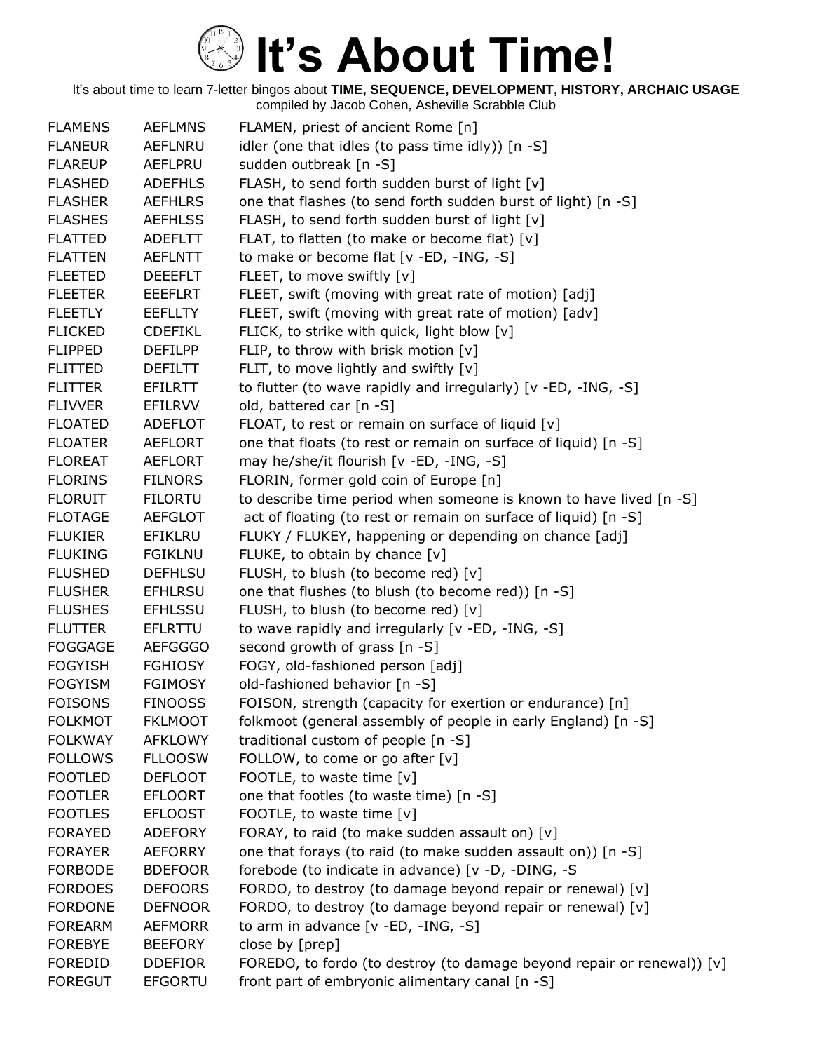# It's About Time!

It's about time to learn 7-letter bingos about **TIME, SEQUENCE, DEVELOPMENT, HISTORY, ARCHAIC USAGE**
compiled by Jacob Cohen, Asheville Scrabble Club

| | | |
|---|---|---|
| FLAMENS | AEFLMNS | FLAMEN, priest of ancient Rome [n] |
| FLANEUR | AEFLNRU | idler (one that idles (to pass time idly)) [n -S] |
| FLAREUP | AEFLPRU | sudden outbreak [n -S] |
| FLASHED | ADEFHLS | FLASH, to send forth sudden burst of light [v] |
| FLASHER | AEFHLRS | one that flashes (to send forth sudden burst of light) [n -S] |
| FLASHES | AEFHLSS | FLASH, to send forth sudden burst of light [v] |
| FLATTED | ADEFLTT | FLAT, to flatten (to make or become flat) [v] |
| FLATTEN | AEFLNTT | to make or become flat [v -ED, -ING, -S] |
| FLEETED | DEEEFLT | FLEET, to move swiftly [v] |
| FLEETER | EEEFLRT | FLEET, swift (moving with great rate of motion) [adj] |
| FLEETLY | EEFLLTY | FLEET, swift (moving with great rate of motion) [adv] |
| FLICKED | CDEFIKL | FLICK, to strike with quick, light blow [v] |
| FLIPPED | DEFILPP | FLIP, to throw with brisk motion [v] |
| FLITTED | DEFILTT | FLIT, to move lightly and swiftly [v] |
| FLITTER | EFILRTT | to flutter (to wave rapidly and irregularly) [v -ED, -ING, -S] |
| FLIVVER | EFILRVV | old, battered car [n -S] |
| FLOATED | ADEFLOT | FLOAT, to rest or remain on surface of liquid [v] |
| FLOATER | AEFLORT | one that floats (to rest or remain on surface of liquid) [n -S] |
| FLOREAT | AEFLORT | may he/she/it flourish [v -ED, -ING, -S] |
| FLORINS | FILNORS | FLORIN, former gold coin of Europe [n] |
| FLORUIT | FILORTU | to describe time period when someone is known to have lived [n -S] |
| FLOTAGE | AEFGLOT | act of floating (to rest or remain on surface of liquid) [n -S] |
| FLUKIER | EFIKLRU | FLUKY / FLUKEY, happening or depending on chance [adj] |
| FLUKING | FGIKLNU | FLUKE, to obtain by chance [v] |
| FLUSHED | DEFHLSU | FLUSH, to blush (to become red) [v] |
| FLUSHER | EFHLRSU | one that flushes (to blush (to become red)) [n -S] |
| FLUSHES | EFHLSSU | FLUSH, to blush (to become red) [v] |
| FLUTTER | EFLRTTU | to wave rapidly and irregularly [v -ED, -ING, -S] |
| FOGGAGE | AEFGGGO | second growth of grass [n -S] |
| FOGYISH | FGHIOSY | FOGY, old-fashioned person [adj] |
| FOGYISM | FGIMOSY | old-fashioned behavior [n -S] |
| FOISONS | FINOOSS | FOISON, strength (capacity for exertion or endurance) [n] |
| FOLKMOT | FKLMOOT | folkmoot (general assembly of people in early England) [n -S] |
| FOLKWAY | AFKLOWY | traditional custom of people [n -S] |
| FOLLOWS | FLLOOSW | FOLLOW, to come or go after [v] |
| FOOTLED | DEFLOOT | FOOTLE, to waste time [v] |
| FOOTLER | EFLOORT | one that footles (to waste time) [n -S] |
| FOOTLES | EFLOOST | FOOTLE, to waste time [v] |
| FORAYED | ADEFORY | FORAY, to raid (to make sudden assault on) [v] |
| FORAYER | AEFORRY | one that forays (to raid (to make sudden assault on)) [n -S] |
| FORBODE | BDEFOOR | forebode (to indicate in advance) [v -D, -DING, -S |
| FORDOES | DEFOORS | FORDO, to destroy (to damage beyond repair or renewal) [v] |
| FORDONE | DEFNOOR | FORDO, to destroy (to damage beyond repair or renewal) [v] |
| FOREARM | AEFMORR | to arm in advance [v -ED, -ING, -S] |
| FOREBYE | BEEFORY | close by [prep] |
| FOREDID | DDEFIOR | FOREDO, to fordo (to destroy (to damage beyond repair or renewal)) [v] |
| FOREGUT | EFGORTU | front part of embryonic alimentary canal [n -S] |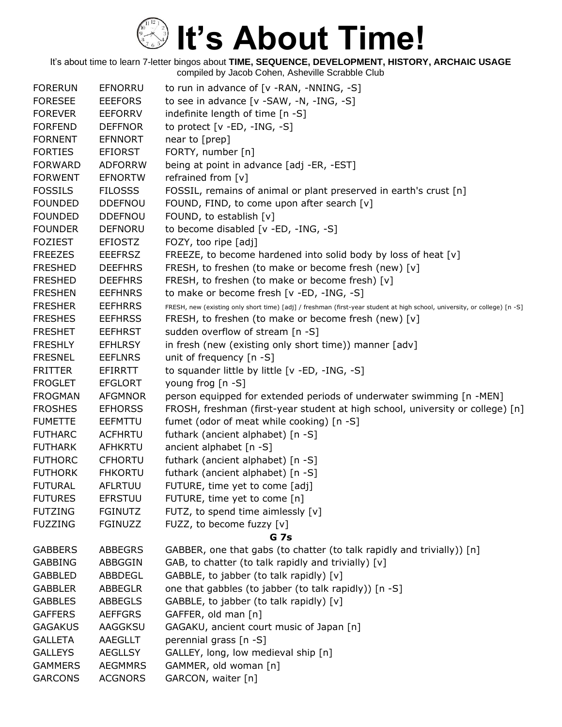# It's About Time!

It's about time to learn 7-letter bingos about **TIME, SEQUENCE, DEVELOPMENT, HISTORY, ARCHAIC USAGE**
compiled by Jacob Cohen, Asheville Scrabble Club

| | | |
|---|---|---|
| FORERUN | EFNORRU | to run in advance of [v -RAN, -NNING, -S] |
| FORESEE | EEEFORS | to see in advance [v -SAW, -N, -ING, -S] |
| FOREVER | EEFORRV | indefinite length of time [n -S] |
| FORFEND | DEFFNOR | to protect [v -ED, -ING, -S] |
| FORNENT | EFNNORT | near to [prep] |
| FORTIES | EFIORST | FORTY, number [n] |
| FORWARD | ADFORRW | being at point in advance [adj -ER, -EST] |
| FORWENT | EFNORTW | refrained from [v] |
| FOSSILS | FILOSSS | FOSSIL, remains of animal or plant preserved in earth's crust [n] |
| FOUNDED | DDEFNOU | FOUND, FIND, to come upon after search [v] |
| FOUNDED | DDEFNOU | FOUND, to establish [v] |
| FOUNDER | DEFNORU | to become disabled [v -ED, -ING, -S] |
| FOZIEST | EFIOSTZ | FOZY, too ripe [adj] |
| FREEZES | EEEFRSZ | FREEZE, to become hardened into solid body by loss of heat [v] |
| FRESHED | DEEFHRS | FRESH, to freshen (to make or become fresh (new) [v] |
| FRESHED | DEEFHRS | FRESH, to freshen (to make or become fresh) [v] |
| FRESHEN | EEFHNRS | to make or become fresh [v -ED, -ING, -S] |
| FRESHER | EEFHRRS | FRESH, new (existing only short time) [adj] / freshman (first-year student at high school, university, or college) [n -S] |
| FRESHES | EEFHRSS | FRESH, to freshen (to make or become fresh (new) [v] |
| FRESHET | EEFHRST | sudden overflow of stream [n -S] |
| FRESHLY | EFHLRSY | in fresh (new (existing only short time)) manner [adv] |
| FRESNEL | EEFLNRS | unit of frequency [n -S] |
| FRITTER | EFIRRTT | to squander little by little [v -ED, -ING, -S] |
| FROGLET | EFGLORT | young frog [n -S] |
| FROGMAN | AFGMNOR | person equipped for extended periods of underwater swimming [n -MEN] |
| FROSHES | EFHORSS | FROSH, freshman (first-year student at high school, university or college) [n] |
| FUMETTE | EEFMTTU | fumet (odor of meat while cooking) [n -S] |
| FUTHARC | ACFHRTU | futhark (ancient alphabet) [n -S] |
| FUTHARK | AFHKRTU | ancient alphabet [n -S] |
| FUTHORC | CFHORTU | futhark (ancient alphabet) [n -S] |
| FUTHORK | FHKORTU | futhark (ancient alphabet) [n -S] |
| FUTURAL | AFLRTUU | FUTURE, time yet to come [adj] |
| FUTURES | EFRSTUU | FUTURE, time yet to come [n] |
| FUTZING | FGINUTZ | FUTZ, to spend time aimlessly [v] |
| FUZZING | FGINUZZ | FUZZ, to become fuzzy [v] |

**G 7s**

| | | |
|---|---|---|
| GABBERS | ABBEGRS | GABBER, one that gabs (to chatter (to talk rapidly and trivially)) [n] |
| GABBING | ABBGGIN | GAB, to chatter (to talk rapidly and trivially) [v] |
| GABBLED | ABBDEGL | GABBLE, to jabber (to talk rapidly) [v] |
| GABBLER | ABBEGLR | one that gabbles (to jabber (to talk rapidly)) [n -S] |
| GABBLES | ABBEGLS | GABBLE, to jabber (to talk rapidly) [v] |
| GAFFERS | AEFFGRS | GAFFER, old man [n] |
| GAGAKUS | AAGGKSU | GAGAKU, ancient court music of Japan [n] |
| GALLETA | AAEGLLT | perennial grass [n -S] |
| GALLEYS | AEGLLSY | GALLEY, long, low medieval ship [n] |
| GAMMERS | AEGMMRS | GAMMER, old woman [n] |
| GARCONS | ACGNORS | GARCON, waiter [n] |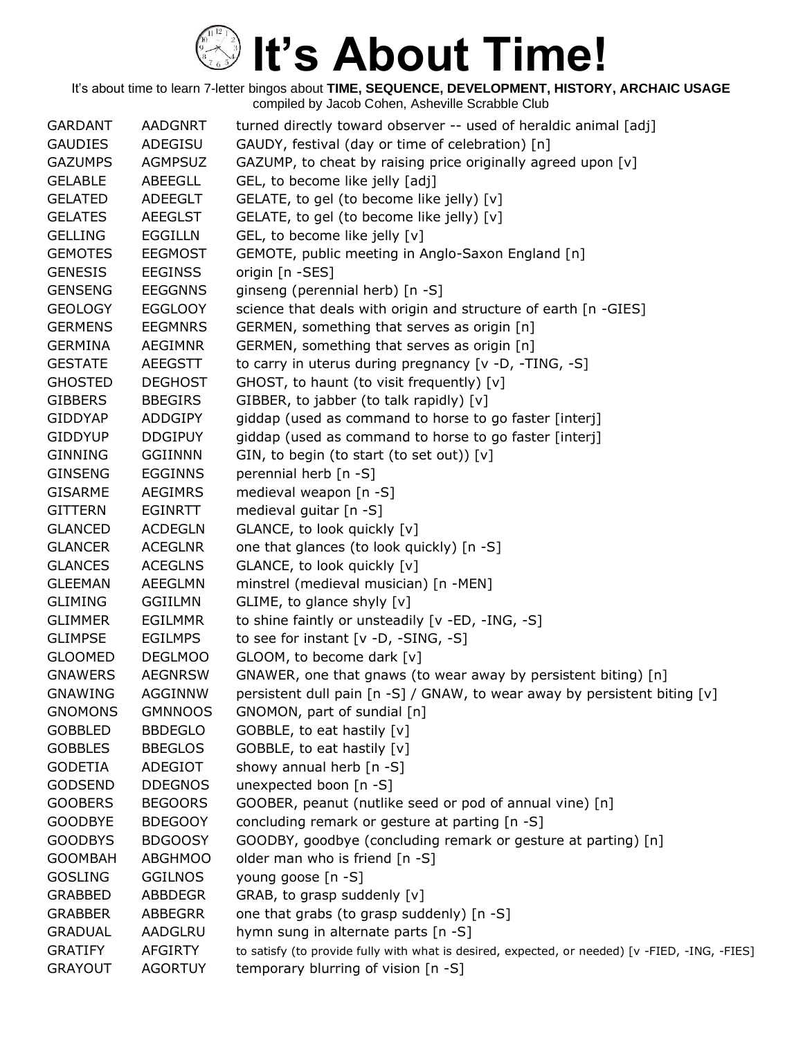# It's About Time!

It's about time to learn 7-letter bingos about **TIME, SEQUENCE, DEVELOPMENT, HISTORY, ARCHAIC USAGE**
compiled by Jacob Cohen, Asheville Scrabble Club

| | | |
|---|---|---|
| GARDANT | AADGNRT | turned directly toward observer -- used of heraldic animal [adj] |
| GAUDIES | ADEGISU | GAUDY, festival (day or time of celebration) [n] |
| GAZUMPS | AGMPSUZ | GAZUMP, to cheat by raising price originally agreed upon [v] |
| GELABLE | ABEEGLL | GEL, to become like jelly [adj] |
| GELATED | ADEEGLT | GELATE, to gel (to become like jelly) [v] |
| GELATES | AEEGLST | GELATE, to gel (to become like jelly) [v] |
| GELLING | EGGILLN | GEL, to become like jelly [v] |
| GEMOTES | EEGMOST | GEMOTE, public meeting in Anglo-Saxon England [n] |
| GENESIS | EEGINSS | origin [n -SES] |
| GENSENG | EEGGNNS | ginseng (perennial herb) [n -S] |
| GEOLOGY | EGGLOOY | science that deals with origin and structure of earth [n -GIES] |
| GERMENS | EEGMNRS | GERMEN, something that serves as origin [n] |
| GERMINA | AEGIMNR | GERMEN, something that serves as origin [n] |
| GESTATE | AEEGSTT | to carry in uterus during pregnancy [v -D, -TING, -S] |
| GHOSTED | DEGHOST | GHOST, to haunt (to visit frequently) [v] |
| GIBBERS | BBEGIRS | GIBBER, to jabber (to talk rapidly) [v] |
| GIDDYAP | ADDGIPY | giddap (used as command to horse to go faster [interj] |
| GIDDYUP | DDGIPUY | giddap (used as command to horse to go faster [interj] |
| GINNING | GGIINNN | GIN, to begin (to start (to set out)) [v] |
| GINSENG | EGGINNS | perennial herb [n -S] |
| GISARME | AEGIMRS | medieval weapon [n -S] |
| GITTERN | EGINRTT | medieval guitar [n -S] |
| GLANCED | ACDEGLN | GLANCE, to look quickly [v] |
| GLANCER | ACEGLNR | one that glances (to look quickly) [n -S] |
| GLANCES | ACEGLNS | GLANCE, to look quickly [v] |
| GLEEMAN | AEEGLMN | minstrel (medieval musician) [n -MEN] |
| GLIMING | GGIILMN | GLIME, to glance shyly [v] |
| GLIMMER | EGILMMR | to shine faintly or unsteadily [v -ED, -ING, -S] |
| GLIMPSE | EGILMPS | to see for instant [v -D, -SING, -S] |
| GLOOMED | DEGLMOO | GLOOM, to become dark [v] |
| GNAWERS | AEGNRSW | GNAWER, one that gnaws (to wear away by persistent biting) [n] |
| GNAWING | AGGINNW | persistent dull pain [n -S] / GNAW, to wear away by persistent biting [v] |
| GNOMONS | GMNNOOS | GNOMON, part of sundial [n] |
| GOBBLED | BBDEGLO | GOBBLE, to eat hastily [v] |
| GOBBLES | BBEGLOS | GOBBLE, to eat hastily [v] |
| GODETIA | ADEGIOT | showy annual herb [n -S] |
| GODSEND | DDEGNOS | unexpected boon [n -S] |
| GOOBERS | BEGOORS | GOOBER, peanut (nutlike seed or pod of annual vine) [n] |
| GOODBYE | BDEGOOY | concluding remark or gesture at parting [n -S] |
| GOODBYS | BDGOOSY | GOODBY, goodbye (concluding remark or gesture at parting) [n] |
| GOOMBAH | ABGHMOO | older man who is friend [n -S] |
| GOSLING | GGILNOS | young goose [n -S] |
| GRABBED | ABBDEGR | GRAB, to grasp suddenly [v] |
| GRABBER | ABBEGRR | one that grabs (to grasp suddenly) [n -S] |
| GRADUAL | AADGLRU | hymn sung in alternate parts [n -S] |
| GRATIFY | AFGIRTY | to satisfy (to provide fully with what is desired, expected, or needed) [v -FIED, -ING, -FIES] |
| GRAYOUT | AGORTUY | temporary blurring of vision [n -S] |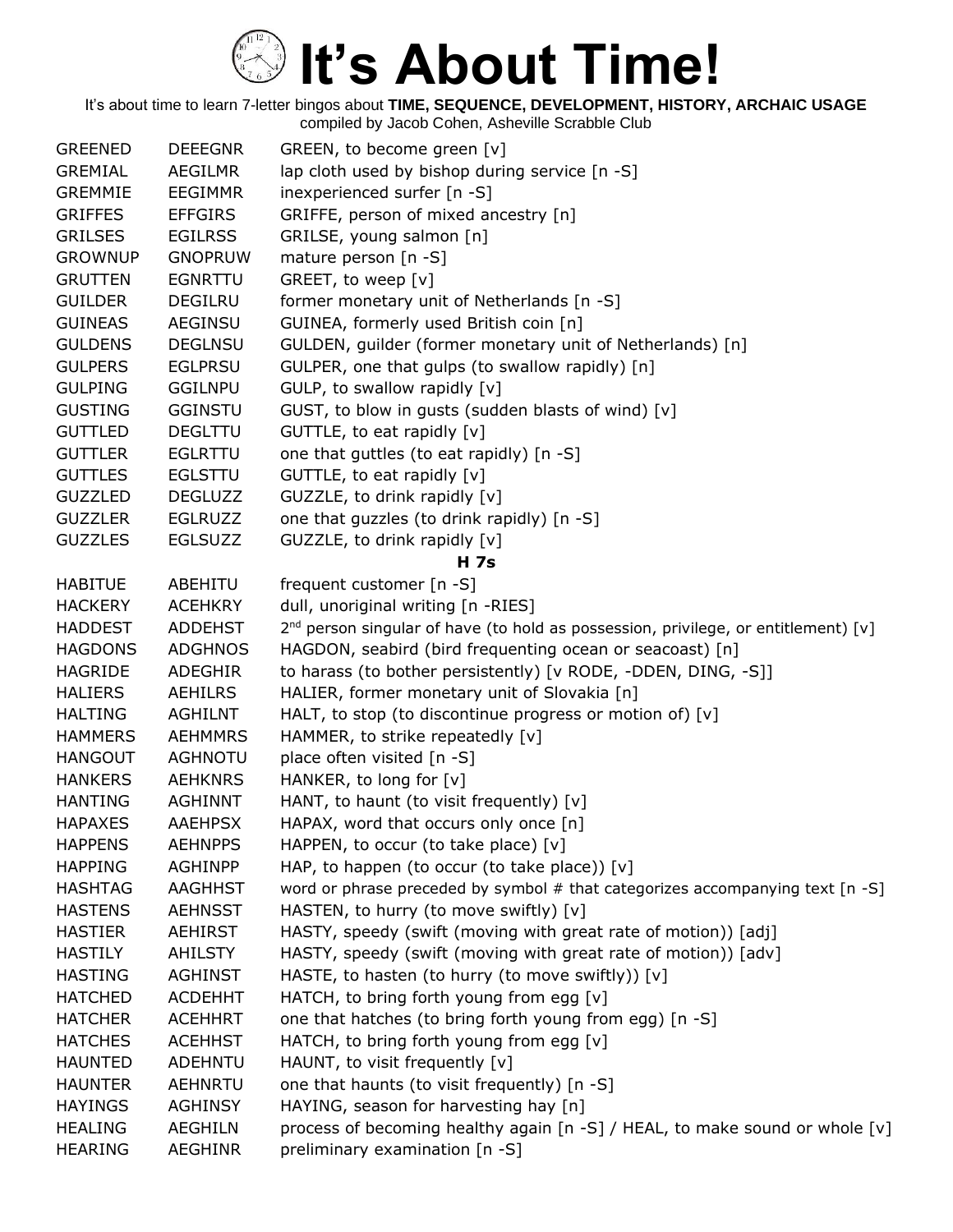# It's About Time!

It's about time to learn 7-letter bingos about **TIME, SEQUENCE, DEVELOPMENT, HISTORY, ARCHAIC USAGE**
compiled by Jacob Cohen, Asheville Scrabble Club

| | | |
|---|---|---|
| GREENED | DEEEGNR | GREEN, to become green [v] |
| GREMIAL | AEGILMR | lap cloth used by bishop during service [n -S] |
| GREMMIE | EEGIMMR | inexperienced surfer [n -S] |
| GRIFFES | EFFGIRS | GRIFFE, person of mixed ancestry [n] |
| GRILSES | EGILRSS | GRILSE, young salmon [n] |
| GROWNUP | GNOPRUW | mature person [n -S] |
| GRUTTEN | EGNRTTU | GREET, to weep [v] |
| GUILDER | DEGILRU | former monetary unit of Netherlands [n -S] |
| GUINEAS | AEGINSU | GUINEA, formerly used British coin [n] |
| GULDENS | DEGLNSU | GULDEN, guilder (former monetary unit of Netherlands) [n] |
| GULPERS | EGLPRSU | GULPER, one that gulps (to swallow rapidly) [n] |
| GULPING | GGILNPU | GULP, to swallow rapidly [v] |
| GUSTING | GGINSTU | GUST, to blow in gusts (sudden blasts of wind) [v] |
| GUTTLED | DEGLTTU | GUTTLE, to eat rapidly [v] |
| GUTTLER | EGLRTTU | one that guttles (to eat rapidly) [n -S] |
| GUTTLES | EGLSTTU | GUTTLE, to eat rapidly [v] |
| GUZZLED | DEGLUZZ | GUZZLE, to drink rapidly [v] |
| GUZZLER | EGLRUZZ | one that guzzles (to drink rapidly) [n -S] |
| GUZZLES | EGLSUZZ | GUZZLE, to drink rapidly [v] |

**H 7s**

| | | |
|---|---|---|
| HABITUE | ABEHITU | frequent customer [n -S] |
| HACKERY | ACEHKRY | dull, unoriginal writing [n -RIES] |
| HADDEST | ADDEHST | 2nd person singular of have (to hold as possession, privilege, or entitlement) [v] |
| HAGDONS | ADGHNOS | HAGDON, seabird (bird frequenting ocean or seacoast) [n] |
| HAGRIDE | ADEGHIR | to harass (to bother persistently) [v RODE, -DDEN, DING, -S]] |
| HALIERS | AEHILRS | HALIER, former monetary unit of Slovakia [n] |
| HALTING | AGHILNT | HALT, to stop (to discontinue progress or motion of) [v] |
| HAMMERS | AEHMMRS | HAMMER, to strike repeatedly [v] |
| HANGOUT | AGHNOTU | place often visited [n -S] |
| HANKERS | AEHKNRS | HANKER, to long for [v] |
| HANTING | AGHINNT | HANT, to haunt (to visit frequently) [v] |
| HAPAXES | AAEHPSX | HAPAX, word that occurs only once [n] |
| HAPPENS | AEHNPPS | HAPPEN, to occur (to take place) [v] |
| HAPPING | AGHINPP | HAP, to happen (to occur (to take place)) [v] |
| HASHTAG | AAGHHST | word or phrase preceded by symbol # that categorizes accompanying text [n -S] |
| HASTENS | AEHNSST | HASTEN, to hurry (to move swiftly) [v] |
| HASTIER | AEHIRST | HASTY, speedy (swift (moving with great rate of motion)) [adj] |
| HASTILY | AHILSTY | HASTY, speedy (swift (moving with great rate of motion)) [adv] |
| HASTING | AGHINST | HASTE, to hasten (to hurry (to move swiftly)) [v] |
| HATCHED | ACDEHHT | HATCH, to bring forth young from egg [v] |
| HATCHER | ACEHHRT | one that hatches (to bring forth young from egg) [n -S] |
| HATCHES | ACEHHST | HATCH, to bring forth young from egg [v] |
| HAUNTED | ADEHNTU | HAUNT, to visit frequently [v] |
| HAUNTER | AEHNRTU | one that haunts (to visit frequently) [n -S] |
| HAYINGS | AGHINSY | HAYING, season for harvesting hay [n] |
| HEALING | AEGHILN | process of becoming healthy again [n -S] / HEAL, to make sound or whole [v] |
| HEARING | AEGHINR | preliminary examination [n -S] |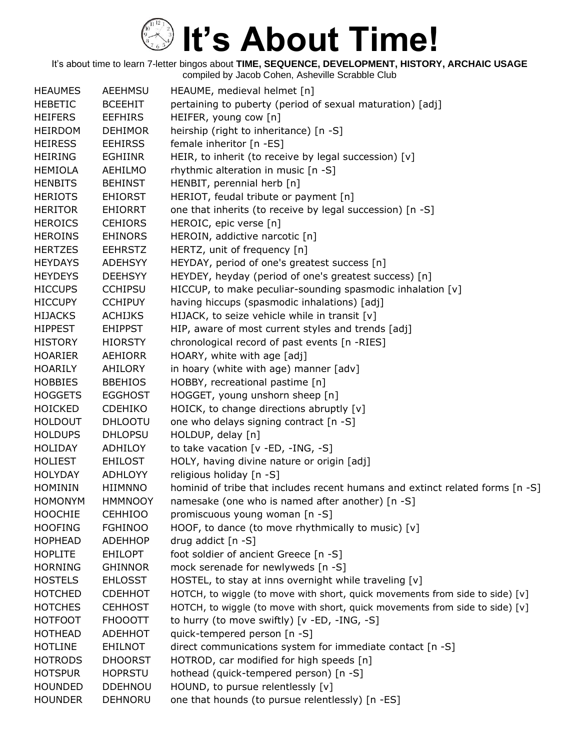# It's About Time!

It's about time to learn 7-letter bingos about **TIME, SEQUENCE, DEVELOPMENT, HISTORY, ARCHAIC USAGE**
compiled by Jacob Cohen, Asheville Scrabble Club

| | | |
|---|---|---|
| HEAUMES | AEEHMSU | HEAUME, medieval helmet [n] |
| HEBETIC | BCEEHIT | pertaining to puberty (period of sexual maturation) [adj] |
| HEIFERS | EEFHIRS | HEIFER, young cow [n] |
| HEIRDOM | DEHIMOR | heirship (right to inheritance) [n -S] |
| HEIRESS | EEHIRSS | female inheritor [n -ES] |
| HEIRING | EGHIINR | HEIR, to inherit (to receive by legal succession) [v] |
| HEMIOLA | AEHILMO | rhythmic alteration in music [n -S] |
| HENBITS | BEHINST | HENBIT, perennial herb [n] |
| HERIOTS | EHIORST | HERIOT, feudal tribute or payment [n] |
| HERITOR | EHIORRT | one that inherits (to receive by legal succession) [n -S] |
| HEROICS | CEHIORS | HEROIC, epic verse [n] |
| HEROINS | EHINORS | HEROIN, addictive narcotic [n] |
| HERTZES | EEHRSTZ | HERTZ, unit of frequency [n] |
| HEYDAYS | ADEHSYY | HEYDAY, period of one's greatest success [n] |
| HEYDEYS | DEEHSYY | HEYDEY, heyday (period of one's greatest success) [n] |
| HICCUPS | CCHIPSU | HICCUP, to make peculiar-sounding spasmodic inhalation [v] |
| HICCUPY | CCHIPUY | having hiccups (spasmodic inhalations) [adj] |
| HIJACKS | ACHIJKS | HIJACK, to seize vehicle while in transit [v] |
| HIPPEST | EHIPPST | HIP, aware of most current styles and trends [adj] |
| HISTORY | HIORSTY | chronological record of past events [n -RIES] |
| HOARIER | AEHIORR | HOARY, white with age [adj] |
| HOARILY | AHILORY | in hoary (white with age) manner [adv] |
| HOBBIES | BBEHIOS | HOBBY, recreational pastime [n] |
| HOGGETS | EGGHOST | HOGGET, young unshorn sheep [n] |
| HOICKED | CDEHIKO | HOICK, to change directions abruptly [v] |
| HOLDOUT | DHLOOTU | one who delays signing contract [n -S] |
| HOLDUPS | DHLOPSU | HOLDUP, delay [n] |
| HOLIDAY | ADHILOY | to take vacation [v -ED, -ING, -S] |
| HOLIEST | EHILOST | HOLY, having divine nature or origin [adj] |
| HOLYDAY | ADHLOYY | religious holiday [n -S] |
| HOMININ | HIIMNNO | hominid of tribe that includes recent humans and extinct related forms [n -S] |
| HOMONYM | HMMNOOY | namesake (one who is named after another) [n -S] |
| HOOCHIE | CEHHIOO | promiscuous young woman [n -S] |
| HOOFING | FGHINOO | HOOF, to dance (to move rhythmically to music) [v] |
| HOPHEAD | ADEHHOP | drug addict [n -S] |
| HOPLITE | EHILOPT | foot soldier of ancient Greece [n -S] |
| HORNING | GHINNOR | mock serenade for newlyweds [n -S] |
| HOSTELS | EHLOSST | HOSTEL, to stay at inns overnight while traveling [v] |
| HOTCHED | CDEHHOT | HOTCH, to wiggle (to move with short, quick movements from side to side) [v] |
| HOTCHES | CEHHOST | HOTCH, to wiggle (to move with short, quick movements from side to side) [v] |
| HOTFOOT | FHOOOTT | to hurry (to move swiftly) [v -ED, -ING, -S] |
| HOTHEAD | ADEHHOT | quick-tempered person [n -S] |
| HOTLINE | EHILNOT | direct communications system for immediate contact [n -S] |
| HOTRODS | DHOORST | HOTROD, car modified for high speeds [n] |
| HOTSPUR | HOPRSTU | hothead (quick-tempered person) [n -S] |
| HOUNDED | DDEHNOU | HOUND, to pursue relentlessly [v] |
| HOUNDER | DEHNORU | one that hounds (to pursue relentlessly) [n -ES] |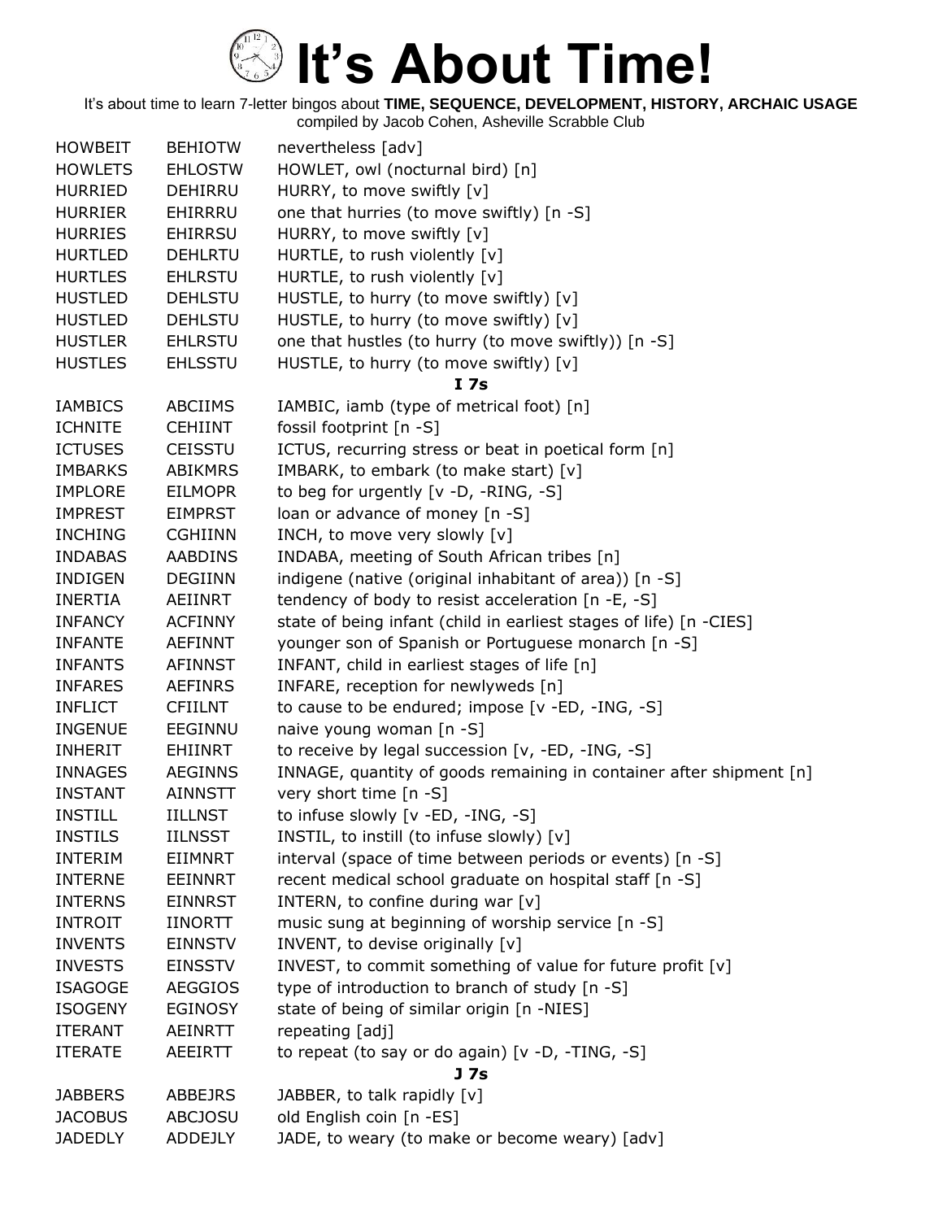# It's About Time!

It's about time to learn 7-letter bingos about **TIME, SEQUENCE, DEVELOPMENT, HISTORY, ARCHAIC USAGE**
compiled by Jacob Cohen, Asheville Scrabble Club

| | | |
|---|---|---|
| HOWBEIT | BEHIOTW | nevertheless [adv] |
| HOWLETS | EHLOSTW | HOWLET, owl (nocturnal bird) [n] |
| HURRIED | DEHIRRU | HURRY, to move swiftly [v] |
| HURRIER | EHIRRRU | one that hurries (to move swiftly) [n -S] |
| HURRIES | EHIRRSU | HURRY, to move swiftly [v] |
| HURTLED | DEHLRTU | HURTLE, to rush violently [v] |
| HURTLES | EHLRSTU | HURTLE, to rush violently [v] |
| HUSTLED | DEHLSTU | HUSTLE, to hurry (to move swiftly) [v] |
| HUSTLED | DEHLSTU | HUSTLE, to hurry (to move swiftly) [v] |
| HUSTLER | EHLRSTU | one that hustles (to hurry (to move swiftly)) [n -S] |
| HUSTLES | EHLSSTU | HUSTLE, to hurry (to move swiftly) [v] |
| | | **I 7s** |
| IAMBICS | ABCIIMS | IAMBIC, iamb (type of metrical foot) [n] |
| ICHNITE | CEHIINT | fossil footprint [n -S] |
| ICTUSES | CEISSTU | ICTUS, recurring stress or beat in poetical form [n] |
| IMBARKS | ABIKMRS | IMBARK, to embark (to make start) [v] |
| IMPLORE | EILMOPR | to beg for urgently [v -D, -RING, -S] |
| IMPREST | EIMPRST | loan or advance of money [n -S] |
| INCHING | CGHIINN | INCH, to move very slowly [v] |
| INDABAS | AABDINS | INDABA, meeting of South African tribes [n] |
| INDIGEN | DEGIINN | indigene (native (original inhabitant of area)) [n -S] |
| INERTIA | AEIINRT | tendency of body to resist acceleration [n -E, -S] |
| INFANCY | ACFINNY | state of being infant (child in earliest stages of life) [n -CIES] |
| INFANTE | AEFINNT | younger son of Spanish or Portuguese monarch [n -S] |
| INFANTS | AFINNST | INFANT, child in earliest stages of life [n] |
| INFARES | AEFINRS | INFARE, reception for newlyweds [n] |
| INFLICT | CFIILNT | to cause to be endured; impose [v -ED, -ING, -S] |
| INGENUE | EEGINNU | naive young woman [n -S] |
| INHERIT | EHIINRT | to receive by legal succession [v, -ED, -ING, -S] |
| INNAGES | AEGINNS | INNAGE, quantity of goods remaining in container after shipment [n] |
| INSTANT | AINNSTT | very short time [n -S] |
| INSTILL | IILLNST | to infuse slowly [v -ED, -ING, -S] |
| INSTILS | IILNSST | INSTIL, to instill (to infuse slowly) [v] |
| INTERIM | EIIMNRT | interval (space of time between periods or events) [n -S] |
| INTERNE | EEINNRT | recent medical school graduate on hospital staff [n -S] |
| INTERNS | EINNRST | INTERN, to confine during war [v] |
| INTROIT | IINORTT | music sung at beginning of worship service [n -S] |
| INVENTS | EINNSTV | INVENT, to devise originally [v] |
| INVESTS | EINSSTV | INVEST, to commit something of value for future profit [v] |
| ISAGOGE | AEGGIOS | type of introduction to branch of study [n -S] |
| ISOGENY | EGINOSY | state of being of similar origin [n -NIES] |
| ITERANT | AEINRTT | repeating [adj] |
| ITERATE | AEEIRTT | to repeat (to say or do again) [v -D, -TING, -S] |
| | | **J 7s** |
| JABBERS | ABBEJRS | JABBER, to talk rapidly [v] |
| JACOBUS | ABCJOSU | old English coin [n -ES] |
| JADEDLY | ADDEJLY | JADE, to weary (to make or become weary) [adv] |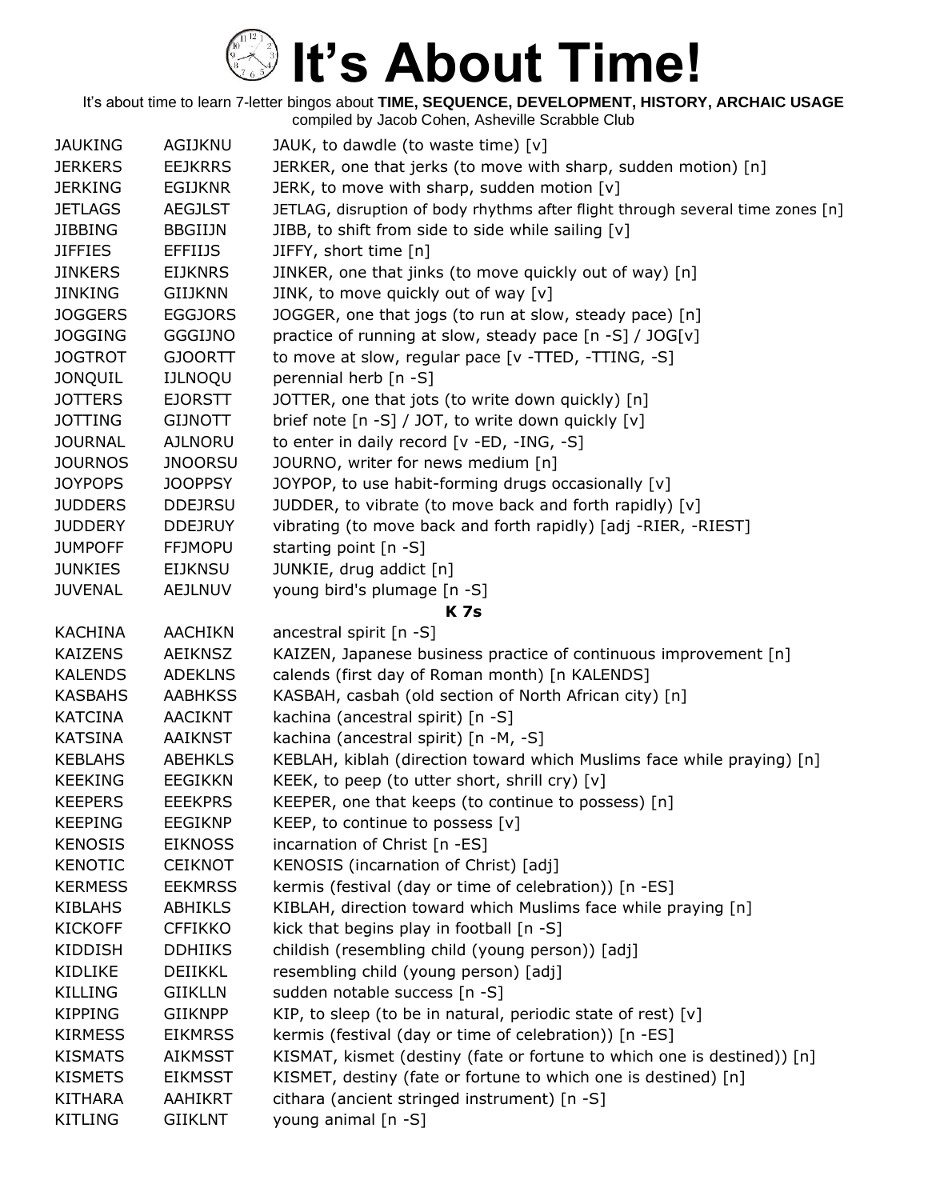# It's About Time!

It's about time to learn 7-letter bingos about **TIME, SEQUENCE, DEVELOPMENT, HISTORY, ARCHAIC USAGE**
compiled by Jacob Cohen, Asheville Scrabble Club

| | | |
|---|---|---|
| JAUKING | AGIJKNU | JAUK, to dawdle (to waste time) [v] |
| JERKERS | EEJKRRS | JERKER, one that jerks (to move with sharp, sudden motion) [n] |
| JERKING | EGIJKNR | JERK, to move with sharp, sudden motion [v] |
| JETLAGS | AEGJLST | JETLAG, disruption of body rhythms after flight through several time zones [n] |
| JIBBING | BBGIIJN | JIBB, to shift from side to side while sailing [v] |
| JIFFIES | EFFIIJS | JIFFY, short time [n] |
| JINKERS | EIJKNRS | JINKER, one that jinks (to move quickly out of way) [n] |
| JINKING | GIIJKNN | JINK, to move quickly out of way [v] |
| JOGGERS | EGGJORS | JOGGER, one that jogs (to run at slow, steady pace) [n] |
| JOGGING | GGGIJNO | practice of running at slow, steady pace [n -S] / JOG[v] |
| JOGTROT | GJOORTT | to move at slow, regular pace [v -TTED, -TTING, -S] |
| JONQUIL | IJLNOQU | perennial herb [n -S] |
| JOTTERS | EJORSTT | JOTTER, one that jots (to write down quickly) [n] |
| JOTTING | GIJNOTT | brief note [n -S] / JOT, to write down quickly [v] |
| JOURNAL | AJLNORU | to enter in daily record [v -ED, -ING, -S] |
| JOURNOS | JNOORSU | JOURNO, writer for news medium [n] |
| JOYPOPS | JOOPPSY | JOYPOP, to use habit-forming drugs occasionally [v] |
| JUDDERS | DDEJRSU | JUDDER, to vibrate (to move back and forth rapidly) [v] |
| JUDDERY | DDEJRUY | vibrating (to move back and forth rapidly) [adj -RIER, -RIEST] |
| JUMPOFF | FFJMOPU | starting point [n -S] |
| JUNKIES | EIJKNSU | JUNKIE, drug addict [n] |
| JUVENAL | AEJLNUV | young bird's plumage [n -S] |
| | | **K 7s** |
| KACHINA | AACHIKN | ancestral spirit [n -S] |
| KAIZENS | AEIKNSZ | KAIZEN, Japanese business practice of continuous improvement [n] |
| KALENDS | ADEKLNS | calends (first day of Roman month) [n KALENDS] |
| KASBAHS | AABHKSS | KASBAH, casbah (old section of North African city) [n] |
| KATCINA | AACIKNT | kachina (ancestral spirit) [n -S] |
| KATSINA | AAIKNST | kachina (ancestral spirit) [n -M, -S] |
| KEBLAHS | ABEHKLS | KEBLAH, kiblah (direction toward which Muslims face while praying) [n] |
| KEEKING | EEGIKKN | KEEK, to peep (to utter short, shrill cry) [v] |
| KEEPERS | EEEKPRS | KEEPER, one that keeps (to continue to possess) [n] |
| KEEPING | EEGIKNP | KEEP, to continue to possess [v] |
| KENOSIS | EIKNOSS | incarnation of Christ [n -ES] |
| KENOTIC | CEIKNOT | KENOSIS (incarnation of Christ) [adj] |
| KERMESS | EEKMRSS | kermis (festival (day or time of celebration)) [n -ES] |
| KIBLAHS | ABHIKLS | KIBLAH, direction toward which Muslims face while praying [n] |
| KICKOFF | CFFIKKO | kick that begins play in football [n -S] |
| KIDDISH | DDHIIKS | childish (resembling child (young person)) [adj] |
| KIDLIKE | DEIIKKL | resembling child (young person) [adj] |
| KILLING | GIIKLLN | sudden notable success [n -S] |
| KIPPING | GIIKNPP | KIP, to sleep (to be in natural, periodic state of rest) [v] |
| KIRMESS | EIKMRSS | kermis (festival (day or time of celebration)) [n -ES] |
| KISMATS | AIKMSST | KISMAT, kismet (destiny (fate or fortune to which one is destined)) [n] |
| KISMETS | EIKMSST | KISMET, destiny (fate or fortune to which one is destined) [n] |
| KITHARA | AAHIKRT | cithara (ancient stringed instrument) [n -S] |
| KITLING | GIIKLNT | young animal [n -S] |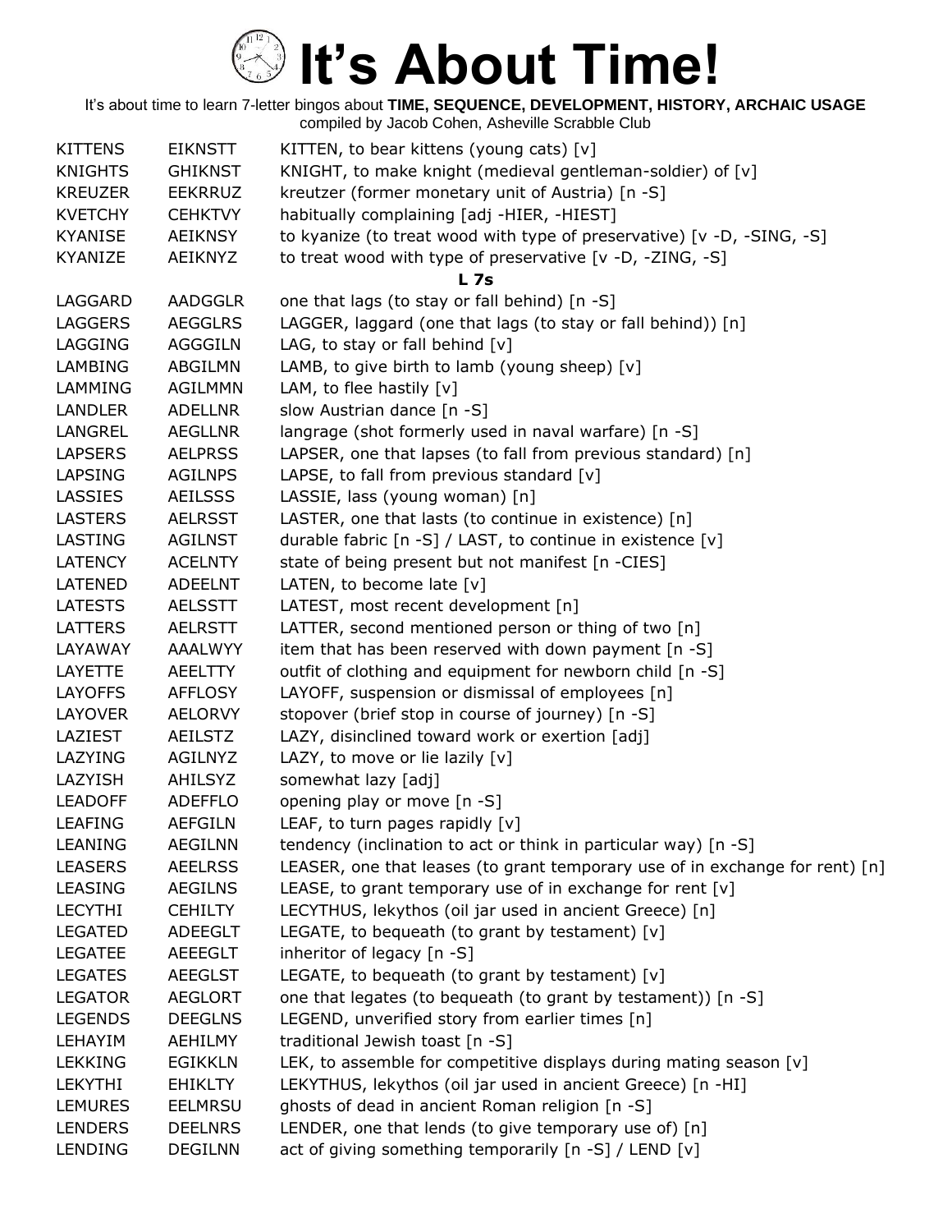# It's About Time!

It's about time to learn 7-letter bingos about **TIME, SEQUENCE, DEVELOPMENT, HISTORY, ARCHAIC USAGE**
compiled by Jacob Cohen, Asheville Scrabble Club

| | | |
|---|---|---|
| KITTENS | EIKNSTT | KITTEN, to bear kittens (young cats) [v] |
| KNIGHTS | GHIKNST | KNIGHT, to make knight (medieval gentleman-soldier) of [v] |
| KREUZER | EEKRRUZ | kreutzer (former monetary unit of Austria) [n -S] |
| KVETCHY | CEHKTVY | habitually complaining [adj -HIER, -HIEST] |
| KYANISE | AEIKNSY | to kyanize (to treat wood with type of preservative) [v -D, -SING, -S] |
| KYANIZE | AEIKNYZ | to treat wood with type of preservative [v -D, -ZING, -S] |
| | | **L 7s** |
| LAGGARD | AADGGLR | one that lags (to stay or fall behind) [n -S] |
| LAGGERS | AEGGLRS | LAGGER, laggard (one that lags (to stay or fall behind)) [n] |
| LAGGING | AGGGILN | LAG, to stay or fall behind [v] |
| LAMBING | ABGILMN | LAMB, to give birth to lamb (young sheep) [v] |
| LAMMING | AGILMMN | LAM, to flee hastily [v] |
| LANDLER | ADELLNR | slow Austrian dance [n -S] |
| LANGREL | AEGLLNR | langrage (shot formerly used in naval warfare) [n -S] |
| LAPSERS | AELPRSS | LAPSER, one that lapses (to fall from previous standard) [n] |
| LAPSING | AGILNPS | LAPSE, to fall from previous standard [v] |
| LASSIES | AEILSSS | LASSIE, lass (young woman) [n] |
| LASTERS | AELRSST | LASTER, one that lasts (to continue in existence) [n] |
| LASTING | AGILNST | durable fabric [n -S] / LAST, to continue in existence [v] |
| LATENCY | ACELNTY | state of being present but not manifest [n -CIES] |
| LATENED | ADEELNT | LATEN, to become late [v] |
| LATESTS | AELSSTT | LATEST, most recent development [n] |
| LATTERS | AELRSTT | LATTER, second mentioned person or thing of two [n] |
| LAYAWAY | AAALWYY | item that has been reserved with down payment [n -S] |
| LAYETTE | AEELTTY | outfit of clothing and equipment for newborn child [n -S] |
| LAYOFFS | AFFLOSY | LAYOFF, suspension or dismissal of employees [n] |
| LAYOVER | AELORVY | stopover (brief stop in course of journey) [n -S] |
| LAZIEST | AEILSTZ | LAZY, disinclined toward work or exertion [adj] |
| LAZYING | AGILNYZ | LAZY, to move or lie lazily [v] |
| LAZYISH | AHILSYZ | somewhat lazy [adj] |
| LEADOFF | ADEFFLO | opening play or move [n -S] |
| LEAFING | AEFGILN | LEAF, to turn pages rapidly [v] |
| LEANING | AEGILNN | tendency (inclination to act or think in particular way) [n -S] |
| LEASERS | AEELRSS | LEASER, one that leases (to grant temporary use of in exchange for rent) [n] |
| LEASING | AEGILNS | LEASE, to grant temporary use of in exchange for rent [v] |
| LECYTHI | CEHILTY | LECYTHUS, lekythos (oil jar used in ancient Greece) [n] |
| LEGATED | ADEEGLT | LEGATE, to bequeath (to grant by testament) [v] |
| LEGATEE | AEEEGLT | inheritor of legacy [n -S] |
| LEGATES | AEEGLST | LEGATE, to bequeath (to grant by testament) [v] |
| LEGATOR | AEGLORT | one that legates (to bequeath (to grant by testament)) [n -S] |
| LEGENDS | DEEGLNS | LEGEND, unverified story from earlier times [n] |
| LEHAYIM | AEHILMY | traditional Jewish toast [n -S] |
| LEKKING | EGIKKLN | LEK, to assemble for competitive displays during mating season [v] |
| LEKYTHI | EHIKLTY | LEKYTHUS, lekythos (oil jar used in ancient Greece) [n -HI] |
| LEMURES | EELMRSU | ghosts of dead in ancient Roman religion [n -S] |
| LENDERS | DEELNRS | LENDER, one that lends (to give temporary use of) [n] |
| LENDING | DEGILNN | act of giving something temporarily [n -S] / LEND [v] |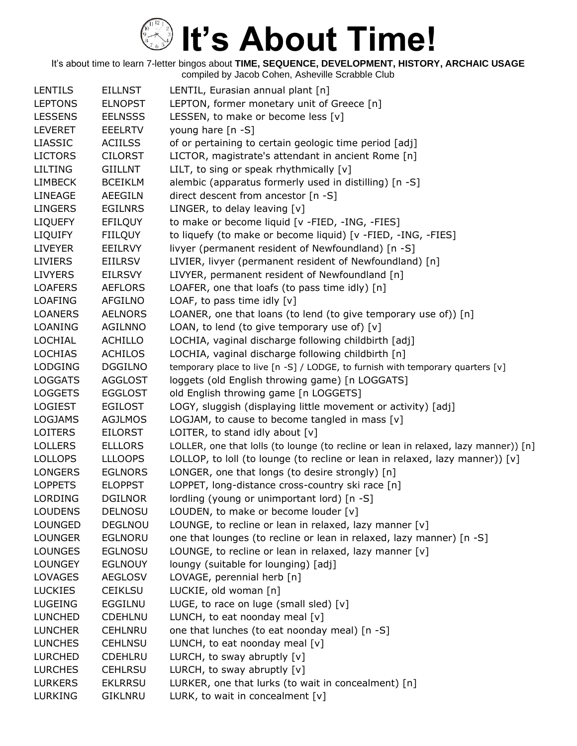# It's About Time!

It's about time to learn 7-letter bingos about **TIME, SEQUENCE, DEVELOPMENT, HISTORY, ARCHAIC USAGE**
compiled by Jacob Cohen, Asheville Scrabble Club

| | | |
|---|---|---|
| LENTILS | EILLNST | LENTIL, Eurasian annual plant [n] |
| LEPTONS | ELNOPST | LEPTON, former monetary unit of Greece [n] |
| LESSENS | EELNSSS | LESSEN, to make or become less [v] |
| LEVERET | EEELRTV | young hare [n -S] |
| LIASSIC | ACIILSS | of or pertaining to certain geologic time period [adj] |
| LICTORS | CILORST | LICTOR, magistrate's attendant in ancient Rome [n] |
| LILTING | GIILLNT | LILT, to sing or speak rhythmically [v] |
| LIMBECK | BCEIKLM | alembic (apparatus formerly used in distilling) [n -S] |
| LINEAGE | AEEGILN | direct descent from ancestor [n -S] |
| LINGERS | EGILNRS | LINGER, to delay leaving [v] |
| LIQUEFY | EFILQUY | to make or become liquid [v -FIED, -ING, -FIES] |
| LIQUIFY | FIILQUY | to liquefy (to make or become liquid) [v -FIED, -ING, -FIES] |
| LIVEYER | EEILRVY | livyer (permanent resident of Newfoundland) [n -S] |
| LIVIERS | EIILRSV | LIVIER, livyer (permanent resident of Newfoundland) [n] |
| LIVYERS | EILRSVY | LIVYER, permanent resident of Newfoundland [n] |
| LOAFERS | AEFLORS | LOAFER, one that loafs (to pass time idly) [n] |
| LOAFING | AFGILNO | LOAF, to pass time idly [v] |
| LOANERS | AELNORS | LOANER, one that loans (to lend (to give temporary use of)) [n] |
| LOANING | AGILNNO | LOAN, to lend (to give temporary use of) [v] |
| LOCHIAL | ACHILLO | LOCHIA, vaginal discharge following childbirth [adj] |
| LOCHIAS | ACHILOS | LOCHIA, vaginal discharge following childbirth [n] |
| LODGING | DGGILNO | temporary place to live [n -S] / LODGE, to furnish with temporary quarters [v] |
| LOGGATS | AGGLOST | loggets (old English throwing game) [n LOGGATS] |
| LOGGETS | EGGLOST | old English throwing game [n LOGGETS] |
| LOGIEST | EGILOST | LOGY, sluggish (displaying little movement or activity) [adj] |
| LOGJAMS | AGJLMOS | LOGJAM, to cause to become tangled in mass [v] |
| LOITERS | EILORST | LOITER, to stand idly about [v] |
| LOLLERS | ELLLORS | LOLLER, one that lolls (to lounge (to recline or lean in relaxed, lazy manner)) [n] |
| LOLLOPS | LLLOOPS | LOLLOP, to loll (to lounge (to recline or lean in relaxed, lazy manner)) [v] |
| LONGERS | EGLNORS | LONGER, one that longs (to desire strongly) [n] |
| LOPPETS | ELOPPST | LOPPET, long-distance cross-country ski race [n] |
| LORDING | DGILNOR | lordling (young or unimportant lord) [n -S] |
| LOUDENS | DELNOSU | LOUDEN, to make or become louder [v] |
| LOUNGED | DEGLNOU | LOUNGE, to recline or lean in relaxed, lazy manner [v] |
| LOUNGER | EGLNORU | one that lounges (to recline or lean in relaxed, lazy manner) [n -S] |
| LOUNGES | EGLNOSU | LOUNGE, to recline or lean in relaxed, lazy manner [v] |
| LOUNGEY | EGLNOUY | loungy (suitable for lounging) [adj] |
| LOVAGES | AEGLOSV | LOVAGE, perennial herb [n] |
| LUCKIES | CEIKLSU | LUCKIE, old woman [n] |
| LUGEING | EGGILNU | LUGE, to race on luge (small sled) [v] |
| LUNCHED | CDEHLNU | LUNCH, to eat noonday meal [v] |
| LUNCHER | CEHLNRU | one that lunches (to eat noonday meal) [n -S] |
| LUNCHES | CEHLNSU | LUNCH, to eat noonday meal [v] |
| LURCHED | CDEHLRU | LURCH, to sway abruptly [v] |
| LURCHES | CEHLRSU | LURCH, to sway abruptly [v] |
| LURKERS | EKLRRSU | LURKER, one that lurks (to wait in concealment) [n] |
| LURKING | GIKLNRU | LURK, to wait in concealment [v] |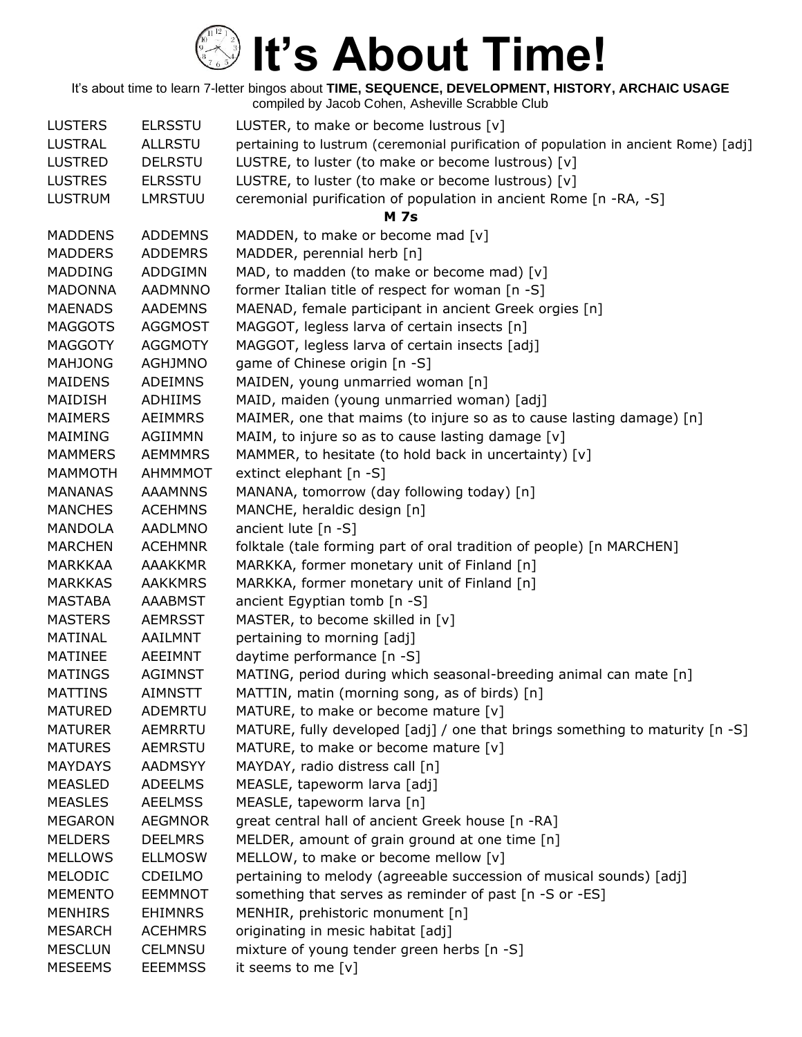# It's About Time!

It's about time to learn 7-letter bingos about **TIME, SEQUENCE, DEVELOPMENT, HISTORY, ARCHAIC USAGE**
compiled by Jacob Cohen, Asheville Scrabble Club

| | | |
|---|---|---|
| LUSTERS | ELRSSTU | LUSTER, to make or become lustrous [v] |
| LUSTRAL | ALLRSTU | pertaining to lustrum (ceremonial purification of population in ancient Rome) [adj] |
| LUSTRED | DELRSTU | LUSTRE, to luster (to make or become lustrous) [v] |
| LUSTRES | ELRSSTU | LUSTRE, to luster (to make or become lustrous) [v] |
| LUSTRUM | LMRSTUU | ceremonial purification of population in ancient Rome [n -RA, -S] |

**M 7s**

| | | |
|---|---|---|
| MADDENS | ADDEMNS | MADDEN, to make or become mad [v] |
| MADDERS | ADDEMRS | MADDER, perennial herb [n] |
| MADDING | ADDGIMN | MAD, to madden (to make or become mad) [v] |
| MADONNA | AADMNNO | former Italian title of respect for woman [n -S] |
| MAENADS | AADEMNS | MAENAD, female participant in ancient Greek orgies [n] |
| MAGGOTS | AGGMOST | MAGGOT, legless larva of certain insects [n] |
| MAGGOTY | AGGMOTY | MAGGOT, legless larva of certain insects [adj] |
| MAHJONG | AGHJMNO | game of Chinese origin [n -S] |
| MAIDENS | ADEIMNS | MAIDEN, young unmarried woman [n] |
| MAIDISH | ADHIIMS | MAID, maiden (young unmarried woman) [adj] |
| MAIMERS | AEIMMRS | MAIMER, one that maims (to injure so as to cause lasting damage) [n] |
| MAIMING | AGIIMMN | MAIM, to injure so as to cause lasting damage [v] |
| MAMMERS | AEMMMRS | MAMMER, to hesitate (to hold back in uncertainty) [v] |
| MAMMOTH | AHMMMOT | extinct elephant [n -S] |
| MANANAS | AAAMNNS | MANANA, tomorrow (day following today) [n] |
| MANCHES | ACEHMNS | MANCHE, heraldic design [n] |
| MANDOLA | AADLMNO | ancient lute [n -S] |
| MARCHEN | ACEHMNR | folktale (tale forming part of oral tradition of people) [n MARCHEN] |
| MARKKAA | AAAKKMR | MARKKA, former monetary unit of Finland [n] |
| MARKKAS | AAKKMRS | MARKKA, former monetary unit of Finland [n] |
| MASTABA | AAABMST | ancient Egyptian tomb [n -S] |
| MASTERS | AEMRSST | MASTER, to become skilled in [v] |
| MATINAL | AAILMNT | pertaining to morning [adj] |
| MATINEE | AEEIMNT | daytime performance [n -S] |
| MATINGS | AGIMNST | MATING, period during which seasonal-breeding animal can mate [n] |
| MATTINS | AIMNSTT | MATTIN, matin (morning song, as of birds) [n] |
| MATURED | ADEMRTU | MATURE, to make or become mature [v] |
| MATURER | AEMRRTU | MATURE, fully developed [adj] / one that brings something to maturity [n -S] |
| MATURES | AEMRSTU | MATURE, to make or become mature [v] |
| MAYDAYS | AADMSYY | MAYDAY, radio distress call [n] |
| MEASLED | ADEELMS | MEASLE, tapeworm larva [adj] |
| MEASLES | AEELMSS | MEASLE, tapeworm larva [n] |
| MEGARON | AEGMNOR | great central hall of ancient Greek house [n -RA] |
| MELDERS | DEELMRS | MELDER, amount of grain ground at one time [n] |
| MELLOWS | ELLMOSW | MELLOW, to make or become mellow [v] |
| MELODIC | CDEILMO | pertaining to melody (agreeable succession of musical sounds) [adj] |
| MEMENTO | EEMMNOT | something that serves as reminder of past [n -S or -ES] |
| MENHIRS | EHIMNRS | MENHIR, prehistoric monument [n] |
| MESARCH | ACEHMRS | originating in mesic habitat [adj] |
| MESCLUN | CELMNSU | mixture of young tender green herbs [n -S] |
| MESEEMS | EEEMMSS | it seems to me [v] |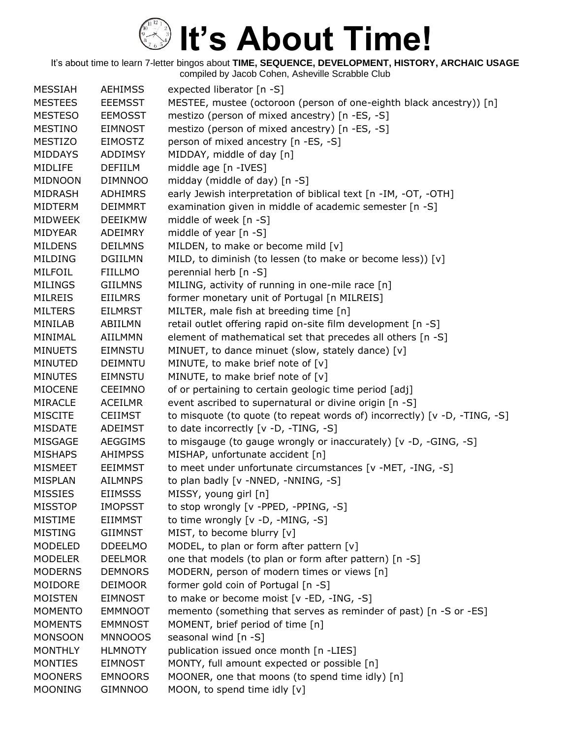# It's About Time!

It's about time to learn 7-letter bingos about **TIME, SEQUENCE, DEVELOPMENT, HISTORY, ARCHAIC USAGE**
compiled by Jacob Cohen, Asheville Scrabble Club

| | | |
|---|---|---|
| MESSIAH | AEHIMSS | expected liberator [n -S] |
| MESTEES | EEEMSST | MESTEE, mustee (octoroon (person of one-eighth black ancestry)) [n] |
| MESTESO | EEMOSST | mestizo (person of mixed ancestry) [n -ES, -S] |
| MESTINO | EIMNOST | mestizo (person of mixed ancestry) [n -ES, -S] |
| MESTIZO | EIMOSTZ | person of mixed ancestry [n -ES, -S] |
| MIDDAYS | ADDIMSY | MIDDAY, middle of day [n] |
| MIDLIFE | DEFIILM | middle age [n -IVES] |
| MIDNOON | DIMNNOO | midday (middle of day) [n -S] |
| MIDRASH | ADHIMRS | early Jewish interpretation of biblical text [n -IM, -OT, -OTH] |
| MIDTERM | DEIMMRT | examination given in middle of academic semester [n -S] |
| MIDWEEK | DEEIKMW | middle of week [n -S] |
| MIDYEAR | ADEIMRY | middle of year [n -S] |
| MILDENS | DEILMNS | MILDEN, to make or become mild [v] |
| MILDING | DGIILMN | MILD, to diminish (to lessen (to make or become less)) [v] |
| MILFOIL | FIILLMO | perennial herb [n -S] |
| MILINGS | GIILMNS | MILING, activity of running in one-mile race [n] |
| MILREIS | EIILMRS | former monetary unit of Portugal [n MILREIS] |
| MILTERS | EILMRST | MILTER, male fish at breeding time [n] |
| MINILAB | ABIILMN | retail outlet offering rapid on-site film development [n -S] |
| MINIMAL | AIILMMN | element of mathematical set that precedes all others [n -S] |
| MINUETS | EIMNSTU | MINUET, to dance minuet (slow, stately dance) [v] |
| MINUTED | DEIMNTU | MINUTE, to make brief note of [v] |
| MINUTES | EIMNSTU | MINUTE, to make brief note of [v] |
| MIOCENE | CEEIMNO | of or pertaining to certain geologic time period [adj] |
| MIRACLE | ACEILMR | event ascribed to supernatural or divine origin [n -S] |
| MISCITE | CEIIMST | to misquote (to quote (to repeat words of) incorrectly) [v -D, -TING, -S] |
| MISDATE | ADEIMST | to date incorrectly [v -D, -TING, -S] |
| MISGAGE | AEGGIMS | to misgauge (to gauge wrongly or inaccurately) [v -D, -GING, -S] |
| MISHAPS | AHIMPSS | MISHAP, unfortunate accident [n] |
| MISMEET | EEIMMST | to meet under unfortunate circumstances [v -MET, -ING, -S] |
| MISPLAN | AILMNPS | to plan badly [v -NNED, -NNING, -S] |
| MISSIES | EIIMSSS | MISSY, young girl [n] |
| MISSTOP | IMOPSST | to stop wrongly [v -PPED, -PPING, -S] |
| MISTIME | EIIMMST | to time wrongly [v -D, -MING, -S] |
| MISTING | GIIMNST | MIST, to become blurry [v] |
| MODELED | DDEELMO | MODEL, to plan or form after pattern [v] |
| MODELER | DEELMOR | one that models (to plan or form after pattern) [n -S] |
| MODERNS | DEMNORS | MODERN, person of modern times or views [n] |
| MOIDORE | DEIMOOR | former gold coin of Portugal [n -S] |
| MOISTEN | EIMNOST | to make or become moist [v -ED, -ING, -S] |
| MOMENTO | EMMNOOT | memento (something that serves as reminder of past) [n -S or -ES] |
| MOMENTS | EMMNOST | MOMENT, brief period of time [n] |
| MONSOON | MNNOOOS | seasonal wind [n -S] |
| MONTHLY | HLMNOTY | publication issued once month [n -LIES] |
| MONTIES | EIMNOST | MONTY, full amount expected or possible [n] |
| MOONERS | EMNOORS | MOONER, one that moons (to spend time idly) [n] |
| MOONING | GIMNNOO | MOON, to spend time idly [v] |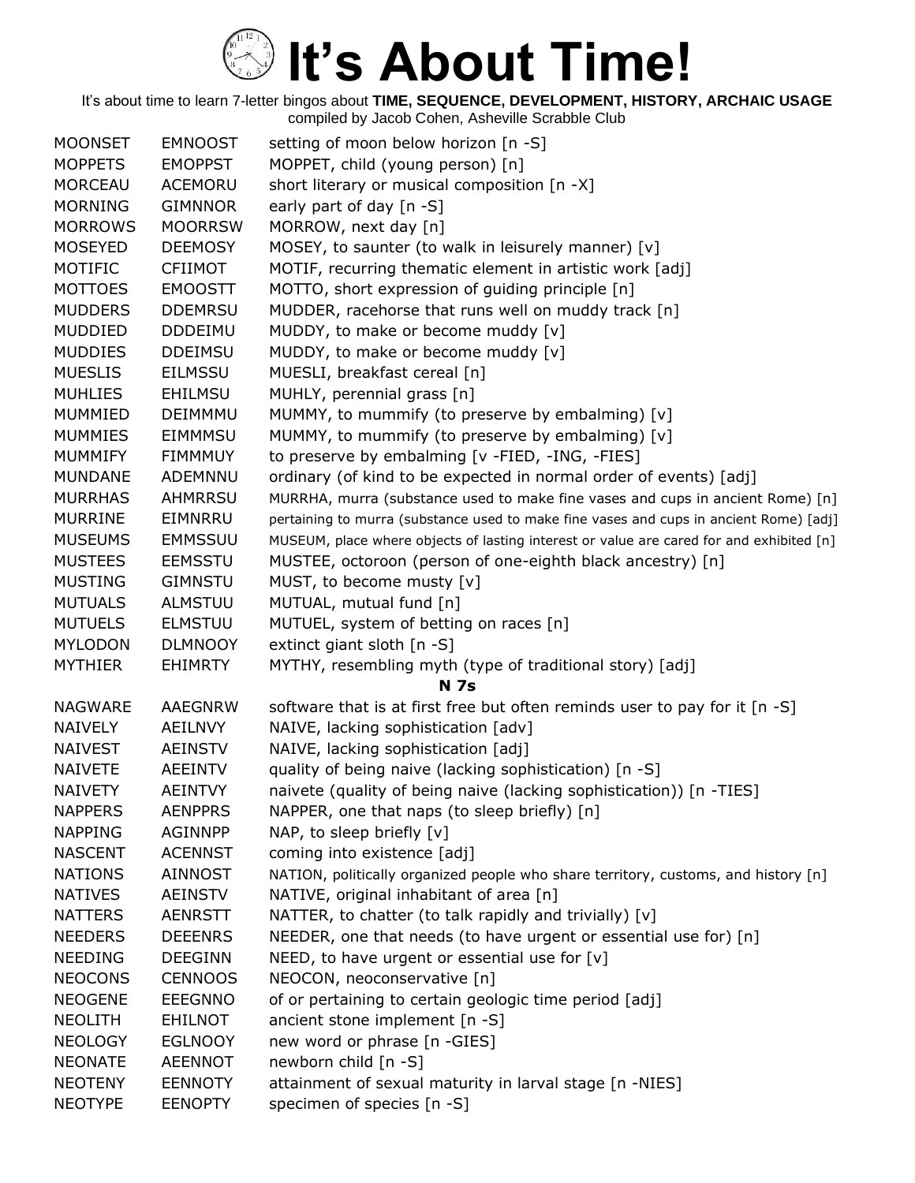# It's About Time!

It's about time to learn 7-letter bingos about **TIME, SEQUENCE, DEVELOPMENT, HISTORY, ARCHAIC USAGE**
compiled by Jacob Cohen, Asheville Scrabble Club

| | | |
|---|---|---|
| MOONSET | EMNOOST | setting of moon below horizon [n -S] |
| MOPPETS | EMOPPST | MOPPET, child (young person) [n] |
| MORCEAU | ACEMORU | short literary or musical composition [n -X] |
| MORNING | GIMNNOR | early part of day [n -S] |
| MORROWS | MOORRSW | MORROW, next day [n] |
| MOSEYED | DEEMOSY | MOSEY, to saunter (to walk in leisurely manner) [v] |
| MOTIFIC | CFIIMOT | MOTIF, recurring thematic element in artistic work [adj] |
| MOTTOES | EMOOSTT | MOTTO, short expression of guiding principle [n] |
| MUDDERS | DDEMRSU | MUDDER, racehorse that runs well on muddy track [n] |
| MUDDIED | DDDEIMU | MUDDY, to make or become muddy [v] |
| MUDDIES | DDEIMSU | MUDDY, to make or become muddy [v] |
| MUESLIS | EILMSSU | MUESLI, breakfast cereal [n] |
| MUHLIES | EHILMSU | MUHLY, perennial grass [n] |
| MUMMIED | DEIMMMU | MUMMY, to mummify (to preserve by embalming) [v] |
| MUMMIES | EIMMMSU | MUMMY, to mummify (to preserve by embalming) [v] |
| MUMMIFY | FIMMMUY | to preserve by embalming [v -FIED, -ING, -FIES] |
| MUNDANE | ADEMNNU | ordinary (of kind to be expected in normal order of events) [adj] |
| MURRHAS | AHMRRSU | MURRHA, murra (substance used to make fine vases and cups in ancient Rome) [n] |
| MURRINE | EIMNRRU | pertaining to murra (substance used to make fine vases and cups in ancient Rome) [adj] |
| MUSEUMS | EMMSSUU | MUSEUM, place where objects of lasting interest or value are cared for and exhibited [n] |
| MUSTEES | EEMSSTU | MUSTEE, octoroon (person of one-eighth black ancestry) [n] |
| MUSTING | GIMNSTU | MUST, to become musty [v] |
| MUTUALS | ALMSTUU | MUTUAL, mutual fund [n] |
| MUTUELS | ELMSTUU | MUTUEL, system of betting on races [n] |
| MYLODON | DLMNOOY | extinct giant sloth [n -S] |
| MYTHIER | EHIMRTY | MYTHY, resembling myth (type of traditional story) [adj] |

**N 7s**

| | | |
|---|---|---|
| NAGWARE | AAEGNRW | software that is at first free but often reminds user to pay for it [n -S] |
| NAIVELY | AEILNVY | NAIVE, lacking sophistication [adv] |
| NAIVEST | AEINSTV | NAIVE, lacking sophistication [adj] |
| NAIVETE | AEEINTV | quality of being naive (lacking sophistication) [n -S] |
| NAIVETY | AEINTVY | naivete (quality of being naive (lacking sophistication)) [n -TIES] |
| NAPPERS | AENPPRS | NAPPER, one that naps (to sleep briefly) [n] |
| NAPPING | AGINNPP | NAP, to sleep briefly [v] |
| NASCENT | ACENNST | coming into existence [adj] |
| NATIONS | AINNOST | NATION, politically organized people who share territory, customs, and history [n] |
| NATIVES | AEINSTV | NATIVE, original inhabitant of area [n] |
| NATTERS | AENRSTT | NATTER, to chatter (to talk rapidly and trivially) [v] |
| NEEDERS | DEEENRS | NEEDER, one that needs (to have urgent or essential use for) [n] |
| NEEDING | DEEGINN | NEED, to have urgent or essential use for [v] |
| NEOCONS | CENNOOS | NEOCON, neoconservative [n] |
| NEOGENE | EEEGNNO | of or pertaining to certain geologic time period [adj] |
| NEOLITH | EHILNOT | ancient stone implement [n -S] |
| NEOLOGY | EGLNOOY | new word or phrase [n -GIES] |
| NEONATE | AEENNOT | newborn child [n -S] |
| NEOTENY | EENNOTY | attainment of sexual maturity in larval stage [n -NIES] |
| NEOTYPE | EENOPTY | specimen of species [n -S] |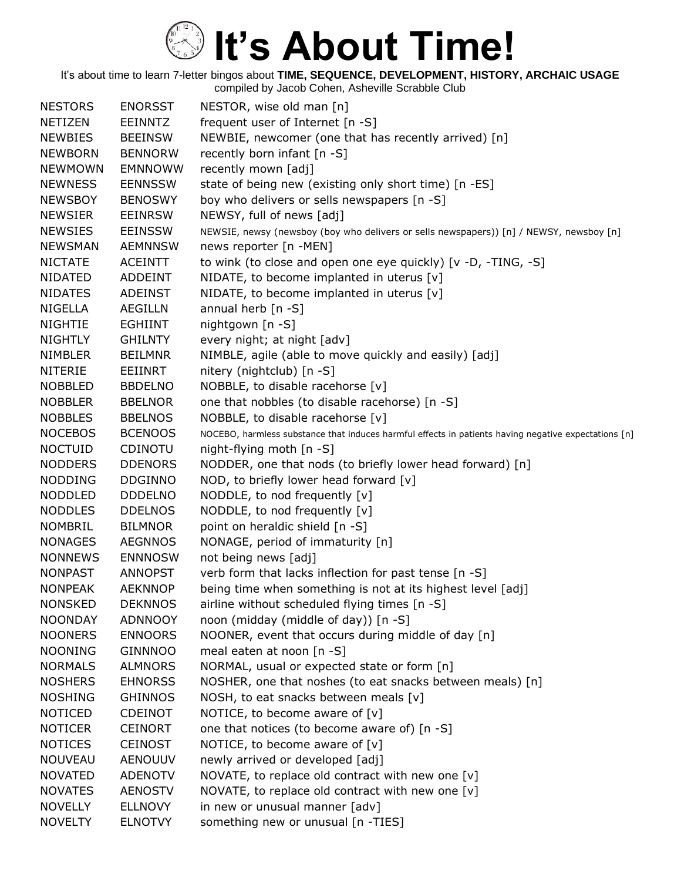# It's About Time!

It's about time to learn 7-letter bingos about **TIME, SEQUENCE, DEVELOPMENT, HISTORY, ARCHAIC USAGE**
compiled by Jacob Cohen, Asheville Scrabble Club

| | | |
|---|---|---|
| NESTORS | ENORSST | NESTOR, wise old man [n] |
| NETIZEN | EEINNTZ | frequent user of Internet [n -S] |
| NEWBIES | BEEINSW | NEWBIE, newcomer (one that has recently arrived) [n] |
| NEWBORN | BENNORW | recently born infant [n -S] |
| NEWMOWN | EMNNOWW | recently mown [adj] |
| NEWNESS | EENNSSW | state of being new (existing only short time) [n -ES] |
| NEWSBOY | BENOSWY | boy who delivers or sells newspapers [n -S] |
| NEWSIER | EEINRSW | NEWSY, full of news [adj] |
| NEWSIES | EEINSSW | NEWSIE, newsy (newsboy (boy who delivers or sells newspapers)) [n] / NEWSY, newsboy [n] |
| NEWSMAN | AEMNNSW | news reporter [n -MEN] |
| NICTATE | ACEINTT | to wink (to close and open one eye quickly) [v -D, -TING, -S] |
| NIDATED | ADDEINT | NIDATE, to become implanted in uterus [v] |
| NIDATES | ADEINST | NIDATE, to become implanted in uterus [v] |
| NIGELLA | AEGILLN | annual herb [n -S] |
| NIGHTIE | EGHIINT | nightgown [n -S] |
| NIGHTLY | GHILNTY | every night; at night [adv] |
| NIMBLER | BEILMNR | NIMBLE, agile (able to move quickly and easily) [adj] |
| NITERIE | EEIINRT | nitery (nightclub) [n -S] |
| NOBBLED | BBDELNO | NOBBLE, to disable racehorse [v] |
| NOBBLER | BBELNOR | one that nobbles (to disable racehorse) [n -S] |
| NOBBLES | BBELNOS | NOBBLE, to disable racehorse [v] |
| NOCEBOS | BCENOOS | NOCEBO, harmless substance that induces harmful effects in patients having negative expectations [n] |
| NOCTUID | CDINOTU | night-flying moth [n -S] |
| NODDERS | DDENORS | NODDER, one that nods (to briefly lower head forward) [n] |
| NODDING | DDGINNO | NOD, to briefly lower head forward [v] |
| NODDLED | DDDELNO | NODDLE, to nod frequently [v] |
| NODDLES | DDELNOS | NODDLE, to nod frequently [v] |
| NOMBRIL | BILMNOR | point on heraldic shield [n -S] |
| NONAGES | AEGNNOS | NONAGE, period of immaturity [n] |
| NONNEWS | ENNNOSW | not being news [adj] |
| NONPAST | ANNOPST | verb form that lacks inflection for past tense [n -S] |
| NONPEAK | AEKNNOP | being time when something is not at its highest level [adj] |
| NONSKED | DEKNNOS | airline without scheduled flying times [n -S] |
| NOONDAY | ADNNOOY | noon (midday (middle of day)) [n -S] |
| NOONERS | ENNOORS | NOONER, event that occurs during middle of day [n] |
| NOONING | GINNNOO | meal eaten at noon [n -S] |
| NORMALS | ALMNORS | NORMAL, usual or expected state or form [n] |
| NOSHERS | EHNORSS | NOSHER, one that noshes (to eat snacks between meals) [n] |
| NOSHING | GHINNOS | NOSH, to eat snacks between meals [v] |
| NOTICED | CDEINOT | NOTICE, to become aware of [v] |
| NOTICER | CEINORT | one that notices (to become aware of) [n -S] |
| NOTICES | CEINOST | NOTICE, to become aware of [v] |
| NOUVEAU | AENOUUV | newly arrived or developed [adj] |
| NOVATED | ADENOTV | NOVATE, to replace old contract with new one [v] |
| NOVATES | AENOSTV | NOVATE, to replace old contract with new one [v] |
| NOVELLY | ELLNOVY | in new or unusual manner [adv] |
| NOVELTY | ELNOTVY | something new or unusual [n -TIES] |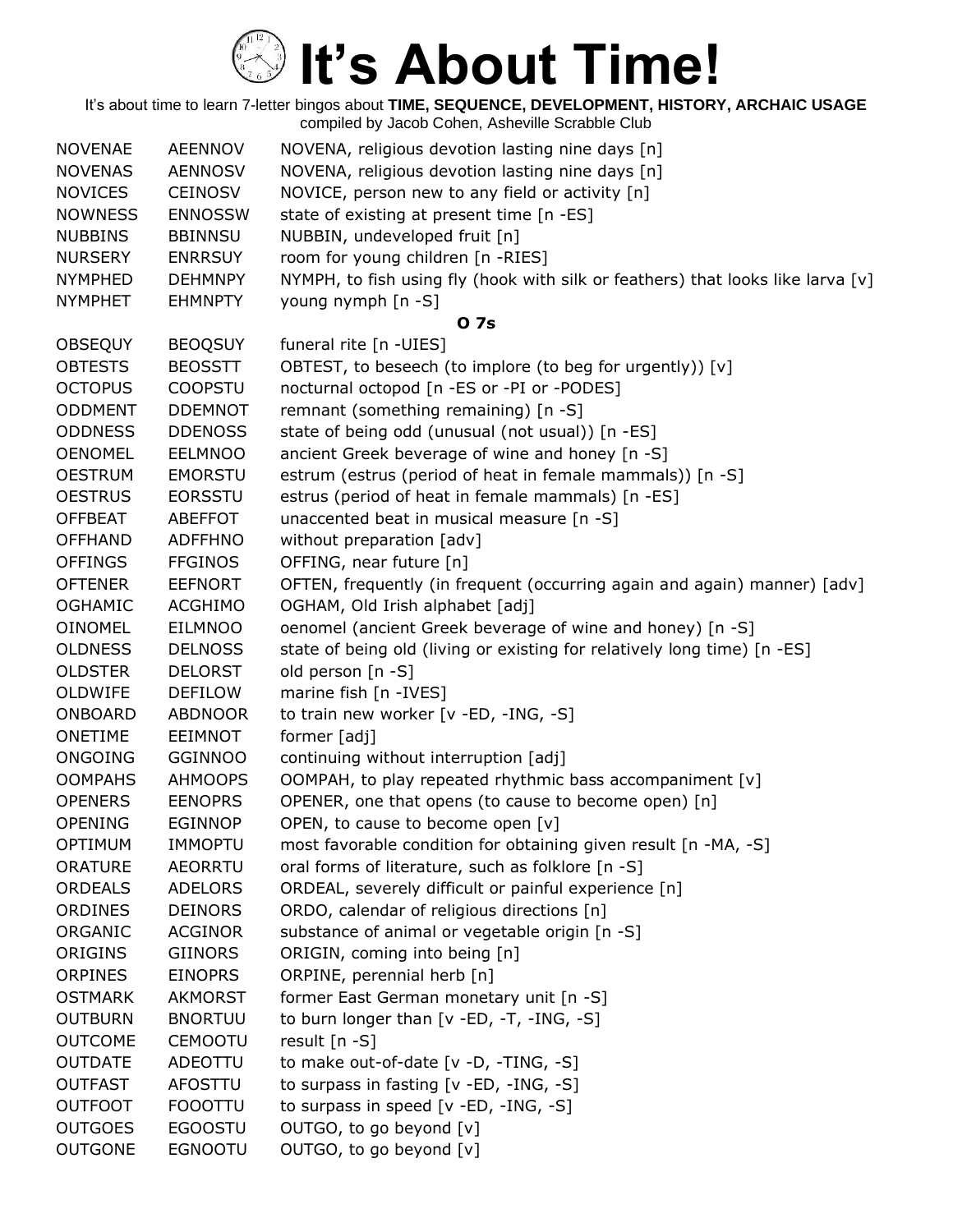# It's About Time!

It's about time to learn 7-letter bingos about **TIME, SEQUENCE, DEVELOPMENT, HISTORY, ARCHAIC USAGE**
compiled by Jacob Cohen, Asheville Scrabble Club

| | | |
|---|---|---|
| NOVENAE | AEENNOV | NOVENA, religious devotion lasting nine days [n] |
| NOVENAS | AENNOSV | NOVENA, religious devotion lasting nine days [n] |
| NOVICES | CEINOSV | NOVICE, person new to any field or activity [n] |
| NOWNESS | ENNOSSW | state of existing at present time [n -ES] |
| NUBBINS | BBINNSU | NUBBIN, undeveloped fruit [n] |
| NURSERY | ENRRSUY | room for young children [n -RIES] |
| NYMPHED | DEHMNPY | NYMPH, to fish using fly (hook with silk or feathers) that looks like larva [v] |
| NYMPHET | EHMNPTY | young nymph [n -S] |
| | | **O 7s** |
| OBSEQUY | BEOQSUY | funeral rite [n -UIES] |
| OBTESTS | BEOSSTT | OBTEST, to beseech (to implore (to beg for urgently)) [v] |
| OCTOPUS | COOPSTU | nocturnal octopod [n -ES or -PI or -PODES] |
| ODDMENT | DDEMNOT | remnant (something remaining) [n -S] |
| ODDNESS | DDENOSS | state of being odd (unusual (not usual)) [n -ES] |
| OENOMEL | EELMNOO | ancient Greek beverage of wine and honey [n -S] |
| OESTRUM | EMORSTU | estrum (estrus (period of heat in female mammals)) [n -S] |
| OESTRUS | EORSSTU | estrus (period of heat in female mammals) [n -ES] |
| OFFBEAT | ABEFFOT | unaccented beat in musical measure [n -S] |
| OFFHAND | ADFFHNO | without preparation [adv] |
| OFFINGS | FFGINOS | OFFING, near future [n] |
| OFTENER | EEFNORT | OFTEN, frequently (in frequent (occurring again and again) manner) [adv] |
| OGHAMIC | ACGHIMO | OGHAM, Old Irish alphabet [adj] |
| OINOMEL | EILMNOO | oenomel (ancient Greek beverage of wine and honey) [n -S] |
| OLDNESS | DELNOSS | state of being old (living or existing for relatively long time) [n -ES] |
| OLDSTER | DELORST | old person [n -S] |
| OLDWIFE | DEFILOW | marine fish [n -IVES] |
| ONBOARD | ABDNOOR | to train new worker [v -ED, -ING, -S] |
| ONETIME | EEIMNOT | former [adj] |
| ONGOING | GGINNOO | continuing without interruption [adj] |
| OOMPAHS | AHMOOPS | OOMPAH, to play repeated rhythmic bass accompaniment [v] |
| OPENERS | EENOPRS | OPENER, one that opens (to cause to become open) [n] |
| OPENING | EGINNOP | OPEN, to cause to become open [v] |
| OPTIMUM | IMMOPTU | most favorable condition for obtaining given result [n -MA, -S] |
| ORATURE | AEORRTU | oral forms of literature, such as folklore [n -S] |
| ORDEALS | ADELORS | ORDEAL, severely difficult or painful experience [n] |
| ORDINES | DEINORS | ORDO, calendar of religious directions [n] |
| ORGANIC | ACGINOR | substance of animal or vegetable origin [n -S] |
| ORIGINS | GIINORS | ORIGIN, coming into being [n] |
| ORPINES | EINOPRS | ORPINE, perennial herb [n] |
| OSTMARK | AKMORST | former East German monetary unit [n -S] |
| OUTBURN | BNORTUU | to burn longer than [v -ED, -T, -ING, -S] |
| OUTCOME | CEMOOTU | result [n -S] |
| OUTDATE | ADEOTTU | to make out-of-date [v -D, -TING, -S] |
| OUTFAST | AFOSTTU | to surpass in fasting [v -ED, -ING, -S] |
| OUTFOOT | FOOOTTU | to surpass in speed [v -ED, -ING, -S] |
| OUTGOES | EGOOSTU | OUTGO, to go beyond [v] |
| OUTGONE | EGNOOTU | OUTGO, to go beyond [v] |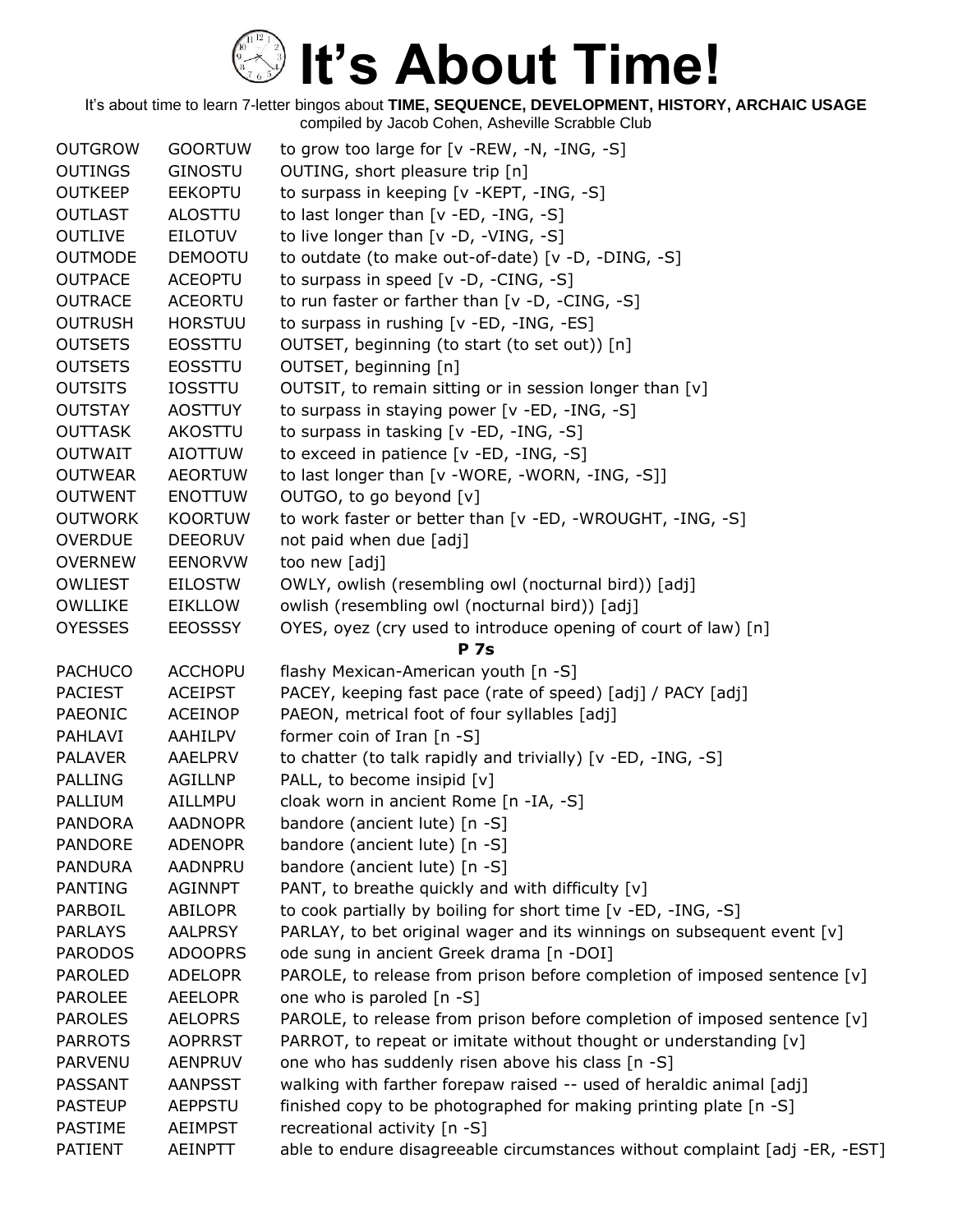# It's About Time!

It's about time to learn 7-letter bingos about **TIME, SEQUENCE, DEVELOPMENT, HISTORY, ARCHAIC USAGE**
compiled by Jacob Cohen, Asheville Scrabble Club

| | | |
|---|---|---|
| OUTGROW | GOORTUW | to grow too large for [v -REW, -N, -ING, -S] |
| OUTINGS | GINOSTU | OUTING, short pleasure trip [n] |
| OUTKEEP | EEKOPTU | to surpass in keeping [v -KEPT, -ING, -S] |
| OUTLAST | ALOSTTU | to last longer than [v -ED, -ING, -S] |
| OUTLIVE | EILOTUV | to live longer than [v -D, -VING, -S] |
| OUTMODE | DEMOOTU | to outdate (to make out-of-date) [v -D, -DING, -S] |
| OUTPACE | ACEOPTU | to surpass in speed [v -D, -CING, -S] |
| OUTRACE | ACEORTU | to run faster or farther than [v -D, -CING, -S] |
| OUTRUSH | HORSTUU | to surpass in rushing [v -ED, -ING, -ES] |
| OUTSETS | EOSSTTU | OUTSET, beginning (to start (to set out)) [n] |
| OUTSETS | EOSSTTU | OUTSET, beginning [n] |
| OUTSITS | IOSSTTU | OUTSIT, to remain sitting or in session longer than [v] |
| OUTSTAY | AOSTTUY | to surpass in staying power [v -ED, -ING, -S] |
| OUTTASK | AKOSTTU | to surpass in tasking [v -ED, -ING, -S] |
| OUTWAIT | AIOTTUW | to exceed in patience [v -ED, -ING, -S] |
| OUTWEAR | AEORTUW | to last longer than [v -WORE, -WORN, -ING, -S]] |
| OUTWENT | ENOTTUW | OUTGO, to go beyond [v] |
| OUTWORK | KOORTUW | to work faster or better than [v -ED, -WROUGHT, -ING, -S] |
| OVERDUE | DEEORUV | not paid when due [adj] |
| OVERNEW | EENORVW | too new [adj] |
| OWLIEST | EILOSTW | OWLY, owlish (resembling owl (nocturnal bird)) [adj] |
| OWLLIKE | EIKLLOW | owlish (resembling owl (nocturnal bird)) [adj] |
| OYESSES | EEOSSSY | OYES, oyez (cry used to introduce opening of court of law) [n] |
| | | **P 7s** |
| PACHUCO | ACCHOPU | flashy Mexican-American youth [n -S] |
| PACIEST | ACEIPST | PACEY, keeping fast pace (rate of speed) [adj] / PACY [adj] |
| PAEONIC | ACEINOP | PAEON, metrical foot of four syllables [adj] |
| PAHLAVI | AAHILPV | former coin of Iran [n -S] |
| PALAVER | AAELPRV | to chatter (to talk rapidly and trivially) [v -ED, -ING, -S] |
| PALLING | AGILLNP | PALL, to become insipid [v] |
| PALLIUM | AILLMPU | cloak worn in ancient Rome [n -IA, -S] |
| PANDORA | AADNOPR | bandore (ancient lute) [n -S] |
| PANDORE | ADENOPR | bandore (ancient lute) [n -S] |
| PANDURA | AADNPRU | bandore (ancient lute) [n -S] |
| PANTING | AGINNPT | PANT, to breathe quickly and with difficulty [v] |
| PARBOIL | ABILOPR | to cook partially by boiling for short time [v -ED, -ING, -S] |
| PARLAYS | AALPRSY | PARLAY, to bet original wager and its winnings on subsequent event [v] |
| PARODOS | ADOOPRS | ode sung in ancient Greek drama [n -DOI] |
| PAROLED | ADELOPR | PAROLE, to release from prison before completion of imposed sentence [v] |
| PAROLEE | AEELOPR | one who is paroled [n -S] |
| PAROLES | AELOPRS | PAROLE, to release from prison before completion of imposed sentence [v] |
| PARROTS | AOPRRST | PARROT, to repeat or imitate without thought or understanding [v] |
| PARVENU | AENPRUV | one who has suddenly risen above his class [n -S] |
| PASSANT | AANPSST | walking with farther forepaw raised -- used of heraldic animal [adj] |
| PASTEUP | AEPPSTU | finished copy to be photographed for making printing plate [n -S] |
| PASTIME | AEIMPST | recreational activity [n -S] |
| PATIENT | AEINPTT | able to endure disagreeable circumstances without complaint [adj -ER, -EST] |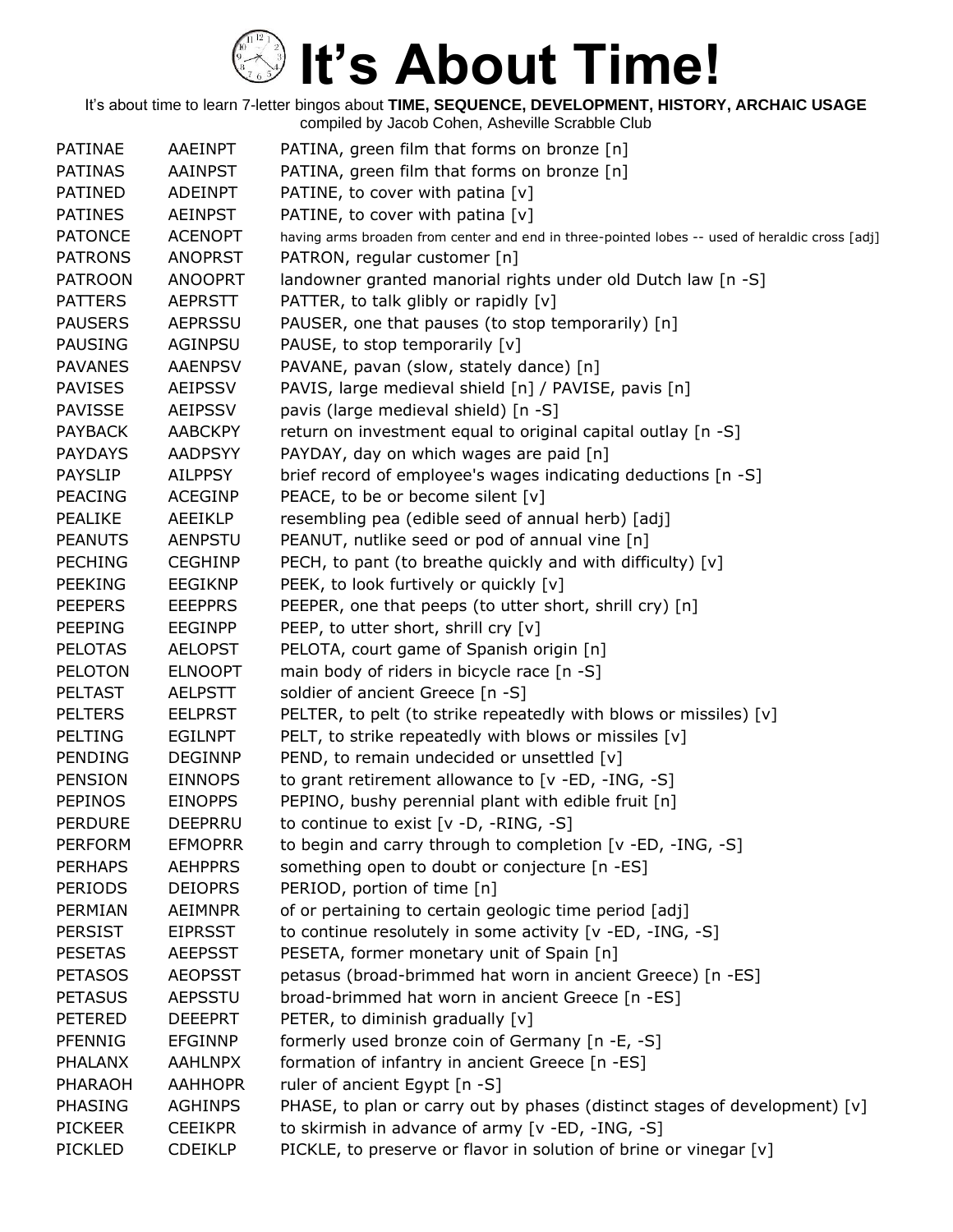# It's About Time!

It's about time to learn 7-letter bingos about **TIME, SEQUENCE, DEVELOPMENT, HISTORY, ARCHAIC USAGE**
compiled by Jacob Cohen, Asheville Scrabble Club

| | | |
|---|---|---|
| PATINAE | AAEINPT | PATINA, green film that forms on bronze [n] |
| PATINAS | AAINPST | PATINA, green film that forms on bronze [n] |
| PATINED | ADEINPT | PATINE, to cover with patina [v] |
| PATINES | AEINPST | PATINE, to cover with patina [v] |
| PATONCE | ACENOPT | having arms broaden from center and end in three-pointed lobes -- used of heraldic cross [adj] |
| PATRONS | ANOPRST | PATRON, regular customer [n] |
| PATROON | ANOOPRT | landowner granted manorial rights under old Dutch law [n -S] |
| PATTERS | AEPRSTT | PATTER, to talk glibly or rapidly [v] |
| PAUSERS | AEPRSSU | PAUSER, one that pauses (to stop temporarily) [n] |
| PAUSING | AGINPSU | PAUSE, to stop temporarily [v] |
| PAVANES | AAENPSV | PAVANE, pavan (slow, stately dance) [n] |
| PAVISES | AEIPSSV | PAVIS, large medieval shield [n] / PAVISE, pavis [n] |
| PAVISSE | AEIPSSV | pavis (large medieval shield) [n -S] |
| PAYBACK | AABCKPY | return on investment equal to original capital outlay [n -S] |
| PAYDAYS | AADPSYY | PAYDAY, day on which wages are paid [n] |
| PAYSLIP | AILPPSY | brief record of employee's wages indicating deductions [n -S] |
| PEACING | ACEGINP | PEACE, to be or become silent [v] |
| PEALIKE | AEEIKLP | resembling pea (edible seed of annual herb) [adj] |
| PEANUTS | AENPSTU | PEANUT, nutlike seed or pod of annual vine [n] |
| PECHING | CEGHINP | PECH, to pant (to breathe quickly and with difficulty) [v] |
| PEEKING | EEGIKNP | PEEK, to look furtively or quickly [v] |
| PEEPERS | EEEPPRS | PEEPER, one that peeps (to utter short, shrill cry) [n] |
| PEEPING | EEGINPP | PEEP, to utter short, shrill cry [v] |
| PELOTAS | AELOPST | PELOTA, court game of Spanish origin [n] |
| PELOTON | ELNOOPT | main body of riders in bicycle race [n -S] |
| PELTAST | AELPSTT | soldier of ancient Greece [n -S] |
| PELTERS | EELPRST | PELTER, to pelt (to strike repeatedly with blows or missiles) [v] |
| PELTING | EGILNPT | PELT, to strike repeatedly with blows or missiles [v] |
| PENDING | DEGINNP | PEND, to remain undecided or unsettled [v] |
| PENSION | EINNOPS | to grant retirement allowance to [v -ED, -ING, -S] |
| PEPINOS | EINOPPS | PEPINO, bushy perennial plant with edible fruit [n] |
| PERDURE | DEEPRRU | to continue to exist [v -D, -RING, -S] |
| PERFORM | EFMOPRR | to begin and carry through to completion [v -ED, -ING, -S] |
| PERHAPS | AEHPPRS | something open to doubt or conjecture [n -ES] |
| PERIODS | DEIOPRS | PERIOD, portion of time [n] |
| PERMIAN | AEIMNPR | of or pertaining to certain geologic time period [adj] |
| PERSIST | EIPRSST | to continue resolutely in some activity [v -ED, -ING, -S] |
| PESETAS | AEEPSST | PESETA, former monetary unit of Spain [n] |
| PETASOS | AEOPSST | petasus (broad-brimmed hat worn in ancient Greece) [n -ES] |
| PETASUS | AEPSSTU | broad-brimmed hat worn in ancient Greece [n -ES] |
| PETERED | DEEEPRT | PETER, to diminish gradually [v] |
| PFENNIG | EFGINNP | formerly used bronze coin of Germany [n -E, -S] |
| PHALANX | AAHLNPX | formation of infantry in ancient Greece [n -ES] |
| PHARAOH | AAHHOPR | ruler of ancient Egypt [n -S] |
| PHASING | AGHINPS | PHASE, to plan or carry out by phases (distinct stages of development) [v] |
| PICKEER | CEEIKPR | to skirmish in advance of army [v -ED, -ING, -S] |
| PICKLED | CDEIKLP | PICKLE, to preserve or flavor in solution of brine or vinegar [v] |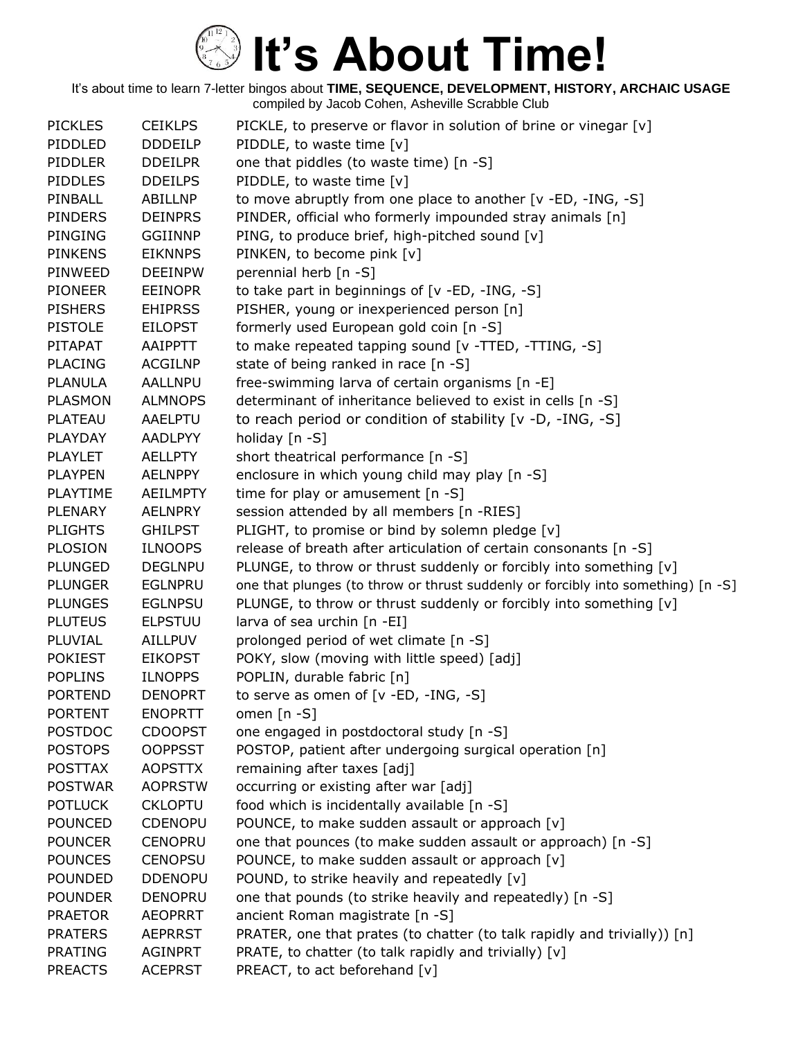# It's About Time!

It's about time to learn 7-letter bingos about **TIME, SEQUENCE, DEVELOPMENT, HISTORY, ARCHAIC USAGE**
compiled by Jacob Cohen, Asheville Scrabble Club

| | | |
|---|---|---|
| PICKLES | CEIKLPS | PICKLE, to preserve or flavor in solution of brine or vinegar [v] |
| PIDDLED | DDDEILP | PIDDLE, to waste time [v] |
| PIDDLER | DDEILPR | one that piddles (to waste time) [n -S] |
| PIDDLES | DDEILPS | PIDDLE, to waste time [v] |
| PINBALL | ABILLNP | to move abruptly from one place to another [v -ED, -ING, -S] |
| PINDERS | DEINPRS | PINDER, official who formerly impounded stray animals [n] |
| PINGING | GGIINNP | PING, to produce brief, high-pitched sound [v] |
| PINKENS | EIKNNPS | PINKEN, to become pink [v] |
| PINWEED | DEEINPW | perennial herb [n -S] |
| PIONEER | EEINOPR | to take part in beginnings of [v -ED, -ING, -S] |
| PISHERS | EHIPRSS | PISHER, young or inexperienced person [n] |
| PISTOLE | EILOPST | formerly used European gold coin [n -S] |
| PITAPAT | AAIPPTT | to make repeated tapping sound [v -TTED, -TTING, -S] |
| PLACING | ACGILNP | state of being ranked in race [n -S] |
| PLANULA | AALLNPU | free-swimming larva of certain organisms [n -E] |
| PLASMON | ALMNOPS | determinant of inheritance believed to exist in cells [n -S] |
| PLATEAU | AAELPTU | to reach period or condition of stability [v -D, -ING, -S] |
| PLAYDAY | AADLPYY | holiday [n -S] |
| PLAYLET | AELLPTY | short theatrical performance [n -S] |
| PLAYPEN | AELNPPY | enclosure in which young child may play [n -S] |
| PLAYTIME | AEILMPTY | time for play or amusement [n -S] |
| PLENARY | AELNPRY | session attended by all members [n -RIES] |
| PLIGHTS | GHILPST | PLIGHT, to promise or bind by solemn pledge [v] |
| PLOSION | ILNOOPS | release of breath after articulation of certain consonants [n -S] |
| PLUNGED | DEGLNPU | PLUNGE, to throw or thrust suddenly or forcibly into something [v] |
| PLUNGER | EGLNPRU | one that plunges (to throw or thrust suddenly or forcibly into something) [n -S] |
| PLUNGES | EGLNPSU | PLUNGE, to throw or thrust suddenly or forcibly into something [v] |
| PLUTEUS | ELPSTUU | larva of sea urchin [n -EI] |
| PLUVIAL | AILLPUV | prolonged period of wet climate [n -S] |
| POKIEST | EIKOPST | POKY, slow (moving with little speed) [adj] |
| POPLINS | ILNOPPS | POPLIN, durable fabric [n] |
| PORTEND | DENOPRT | to serve as omen of [v -ED, -ING, -S] |
| PORTENT | ENOPRTT | omen [n -S] |
| POSTDOC | CDOOPST | one engaged in postdoctoral study [n -S] |
| POSTOPS | OOPPSST | POSTOP, patient after undergoing surgical operation [n] |
| POSTTAX | AOPSTTX | remaining after taxes [adj] |
| POSTWAR | AOPRSTW | occurring or existing after war [adj] |
| POTLUCK | CKLOPTU | food which is incidentally available [n -S] |
| POUNCED | CDENOPU | POUNCE, to make sudden assault or approach [v] |
| POUNCER | CENOPRU | one that pounces (to make sudden assault or approach) [n -S] |
| POUNCES | CENOPSU | POUNCE, to make sudden assault or approach [v] |
| POUNDED | DDENOPU | POUND, to strike heavily and repeatedly [v] |
| POUNDER | DENOPRU | one that pounds (to strike heavily and repeatedly) [n -S] |
| PRAETOR | AEOPRRT | ancient Roman magistrate [n -S] |
| PRATERS | AEPRRST | PRATER, one that prates (to chatter (to talk rapidly and trivially)) [n] |
| PRATING | AGINPRT | PRATE, to chatter (to talk rapidly and trivially) [v] |
| PREACTS | ACEPRST | PREACT, to act beforehand [v] |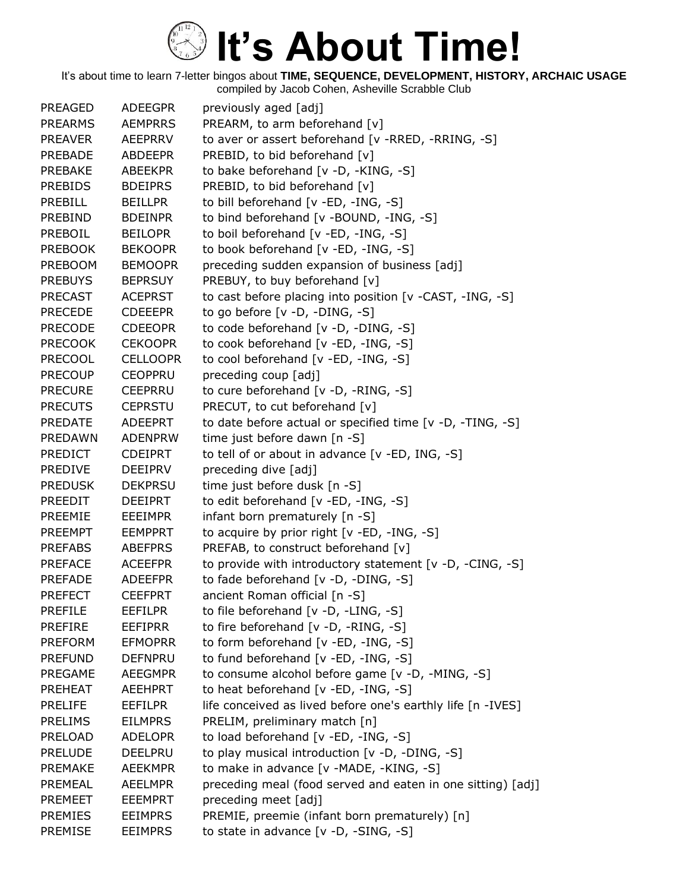# It's About Time!

It's about time to learn 7-letter bingos about **TIME, SEQUENCE, DEVELOPMENT, HISTORY, ARCHAIC USAGE**
compiled by Jacob Cohen, Asheville Scrabble Club

| | | |
|---|---|---|
| PREAGED | ADEEGPR | previously aged [adj] |
| PREARMS | AEMPRRS | PREARM, to arm beforehand [v] |
| PREAVER | AEEPRRV | to aver or assert beforehand [v -RRED, -RRING, -S] |
| PREBADE | ABDEEPR | PREBID, to bid beforehand [v] |
| PREBAKE | ABEEKPR | to bake beforehand [v -D, -KING, -S] |
| PREBIDS | BDEIPRS | PREBID, to bid beforehand [v] |
| PREBILL | BEILLPR | to bill beforehand [v -ED, -ING, -S] |
| PREBIND | BDEINPR | to bind beforehand [v -BOUND, -ING, -S] |
| PREBOIL | BEILOPR | to boil beforehand [v -ED, -ING, -S] |
| PREBOOK | BEKOOPR | to book beforehand [v -ED, -ING, -S] |
| PREBOOM | BEMOOPR | preceding sudden expansion of business [adj] |
| PREBUYS | BEPRSUY | PREBUY, to buy beforehand [v] |
| PRECAST | ACEPRST | to cast before placing into position [v -CAST, -ING, -S] |
| PRECEDE | CDEEEPR | to go before [v -D, -DING, -S] |
| PRECODE | CDEEOPR | to code beforehand [v -D, -DING, -S] |
| PRECOOK | CEKOOPR | to cook beforehand [v -ED, -ING, -S] |
| PRECOOL | CELLOOPR | to cool beforehand [v -ED, -ING, -S] |
| PRECOUP | CEOPPRU | preceding coup [adj] |
| PRECURE | CEEPRRU | to cure beforehand [v -D, -RING, -S] |
| PRECUTS | CEPRSTU | PRECUT, to cut beforehand [v] |
| PREDATE | ADEEPRT | to date before actual or specified time [v -D, -TING, -S] |
| PREDAWN | ADENPRW | time just before dawn [n -S] |
| PREDICT | CDEIPRT | to tell of or about in advance [v -ED, ING, -S] |
| PREDIVE | DEEIPRV | preceding dive [adj] |
| PREDUSK | DEKPRSU | time just before dusk [n -S] |
| PREEDIT | DEEIPRT | to edit beforehand [v -ED, -ING, -S] |
| PREEMIE | EEEIMPR | infant born prematurely [n -S] |
| PREEMPT | EEMPPRT | to acquire by prior right [v -ED, -ING, -S] |
| PREFABS | ABEFPRS | PREFAB, to construct beforehand [v] |
| PREFACE | ACEEFPR | to provide with introductory statement [v -D, -CING, -S] |
| PREFADE | ADEEFPR | to fade beforehand [v -D, -DING, -S] |
| PREFECT | CEEFPRT | ancient Roman official [n -S] |
| PREFILE | EEFILPR | to file beforehand [v -D, -LING, -S] |
| PREFIRE | EEFIPRR | to fire beforehand [v -D, -RING, -S] |
| PREFORM | EFMOPRR | to form beforehand [v -ED, -ING, -S] |
| PREFUND | DEFNPRU | to fund beforehand [v -ED, -ING, -S] |
| PREGAME | AEEGMPR | to consume alcohol before game [v -D, -MING, -S] |
| PREHEAT | AEEHPRT | to heat beforehand [v -ED, -ING, -S] |
| PRELIFE | EEFILPR | life conceived as lived before one's earthly life [n -IVES] |
| PRELIMS | EILMPRS | PRELIM, preliminary match [n] |
| PRELOAD | ADELOPR | to load beforehand [v -ED, -ING, -S] |
| PRELUDE | DEELPRU | to play musical introduction [v -D, -DING, -S] |
| PREMAKE | AEEKMPR | to make in advance [v -MADE, -KING, -S] |
| PREMEAL | AEELMPR | preceding meal (food served and eaten in one sitting) [adj] |
| PREMEET | EEEMPRT | preceding meet [adj] |
| PREMIES | EEIMPRS | PREMIE, preemie (infant born prematurely) [n] |
| PREMISE | EEIMPRS | to state in advance [v -D, -SING, -S] |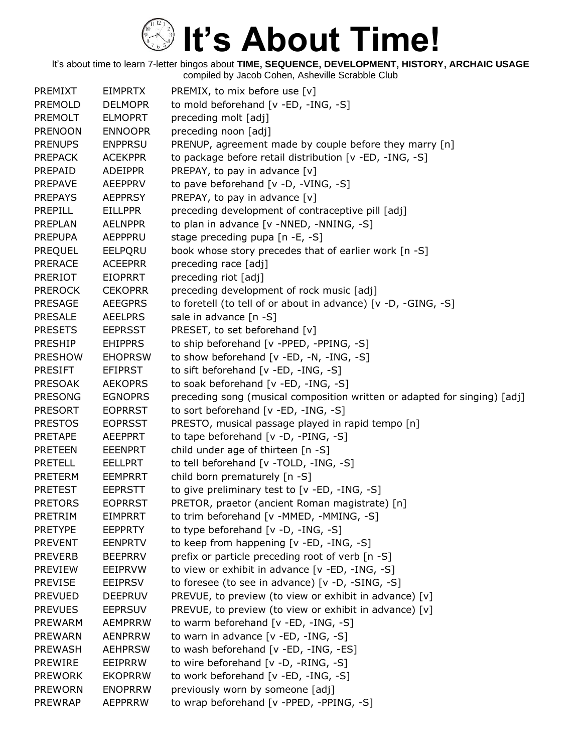# It's About Time!

It's about time to learn 7-letter bingos about **TIME, SEQUENCE, DEVELOPMENT, HISTORY, ARCHAIC USAGE**
compiled by Jacob Cohen, Asheville Scrabble Club

| | | |
|---|---|---|
| PREMIXT | EIMPRTX | PREMIX, to mix before use [v] |
| PREMOLD | DELMOPR | to mold beforehand [v -ED, -ING, -S] |
| PREMOLT | ELMOPRT | preceding molt [adj] |
| PRENOON | ENNOOPR | preceding noon [adj] |
| PRENUPS | ENPPRSU | PRENUP, agreement made by couple before they marry [n] |
| PREPACK | ACEKPPR | to package before retail distribution [v -ED, -ING, -S] |
| PREPAID | ADEIPPR | PREPAY, to pay in advance [v] |
| PREPAVE | AEEPPRV | to pave beforehand [v -D, -VING, -S] |
| PREPAYS | AEPPRSY | PREPAY, to pay in advance [v] |
| PREPILL | EILLPPR | preceding development of contraceptive pill [adj] |
| PREPLAN | AELNPPR | to plan in advance [v -NNED, -NNING, -S] |
| PREPUPA | AEPPPRU | stage preceding pupa [n -E, -S] |
| PREQUEL | EELPQRU | book whose story precedes that of earlier work [n -S] |
| PRERACE | ACEEPRR | preceding race [adj] |
| PRERIOT | EIOPRRT | preceding riot [adj] |
| PREROCK | CEKOPRR | preceding development of rock music [adj] |
| PRESAGE | AEEGPRS | to foretell (to tell of or about in advance) [v -D, -GING, -S] |
| PRESALE | AEELPRS | sale in advance [n -S] |
| PRESETS | EEPRSST | PRESET, to set beforehand [v] |
| PRESHIP | EHIPPRS | to ship beforehand [v -PPED, -PPING, -S] |
| PRESHOW | EHOPRSW | to show beforehand [v -ED, -N, -ING, -S] |
| PRESIFT | EFIPRST | to sift beforehand [v -ED, -ING, -S] |
| PRESOAK | AEKOPRS | to soak beforehand [v -ED, -ING, -S] |
| PRESONG | EGNOPRS | preceding song (musical composition written or adapted for singing) [adj] |
| PRESORT | EOPRRST | to sort beforehand [v -ED, -ING, -S] |
| PRESTOS | EOPRSST | PRESTO, musical passage played in rapid tempo [n] |
| PRETAPE | AEEPPRT | to tape beforehand [v -D, -PING, -S] |
| PRETEEN | EEENPRT | child under age of thirteen [n -S] |
| PRETELL | EELLPRT | to tell beforehand [v -TOLD, -ING, -S] |
| PRETERM | EEMPRRT | child born prematurely [n -S] |
| PRETEST | EEPRSTT | to give preliminary test to [v -ED, -ING, -S] |
| PRETORS | EOPRRST | PRETOR, praetor (ancient Roman magistrate) [n] |
| PRETRIM | EIMPRRT | to trim beforehand [v -MMED, -MMING, -S] |
| PRETYPE | EEPPRTY | to type beforehand [v -D, -ING, -S] |
| PREVENT | EENPRTV | to keep from happening [v -ED, -ING, -S] |
| PREVERB | BEEPRRV | prefix or particle preceding root of verb [n -S] |
| PREVIEW | EEIPRVW | to view or exhibit in advance [v -ED, -ING, -S] |
| PREVISE | EEIPRSV | to foresee (to see in advance) [v -D, -SING, -S] |
| PREVUED | DEEPRUV | PREVUE, to preview (to view or exhibit in advance) [v] |
| PREVUES | EEPRSUV | PREVUE, to preview (to view or exhibit in advance) [v] |
| PREWARM | AEMPRRW | to warm beforehand [v -ED, -ING, -S] |
| PREWARN | AENPRRW | to warn in advance [v -ED, -ING, -S] |
| PREWASH | AEHPRSW | to wash beforehand [v -ED, -ING, -ES] |
| PREWIRE | EEIPRRW | to wire beforehand [v -D, -RING, -S] |
| PREWORK | EKOPRRW | to work beforehand [v -ED, -ING, -S] |
| PREWORN | ENOPRRW | previously worn by someone [adj] |
| PREWRAP | AEPPRRW | to wrap beforehand [v -PPED, -PPING, -S] |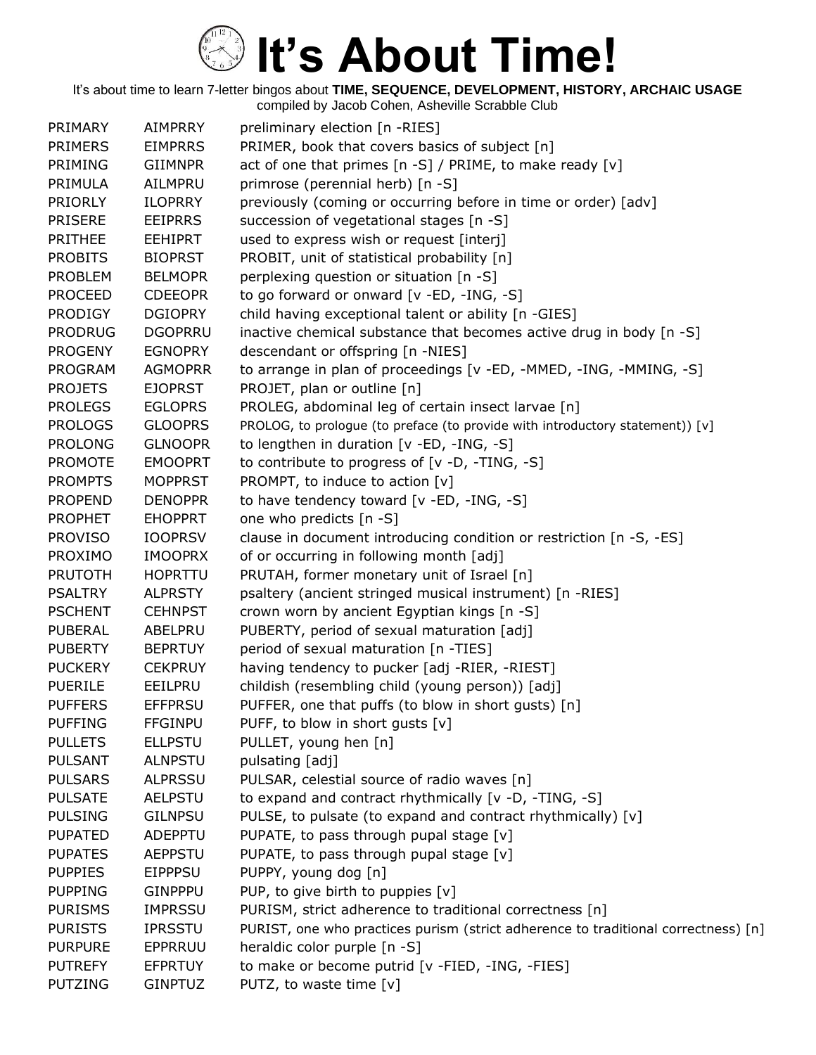# It's About Time!

It's about time to learn 7-letter bingos about **TIME, SEQUENCE, DEVELOPMENT, HISTORY, ARCHAIC USAGE**
compiled by Jacob Cohen, Asheville Scrabble Club

| | | |
|---|---|---|
| PRIMARY | AIMPRRY | preliminary election [n -RIES] |
| PRIMERS | EIMPRRS | PRIMER, book that covers basics of subject [n] |
| PRIMING | GIIMNPR | act of one that primes [n -S] / PRIME, to make ready [v] |
| PRIMULA | AILMPRU | primrose (perennial herb) [n -S] |
| PRIORLY | ILOPRRY | previously (coming or occurring before in time or order) [adv] |
| PRISERE | EEIPRRS | succession of vegetational stages [n -S] |
| PRITHEE | EEHIPRT | used to express wish or request [interj] |
| PROBITS | BIOPRST | PROBIT, unit of statistical probability [n] |
| PROBLEM | BELMOPR | perplexing question or situation [n -S] |
| PROCEED | CDEEOPR | to go forward or onward [v -ED, -ING, -S] |
| PRODIGY | DGIOPRY | child having exceptional talent or ability [n -GIES] |
| PRODRUG | DGOPRRU | inactive chemical substance that becomes active drug in body [n -S] |
| PROGENY | EGNOPRY | descendant or offspring [n -NIES] |
| PROGRAM | AGMOPRR | to arrange in plan of proceedings [v -ED, -MMED, -ING, -MMING, -S] |
| PROJETS | EJOPRST | PROJET, plan or outline [n] |
| PROLEGS | EGLOPRS | PROLEG, abdominal leg of certain insect larvae [n] |
| PROLOGS | GLOOPRS | PROLOG, to prologue (to preface (to provide with introductory statement)) [v] |
| PROLONG | GLNOOPR | to lengthen in duration [v -ED, -ING, -S] |
| PROMOTE | EMOOPRT | to contribute to progress of [v -D, -TING, -S] |
| PROMPTS | MOPPRST | PROMPT, to induce to action [v] |
| PROPEND | DENOPPR | to have tendency toward [v -ED, -ING, -S] |
| PROPHET | EHOPPRT | one who predicts [n -S] |
| PROVISO | IOOPRSV | clause in document introducing condition or restriction [n -S, -ES] |
| PROXIMO | IMOOPRX | of or occurring in following month [adj] |
| PRUTOTH | HOPRTTU | PRUTAH, former monetary unit of Israel [n] |
| PSALTRY | ALPRSTY | psaltery (ancient stringed musical instrument) [n -RIES] |
| PSCHENT | CEHNPST | crown worn by ancient Egyptian kings [n -S] |
| PUBERAL | ABELPRU | PUBERTY, period of sexual maturation [adj] |
| PUBERTY | BEPRTUY | period of sexual maturation [n -TIES] |
| PUCKERY | CEKPRUY | having tendency to pucker [adj -RIER, -RIEST] |
| PUERILE | EEILPRU | childish (resembling child (young person)) [adj] |
| PUFFERS | EFFPRSU | PUFFER, one that puffs (to blow in short gusts) [n] |
| PUFFING | FFGINPU | PUFF, to blow in short gusts [v] |
| PULLETS | ELLPSTU | PULLET, young hen [n] |
| PULSANT | ALNPSTU | pulsating [adj] |
| PULSARS | ALPRSSU | PULSAR, celestial source of radio waves [n] |
| PULSATE | AELPSTU | to expand and contract rhythmically [v -D, -TING, -S] |
| PULSING | GILNPSU | PULSE, to pulsate (to expand and contract rhythmically) [v] |
| PUPATED | ADEPPTU | PUPATE, to pass through pupal stage [v] |
| PUPATES | AEPPSTU | PUPATE, to pass through pupal stage [v] |
| PUPPIES | EIPPPSU | PUPPY, young dog [n] |
| PUPPING | GINPPPU | PUP, to give birth to puppies [v] |
| PURISMS | IMPRSSU | PURISM, strict adherence to traditional correctness [n] |
| PURISTS | IPRSSTU | PURIST, one who practices purism (strict adherence to traditional correctness) [n] |
| PURPURE | EPPRRUU | heraldic color purple [n -S] |
| PUTREFY | EFPRTUY | to make or become putrid [v -FIED, -ING, -FIES] |
| PUTZING | GINPTUZ | PUTZ, to waste time [v] |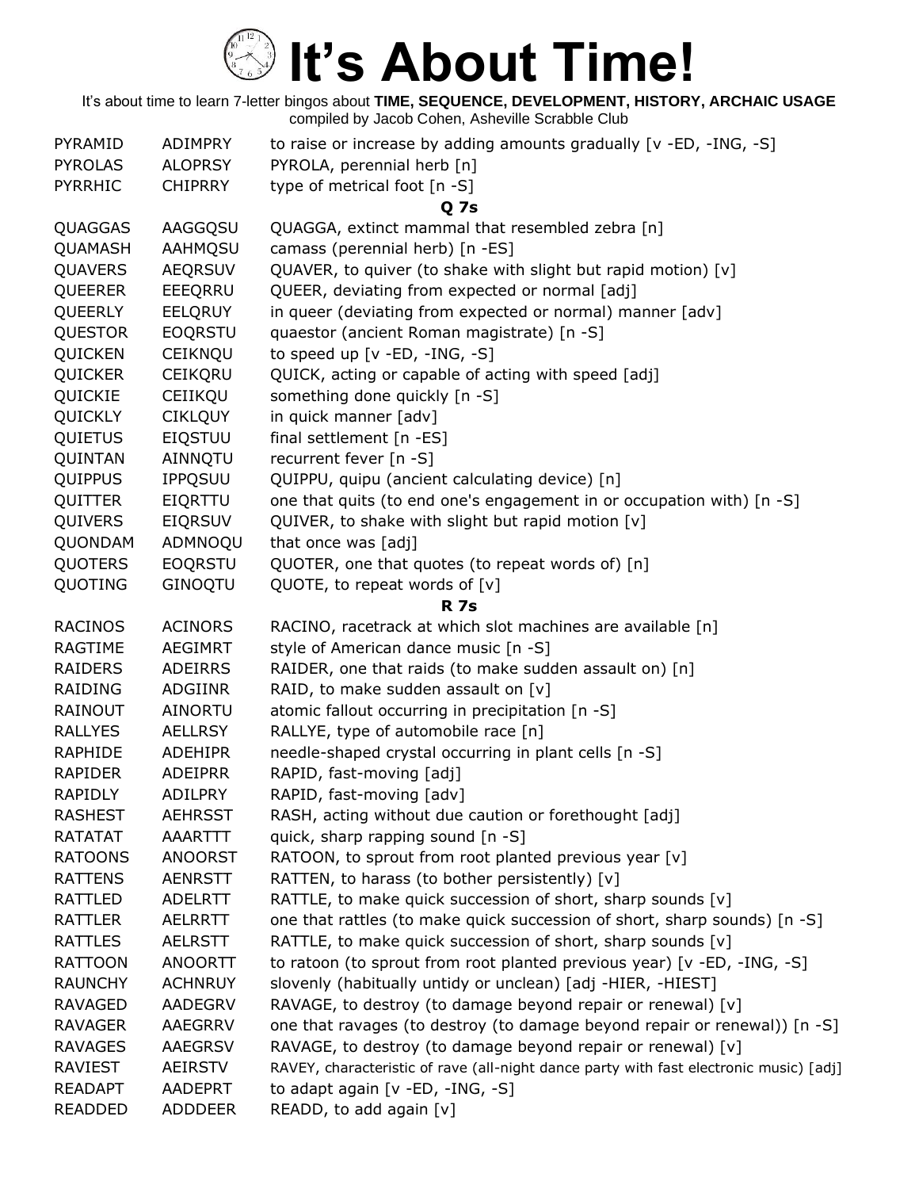# It's About Time!

It's about time to learn 7-letter bingos about **TIME, SEQUENCE, DEVELOPMENT, HISTORY, ARCHAIC USAGE**
compiled by Jacob Cohen, Asheville Scrabble Club

| | | |
|---|---|---|
| PYRAMID | ADIMPRY | to raise or increase by adding amounts gradually [v -ED, -ING, -S] |
| PYROLAS | ALOPRSY | PYROLA, perennial herb [n] |
| PYRRHIC | CHIPRRY | type of metrical foot [n -S] |
| | | **Q 7s** |
| QUAGGAS | AAGGQSU | QUAGGA, extinct mammal that resembled zebra [n] |
| QUAMASH | AAHMQSU | camass (perennial herb) [n -ES] |
| QUAVERS | AEQRSUV | QUAVER, to quiver (to shake with slight but rapid motion) [v] |
| QUEERER | EEEQRRU | QUEER, deviating from expected or normal [adj] |
| QUEERLY | EELQRUY | in queer (deviating from expected or normal) manner [adv] |
| QUESTOR | EOQRSTU | quaestor (ancient Roman magistrate) [n -S] |
| QUICKEN | CEIKNQU | to speed up [v -ED, -ING, -S] |
| QUICKER | CEIKQRU | QUICK, acting or capable of acting with speed [adj] |
| QUICKIE | CEIIKQU | something done quickly [n -S] |
| QUICKLY | CIKLQUY | in quick manner [adv] |
| QUIETUS | EIQSTUU | final settlement [n -ES] |
| QUINTAN | AINNQTU | recurrent fever [n -S] |
| QUIPPUS | IPPQSUU | QUIPPU, quipu (ancient calculating device) [n] |
| QUITTER | EIQRTTU | one that quits (to end one's engagement in or occupation with) [n -S] |
| QUIVERS | EIQRSUV | QUIVER, to shake with slight but rapid motion [v] |
| QUONDAM | ADMNOQU | that once was [adj] |
| QUOTERS | EOQRSTU | QUOTER, one that quotes (to repeat words of) [n] |
| QUOTING | GINOQTU | QUOTE, to repeat words of [v] |
| | | **R 7s** |
| RACINOS | ACINORS | RACINO, racetrack at which slot machines are available [n] |
| RAGTIME | AEGIMRT | style of American dance music [n -S] |
| RAIDERS | ADEIRRS | RAIDER, one that raids (to make sudden assault on) [n] |
| RAIDING | ADGIINR | RAID, to make sudden assault on [v] |
| RAINOUT | AINORTU | atomic fallout occurring in precipitation [n -S] |
| RALLYES | AELLRSY | RALLYE, type of automobile race [n] |
| RAPHIDE | ADEHIPR | needle-shaped crystal occurring in plant cells [n -S] |
| RAPIDER | ADEIPRR | RAPID, fast-moving [adj] |
| RAPIDLY | ADILPRY | RAPID, fast-moving [adv] |
| RASHEST | AEHRSST | RASH, acting without due caution or forethought [adj] |
| RATATAT | AAARTTT | quick, sharp rapping sound [n -S] |
| RATOONS | ANOORST | RATOON, to sprout from root planted previous year [v] |
| RATTENS | AENRSTT | RATTEN, to harass (to bother persistently) [v] |
| RATTLED | ADELRTT | RATTLE, to make quick succession of short, sharp sounds [v] |
| RATTLER | AELRRTT | one that rattles (to make quick succession of short, sharp sounds) [n -S] |
| RATTLES | AELRSTT | RATTLE, to make quick succession of short, sharp sounds [v] |
| RATTOON | ANOORTT | to ratoon (to sprout from root planted previous year) [v -ED, -ING, -S] |
| RAUNCHY | ACHNRUY | slovenly (habitually untidy or unclean) [adj -HIER, -HIEST] |
| RAVAGED | AADEGRV | RAVAGE, to destroy (to damage beyond repair or renewal) [v] |
| RAVAGER | AAEGRRV | one that ravages (to destroy (to damage beyond repair or renewal)) [n -S] |
| RAVAGES | AAEGRSV | RAVAGE, to destroy (to damage beyond repair or renewal) [v] |
| RAVIEST | AEIRSTV | RAVEY, characteristic of rave (all-night dance party with fast electronic music) [adj] |
| READAPT | AADEPRT | to adapt again [v -ED, -ING, -S] |
| READDED | ADDDEER | READD, to add again [v] |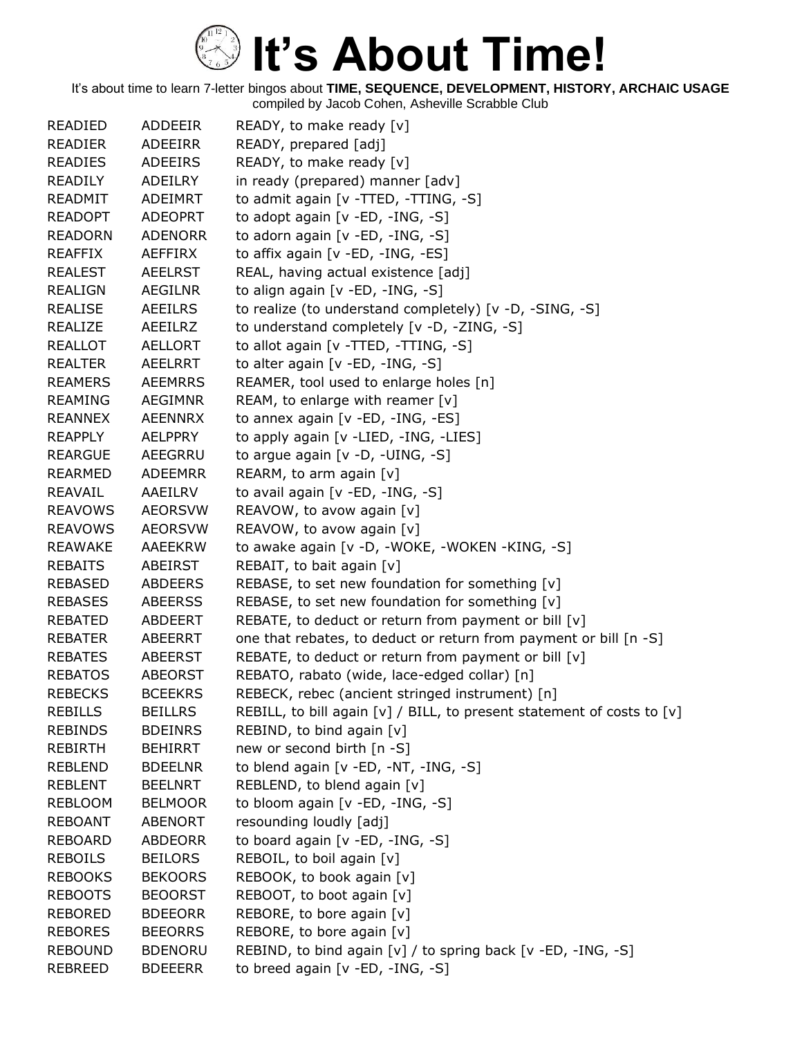# It's About Time!

It's about time to learn 7-letter bingos about **TIME, SEQUENCE, DEVELOPMENT, HISTORY, ARCHAIC USAGE**
compiled by Jacob Cohen, Asheville Scrabble Club

| | | |
|---|---|---|
| READIED | ADDEEIR | READY, to make ready [v] |
| READIER | ADEEIRR | READY, prepared [adj] |
| READIES | ADEEIRS | READY, to make ready [v] |
| READILY | ADEILRY | in ready (prepared) manner [adv] |
| READMIT | ADEIMRT | to admit again [v -TTED, -TTING, -S] |
| READOPT | ADEOPRT | to adopt again [v -ED, -ING, -S] |
| READORN | ADENORR | to adorn again [v -ED, -ING, -S] |
| REAFFIX | AEFFIRX | to affix again [v -ED, -ING, -ES] |
| REALEST | AEELRST | REAL, having actual existence [adj] |
| REALIGN | AEGILNR | to align again [v -ED, -ING, -S] |
| REALISE | AEEILRS | to realize (to understand completely) [v -D, -SING, -S] |
| REALIZE | AEEILRZ | to understand completely [v -D, -ZING, -S] |
| REALLOT | AELLORT | to allot again [v -TTED, -TTING, -S] |
| REALTER | AEELRRT | to alter again [v -ED, -ING, -S] |
| REAMERS | AEEMRRS | REAMER, tool used to enlarge holes [n] |
| REAMING | AEGIMNR | REAM, to enlarge with reamer [v] |
| REANNEX | AEENNRX | to annex again [v -ED, -ING, -ES] |
| REAPPLY | AELPPRY | to apply again [v -LIED, -ING, -LIES] |
| REARGUE | AEEGRRU | to argue again [v -D, -UING, -S] |
| REARMED | ADEEMRR | REARM, to arm again [v] |
| REAVAIL | AAEILRV | to avail again [v -ED, -ING, -S] |
| REAVOWS | AEORSVW | REAVOW, to avow again [v] |
| REAVOWS | AEORSVW | REAVOW, to avow again [v] |
| REAWAKE | AAEEKRW | to awake again [v -D, -WOKE, -WOKEN -KING, -S] |
| REBAITS | ABEIRST | REBAIT, to bait again [v] |
| REBASED | ABDEERS | REBASE, to set new foundation for something [v] |
| REBASES | ABEERSS | REBASE, to set new foundation for something [v] |
| REBATED | ABDEERT | REBATE, to deduct or return from payment or bill [v] |
| REBATER | ABEERRT | one that rebates, to deduct or return from payment or bill [n -S] |
| REBATES | ABEERST | REBATE, to deduct or return from payment or bill [v] |
| REBATOS | ABEORST | REBATO, rabato (wide, lace-edged collar) [n] |
| REBECKS | BCEEKRS | REBECK, rebec (ancient stringed instrument) [n] |
| REBILLS | BEILLRS | REBILL, to bill again [v] / BILL, to present statement of costs to [v] |
| REBINDS | BDEINRS | REBIND, to bind again [v] |
| REBIRTH | BEHIRRT | new or second birth [n -S] |
| REBLEND | BDEELNR | to blend again [v -ED, -NT, -ING, -S] |
| REBLENT | BEELNRT | REBLEND, to blend again [v] |
| REBLOOM | BELMOOR | to bloom again [v -ED, -ING, -S] |
| REBOANT | ABENORT | resounding loudly [adj] |
| REBOARD | ABDEORR | to board again [v -ED, -ING, -S] |
| REBOILS | BEILORS | REBOIL, to boil again [v] |
| REBOOKS | BEKOORS | REBOOK, to book again [v] |
| REBOOTS | BEOORST | REBOOT, to boot again [v] |
| REBORED | BDEEORR | REBORE, to bore again [v] |
| REBORES | BEEORRS | REBORE, to bore again [v] |
| REBOUND | BDENORU | REBIND, to bind again [v] / to spring back [v -ED, -ING, -S] |
| REBREED | BDEEERR | to breed again [v -ED, -ING, -S] |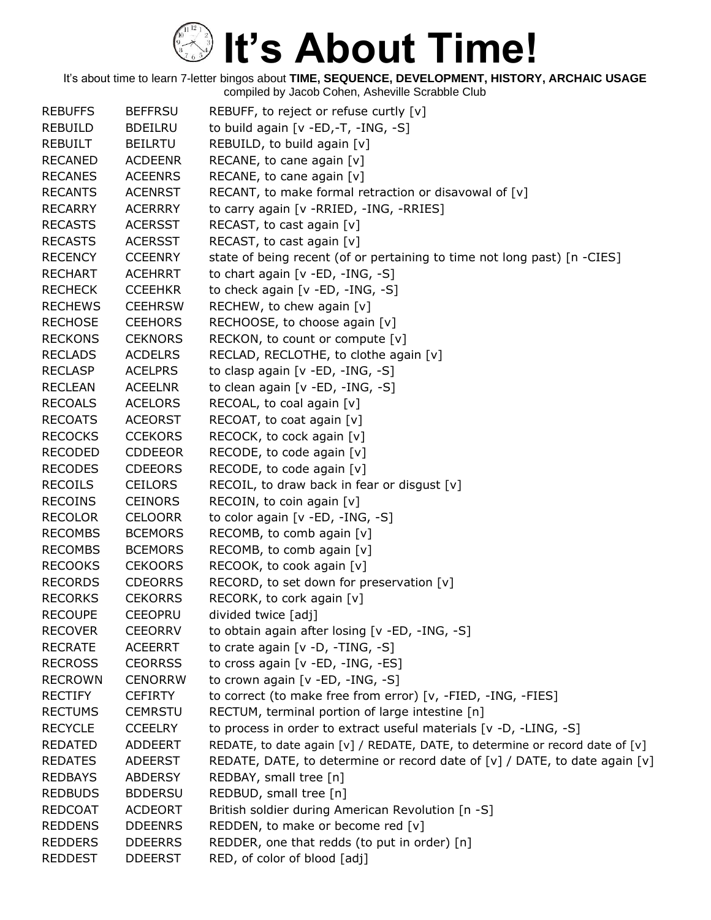# It's About Time!

It's about time to learn 7-letter bingos about **TIME, SEQUENCE, DEVELOPMENT, HISTORY, ARCHAIC USAGE**
compiled by Jacob Cohen, Asheville Scrabble Club

| | | |
|---|---|---|
| REBUFFS | BEFFRSU | REBUFF, to reject or refuse curtly [v] |
| REBUILD | BDEILRU | to build again [v -ED,-T, -ING, -S] |
| REBUILT | BEILRTU | REBUILD, to build again [v] |
| RECANED | ACDEENR | RECANE, to cane again [v] |
| RECANES | ACEENRS | RECANE, to cane again [v] |
| RECANTS | ACENRST | RECANT, to make formal retraction or disavowal of [v] |
| RECARRY | ACERRRY | to carry again [v -RRIED, -ING, -RRIES] |
| RECASTS | ACERSST | RECAST, to cast again [v] |
| RECASTS | ACERSST | RECAST, to cast again [v] |
| RECENCY | CCEENRY | state of being recent (of or pertaining to time not long past) [n -CIES] |
| RECHART | ACEHRRT | to chart again [v -ED, -ING, -S] |
| RECHECK | CCEEHKR | to check again [v -ED, -ING, -S] |
| RECHEWS | CEEHRSW | RECHEW, to chew again [v] |
| RECHOSE | CEEHORS | RECHOOSE, to choose again [v] |
| RECKONS | CEKNORS | RECKON, to count or compute [v] |
| RECLADS | ACDELRS | RECLAD, RECLOTHE, to clothe again [v] |
| RECLASP | ACELPRS | to clasp again [v -ED, -ING, -S] |
| RECLEAN | ACEELNR | to clean again [v -ED, -ING, -S] |
| RECOALS | ACELORS | RECOAL, to coal again [v] |
| RECOATS | ACEORST | RECOAT, to coat again [v] |
| RECOCKS | CCEKORS | RECOCK, to cock again [v] |
| RECODED | CDDEEOR | RECODE, to code again [v] |
| RECODES | CDEEORS | RECODE, to code again [v] |
| RECOILS | CEILORS | RECOIL, to draw back in fear or disgust [v] |
| RECOINS | CEINORS | RECOIN, to coin again [v] |
| RECOLOR | CELOORR | to color again [v -ED, -ING, -S] |
| RECOMBS | BCEMORS | RECOMB, to comb again [v] |
| RECOMBS | BCEMORS | RECOMB, to comb again [v] |
| RECOOKS | CEKOORS | RECOOK, to cook again [v] |
| RECORDS | CDEORRS | RECORD, to set down for preservation [v] |
| RECORKS | CEKORRS | RECORK, to cork again [v] |
| RECOUPE | CEEOPRU | divided twice [adj] |
| RECOVER | CEEORRV | to obtain again after losing [v -ED, -ING, -S] |
| RECRATE | ACEERRT | to crate again [v -D, -TING, -S] |
| RECROSS | CEORRSS | to cross again [v -ED, -ING, -ES] |
| RECROWN | CENORRW | to crown again [v -ED, -ING, -S] |
| RECTIFY | CEFIRTY | to correct (to make free from error) [v, -FIED, -ING, -FIES] |
| RECTUMS | CEMRSTU | RECTUM, terminal portion of large intestine [n] |
| RECYCLE | CCEELRY | to process in order to extract useful materials [v -D, -LING, -S] |
| REDATED | ADDEERT | REDATE, to date again [v] / REDATE, DATE, to determine or record date of [v] |
| REDATES | ADEERST | REDATE, DATE, to determine or record date of [v] / DATE, to date again [v] |
| REDBAYS | ABDERSY | REDBAY, small tree [n] |
| REDBUDS | BDDERSU | REDBUD, small tree [n] |
| REDCOAT | ACDEORT | British soldier during American Revolution [n -S] |
| REDDENS | DDEENRS | REDDEN, to make or become red [v] |
| REDDERS | DDEERRS | REDDER, one that redds (to put in order) [n] |
| REDDEST | DDEERST | RED, of color of blood [adj] |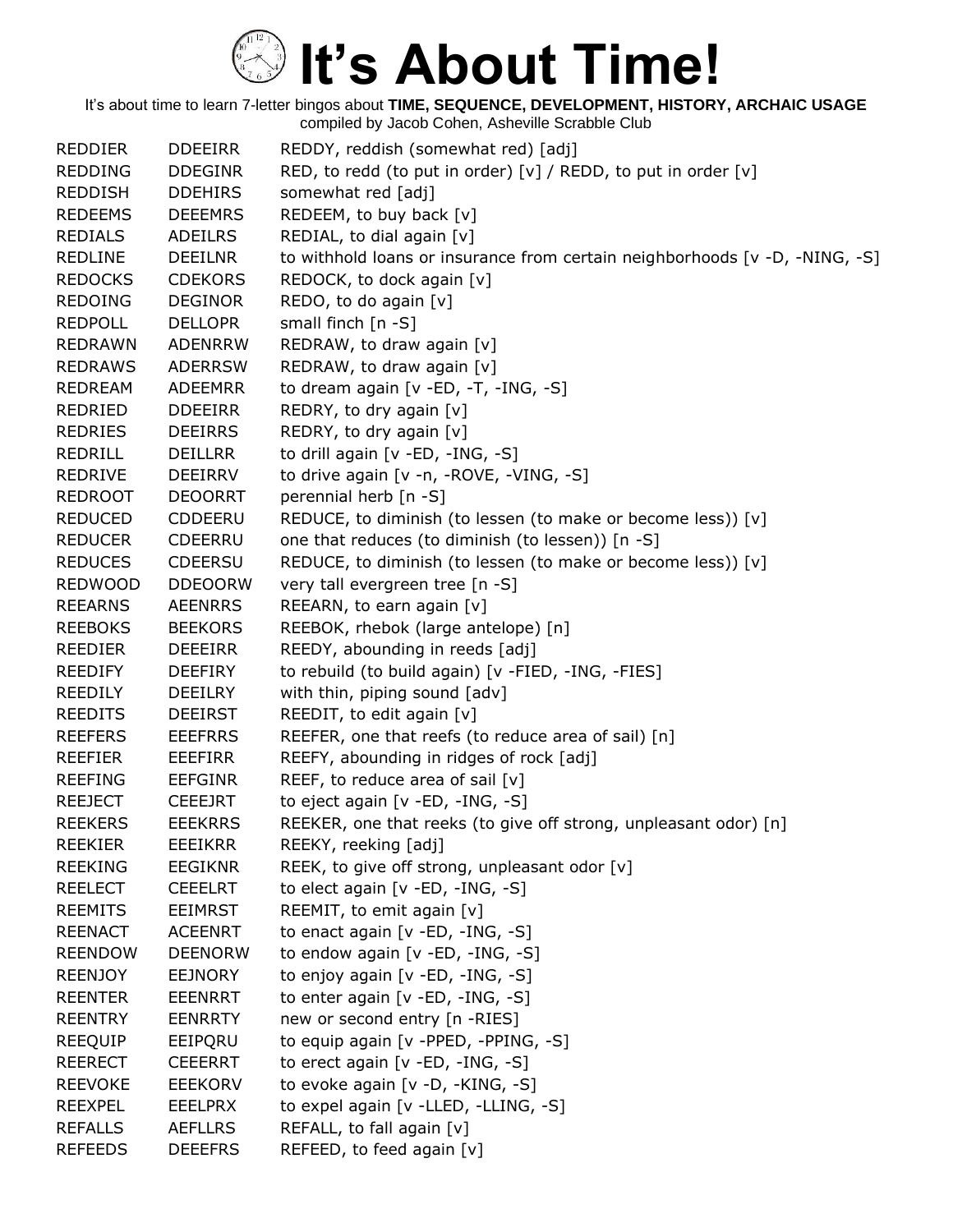# It's About Time!

It's about time to learn 7-letter bingos about **TIME, SEQUENCE, DEVELOPMENT, HISTORY, ARCHAIC USAGE**
compiled by Jacob Cohen, Asheville Scrabble Club

| | | |
|---|---|---|
| REDDIER | DDEEIRR | REDDY, reddish (somewhat red) [adj] |
| REDDING | DDEGINR | RED, to redd (to put in order) [v] / REDD, to put in order [v] |
| REDDISH | DDEHIRS | somewhat red [adj] |
| REDEEMS | DEEEMRS | REDEEM, to buy back [v] |
| REDIALS | ADEILRS | REDIAL, to dial again [v] |
| REDLINE | DEEILNR | to withhold loans or insurance from certain neighborhoods [v -D, -NING, -S] |
| REDOCKS | CDEKORS | REDOCK, to dock again [v] |
| REDOING | DEGINOR | REDO, to do again [v] |
| REDPOLL | DELLOPR | small finch [n -S] |
| REDRAWN | ADENRRW | REDRAW, to draw again [v] |
| REDRAWS | ADERRSW | REDRAW, to draw again [v] |
| REDREAM | ADEEMRR | to dream again [v -ED, -T, -ING, -S] |
| REDRIED | DDEEIRR | REDRY, to dry again [v] |
| REDRIES | DEEIRRS | REDRY, to dry again [v] |
| REDRILL | DEILLRR | to drill again [v -ED, -ING, -S] |
| REDRIVE | DEEIRRV | to drive again [v -n, -ROVE, -VING, -S] |
| REDROOT | DEOORRT | perennial herb [n -S] |
| REDUCED | CDDEERU | REDUCE, to diminish (to lessen (to make or become less)) [v] |
| REDUCER | CDEERRU | one that reduces (to diminish (to lessen)) [n -S] |
| REDUCES | CDEERSU | REDUCE, to diminish (to lessen (to make or become less)) [v] |
| REDWOOD | DDEOORW | very tall evergreen tree [n -S] |
| REEARNS | AEENRRS | REEARN, to earn again [v] |
| REEBOKS | BEEKORS | REEBOK, rhebok (large antelope) [n] |
| REEDIER | DEEEIRR | REEDY, abounding in reeds [adj] |
| REEDIFY | DEEFIRY | to rebuild (to build again) [v -FIED, -ING, -FIES] |
| REEDILY | DEEILRY | with thin, piping sound [adv] |
| REEDITS | DEEIRST | REEDIT, to edit again [v] |
| REEFERS | EEEFRRS | REEFER, one that reefs (to reduce area of sail) [n] |
| REEFIER | EEEFIRR | REEFY, abounding in ridges of rock [adj] |
| REEFING | EEFGINR | REEF, to reduce area of sail [v] |
| REEJECT | CEEEJRT | to eject again [v -ED, -ING, -S] |
| REEKERS | EEEKRRS | REEKER, one that reeks (to give off strong, unpleasant odor) [n] |
| REEKIER | EEEIKRR | REEKY, reeking [adj] |
| REEKING | EEGIKNR | REEK, to give off strong, unpleasant odor [v] |
| REELECT | CEEELRT | to elect again [v -ED, -ING, -S] |
| REEMITS | EEIMRST | REEMIT, to emit again [v] |
| REENACT | ACEENRT | to enact again [v -ED, -ING, -S] |
| REENDOW | DEENORW | to endow again [v -ED, -ING, -S] |
| REENJOY | EEJNORY | to enjoy again [v -ED, -ING, -S] |
| REENTER | EEENRRT | to enter again [v -ED, -ING, -S] |
| REENTRY | EENRRTY | new or second entry [n -RIES] |
| REEQUIP | EEIPQRU | to equip again [v -PPED, -PPING, -S] |
| REERECT | CEEERRT | to erect again [v -ED, -ING, -S] |
| REEVOKE | EEEKORV | to evoke again [v -D, -KING, -S] |
| REEXPEL | EEELPRX | to expel again [v -LLED, -LLING, -S] |
| REFALLS | AEFLLRS | REFALL, to fall again [v] |
| REFEEDS | DEEEFRS | REFEED, to feed again [v] |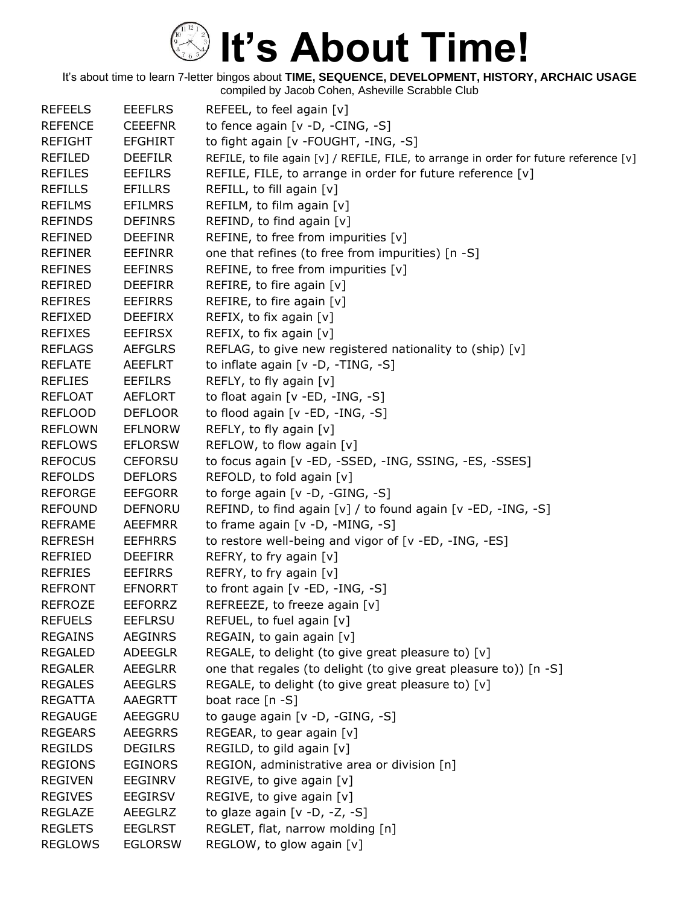# It's About Time!

It's about time to learn 7-letter bingos about **TIME, SEQUENCE, DEVELOPMENT, HISTORY, ARCHAIC USAGE**
compiled by Jacob Cohen, Asheville Scrabble Club

| | | |
|---|---|---|
| REFEELS | EEEFLRS | REFEEL, to feel again [v] |
| REFENCE | CEEEFNR | to fence again [v -D, -CING, -S] |
| REFIGHT | EFGHIRT | to fight again [v -FOUGHT, -ING, -S] |
| REFILED | DEEFILR | REFILE, to file again [v] / REFILE, FILE, to arrange in order for future reference [v] |
| REFILES | EEFILRS | REFILE, FILE, to arrange in order for future reference [v] |
| REFILLS | EFILLRS | REFILL, to fill again [v] |
| REFILMS | EFILMRS | REFILM, to film again [v] |
| REFINDS | DEFINRS | REFIND, to find again [v] |
| REFINED | DEEFINR | REFINE, to free from impurities [v] |
| REFINER | EEFINRR | one that refines (to free from impurities) [n -S] |
| REFINES | EEFINRS | REFINE, to free from impurities [v] |
| REFIRED | DEEFIRR | REFIRE, to fire again [v] |
| REFIRES | EEFIRRS | REFIRE, to fire again [v] |
| REFIXED | DEEFIRX | REFIX, to fix again [v] |
| REFIXES | EEFIRSX | REFIX, to fix again [v] |
| REFLAGS | AEFGLRS | REFLAG, to give new registered nationality to (ship) [v] |
| REFLATE | AEEFLRT | to inflate again [v -D, -TING, -S] |
| REFLIES | EEFILRS | REFLY, to fly again [v] |
| REFLOAT | AEFLORT | to float again [v -ED, -ING, -S] |
| REFLOOD | DEFLOOR | to flood again [v -ED, -ING, -S] |
| REFLOWN | EFLNORW | REFLY, to fly again [v] |
| REFLOWS | EFLORSW | REFLOW, to flow again [v] |
| REFOCUS | CEFORSU | to focus again [v -ED, -SSED, -ING, SSING, -ES, -SSES] |
| REFOLDS | DEFLORS | REFOLD, to fold again [v] |
| REFORGE | EEFGORR | to forge again [v -D, -GING, -S] |
| REFOUND | DEFNORU | REFIND, to find again [v] / to found again [v -ED, -ING, -S] |
| REFRAME | AEEFMRR | to frame again [v -D, -MING, -S] |
| REFRESH | EEFHRRS | to restore well-being and vigor of [v -ED, -ING, -ES] |
| REFRIED | DEEFIRR | REFRY, to fry again [v] |
| REFRIES | EEFIRRS | REFRY, to fry again [v] |
| REFRONT | EFNORRT | to front again [v -ED, -ING, -S] |
| REFROZE | EEFORRZ | REFREEZE, to freeze again [v] |
| REFUELS | EEFLRSU | REFUEL, to fuel again [v] |
| REGAINS | AEGINRS | REGAIN, to gain again [v] |
| REGALED | ADEEGLR | REGALE, to delight (to give great pleasure to) [v] |
| REGALER | AEEGLRR | one that regales (to delight (to give great pleasure to)) [n -S] |
| REGALES | AEEGLRS | REGALE, to delight (to give great pleasure to) [v] |
| REGATTA | AAEGRTT | boat race [n -S] |
| REGAUGE | AEEGGRU | to gauge again [v -D, -GING, -S] |
| REGEARS | AEEGRRS | REGEAR, to gear again [v] |
| REGILDS | DEGILRS | REGILD, to gild again [v] |
| REGIONS | EGINORS | REGION, administrative area or division [n] |
| REGIVEN | EEGINRV | REGIVE, to give again [v] |
| REGIVES | EEGIRSV | REGIVE, to give again [v] |
| REGLAZE | AEEGLRZ | to glaze again [v -D, -Z, -S] |
| REGLETS | EEGLRST | REGLET, flat, narrow molding [n] |
| REGLOWS | EGLORSW | REGLOW, to glow again [v] |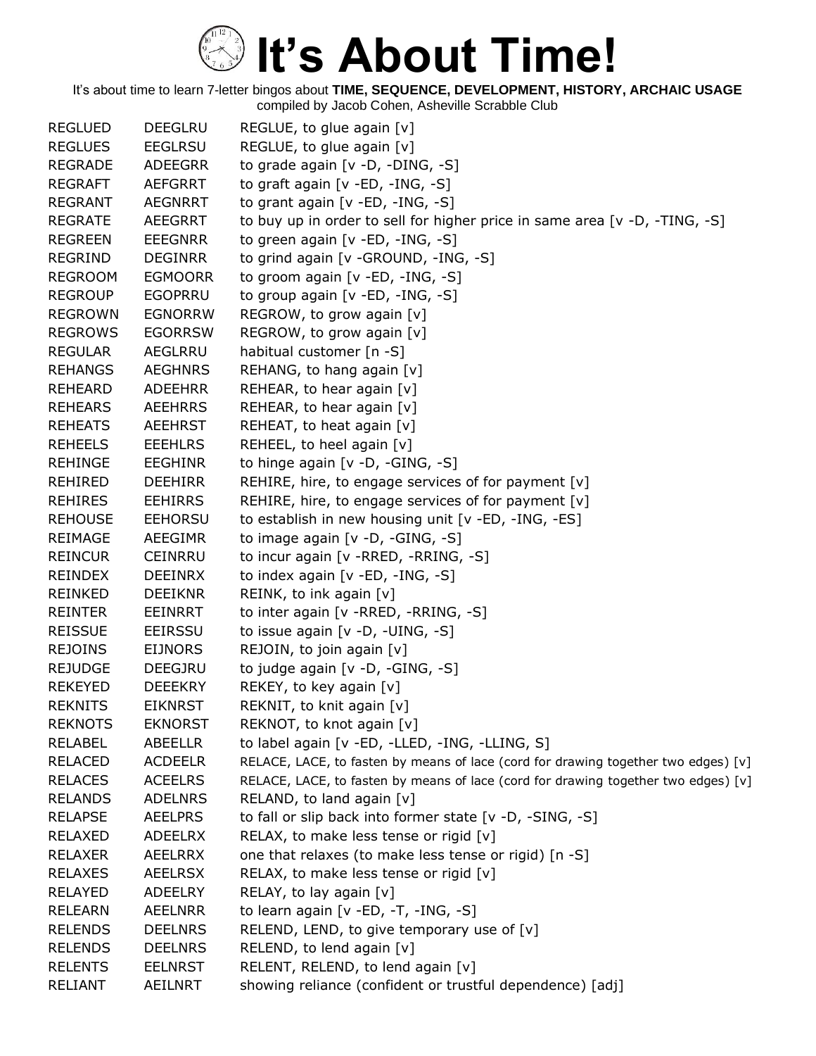# It's About Time!

It's about time to learn 7-letter bingos about **TIME, SEQUENCE, DEVELOPMENT, HISTORY, ARCHAIC USAGE**
compiled by Jacob Cohen, Asheville Scrabble Club

| | | |
|---|---|---|
| REGLUED | DEEGLRU | REGLUE, to glue again [v] |
| REGLUES | EEGLRSU | REGLUE, to glue again [v] |
| REGRADE | ADEEGRR | to grade again [v -D, -DING, -S] |
| REGRAFT | AEFGRRT | to graft again [v -ED, -ING, -S] |
| REGRANT | AEGNRRT | to grant again [v -ED, -ING, -S] |
| REGRATE | AEEGRRT | to buy up in order to sell for higher price in same area [v -D, -TING, -S] |
| REGREEN | EEEGNRR | to green again [v -ED, -ING, -S] |
| REGRIND | DEGINRR | to grind again [v -GROUND, -ING, -S] |
| REGROOM | EGMOORR | to groom again [v -ED, -ING, -S] |
| REGROUP | EGOPRRU | to group again [v -ED, -ING, -S] |
| REGROWN | EGNORRW | REGROW, to grow again [v] |
| REGROWS | EGORRSW | REGROW, to grow again [v] |
| REGULAR | AEGLRRU | habitual customer [n -S] |
| REHANGS | AEGHNRS | REHANG, to hang again [v] |
| REHEARD | ADEEHRR | REHEAR, to hear again [v] |
| REHEARS | AEEHRRS | REHEAR, to hear again [v] |
| REHEATS | AEEHRST | REHEAT, to heat again [v] |
| REHEELS | EEEHLRS | REHEEL, to heel again [v] |
| REHINGE | EEGHINR | to hinge again [v -D, -GING, -S] |
| REHIRED | DEEHIRR | REHIRE, hire, to engage services of for payment [v] |
| REHIRES | EEHIRRS | REHIRE, hire, to engage services of for payment [v] |
| REHOUSE | EEHORSU | to establish in new housing unit [v -ED, -ING, -ES] |
| REIMAGE | AEEGIMR | to image again [v -D, -GING, -S] |
| REINCUR | CEINRRU | to incur again [v -RRED, -RRING, -S] |
| REINDEX | DEEINRX | to index again [v -ED, -ING, -S] |
| REINKED | DEEIKNR | REINK, to ink again [v] |
| REINTER | EEINRRT | to inter again [v -RRED, -RRING, -S] |
| REISSUE | EEIRSSU | to issue again [v -D, -UING, -S] |
| REJOINS | EIJNORS | REJOIN, to join again [v] |
| REJUDGE | DEEGJRU | to judge again [v -D, -GING, -S] |
| REKEYED | DEEEKRY | REKEY, to key again [v] |
| REKNITS | EIKNRST | REKNIT, to knit again [v] |
| REKNOTS | EKNORST | REKNOT, to knot again [v] |
| RELABEL | ABEELLR | to label again [v -ED, -LLED, -ING, -LLING, S] |
| RELACED | ACDEELR | RELACE, LACE, to fasten by means of lace (cord for drawing together two edges) [v] |
| RELACES | ACEELRS | RELACE, LACE, to fasten by means of lace (cord for drawing together two edges) [v] |
| RELANDS | ADELNRS | RELAND, to land again [v] |
| RELAPSE | AEELPRS | to fall or slip back into former state [v -D, -SING, -S] |
| RELAXED | ADEELRX | RELAX, to make less tense or rigid [v] |
| RELAXER | AEELRRX | one that relaxes (to make less tense or rigid) [n -S] |
| RELAXES | AEELRSX | RELAX, to make less tense or rigid [v] |
| RELAYED | ADEELRY | RELAY, to lay again [v] |
| RELEARN | AEELNRR | to learn again [v -ED, -T, -ING, -S] |
| RELENDS | DEELNRS | RELEND, LEND, to give temporary use of [v] |
| RELENDS | DEELNRS | RELEND, to lend again [v] |
| RELENTS | EELNRST | RELENT, RELEND, to lend again [v] |
| RELIANT | AEILNRT | showing reliance (confident or trustful dependence) [adj] |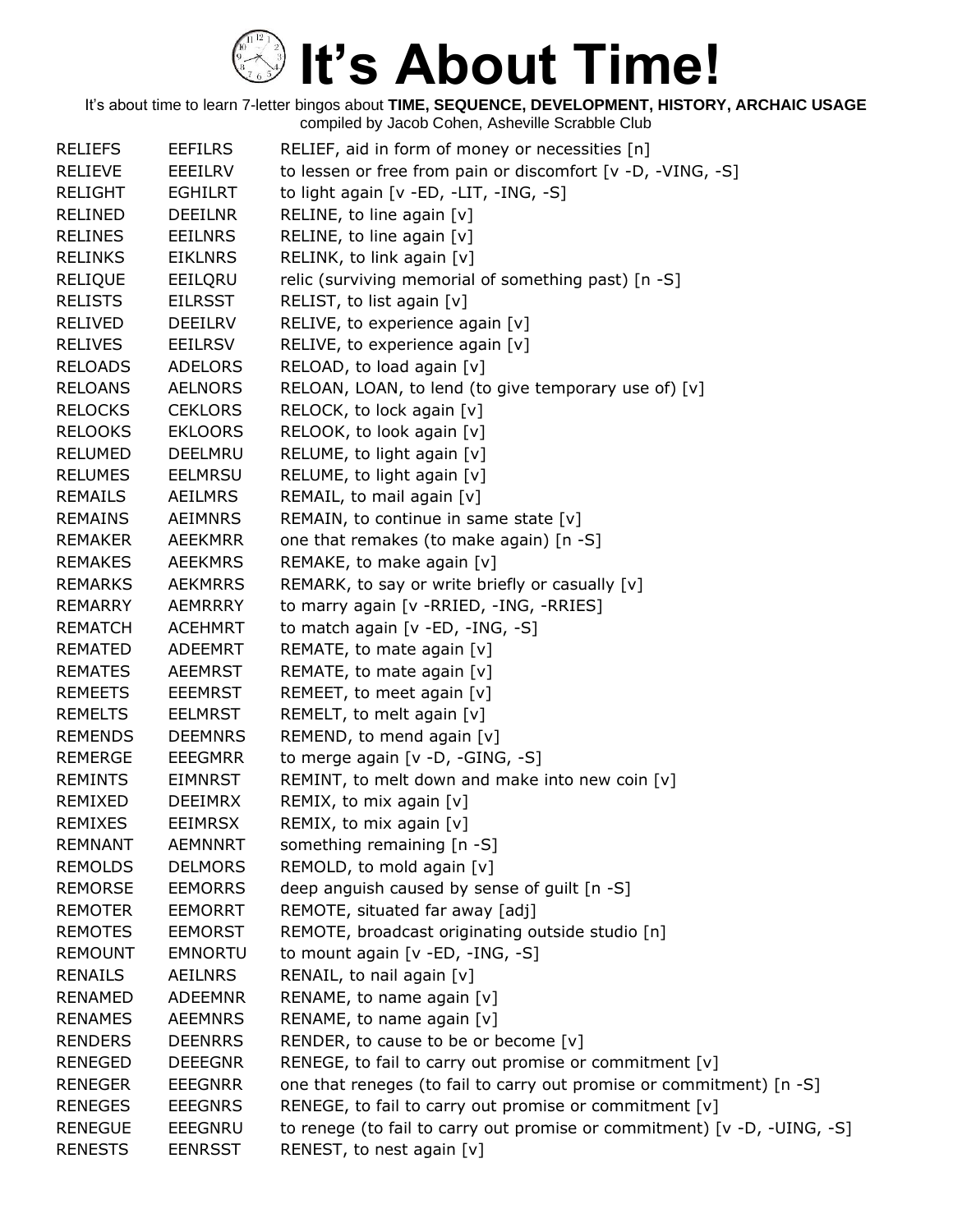# It's About Time!

It's about time to learn 7-letter bingos about **TIME, SEQUENCE, DEVELOPMENT, HISTORY, ARCHAIC USAGE**
compiled by Jacob Cohen, Asheville Scrabble Club

| | | |
|---|---|---|
| RELIEFS | EEFILRS | RELIEF, aid in form of money or necessities [n] |
| RELIEVE | EEEILRV | to lessen or free from pain or discomfort [v -D, -VING, -S] |
| RELIGHT | EGHILRT | to light again [v -ED, -LIT, -ING, -S] |
| RELINED | DEEILNR | RELINE, to line again [v] |
| RELINES | EEILNRS | RELINE, to line again [v] |
| RELINKS | EIKLNRS | RELINK, to link again [v] |
| RELIQUE | EEILQRU | relic (surviving memorial of something past) [n -S] |
| RELISTS | EILRSST | RELIST, to list again [v] |
| RELIVED | DEEILRV | RELIVE, to experience again [v] |
| RELIVES | EEILRSV | RELIVE, to experience again [v] |
| RELOADS | ADELORS | RELOAD, to load again [v] |
| RELOANS | AELNORS | RELOAN, LOAN, to lend (to give temporary use of) [v] |
| RELOCKS | CEKLORS | RELOCK, to lock again [v] |
| RELOOKS | EKLOORS | RELOOK, to look again [v] |
| RELUMED | DEELMRU | RELUME, to light again [v] |
| RELUMES | EELMRSU | RELUME, to light again [v] |
| REMAILS | AEILMRS | REMAIL, to mail again [v] |
| REMAINS | AEIMNRS | REMAIN, to continue in same state [v] |
| REMAKER | AEEKMRR | one that remakes (to make again) [n -S] |
| REMAKES | AEEKMRS | REMAKE, to make again [v] |
| REMARKS | AEKMRRS | REMARK, to say or write briefly or casually [v] |
| REMARRY | AEMRRRY | to marry again [v -RRIED, -ING, -RRIES] |
| REMATCH | ACEHMRT | to match again [v -ED, -ING, -S] |
| REMATED | ADEEMRT | REMATE, to mate again [v] |
| REMATES | AEEMRST | REMATE, to mate again [v] |
| REMEETS | EEEMRST | REMEET, to meet again [v] |
| REMELTS | EELMRST | REMELT, to melt again [v] |
| REMENDS | DEEMNRS | REMEND, to mend again [v] |
| REMERGE | EEEGMRR | to merge again [v -D, -GING, -S] |
| REMINTS | EIMNRST | REMINT, to melt down and make into new coin [v] |
| REMIXED | DEEIMRX | REMIX, to mix again [v] |
| REMIXES | EEIMRSX | REMIX, to mix again [v] |
| REMNANT | AEMNNRT | something remaining [n -S] |
| REMOLDS | DELMORS | REMOLD, to mold again [v] |
| REMORSE | EEMORRS | deep anguish caused by sense of guilt [n -S] |
| REMOTER | EEMORRT | REMOTE, situated far away [adj] |
| REMOTES | EEMORST | REMOTE, broadcast originating outside studio [n] |
| REMOUNT | EMNORTU | to mount again [v -ED, -ING, -S] |
| RENAILS | AEILNRS | RENAIL, to nail again [v] |
| RENAMED | ADEEMNR | RENAME, to name again [v] |
| RENAMES | AEEMNRS | RENAME, to name again [v] |
| RENDERS | DEENRRS | RENDER, to cause to be or become [v] |
| RENEGED | DEEEGNR | RENEGE, to fail to carry out promise or commitment [v] |
| RENEGER | EEEGNRR | one that reneges (to fail to carry out promise or commitment) [n -S] |
| RENEGES | EEEGNRS | RENEGE, to fail to carry out promise or commitment [v] |
| RENEGUE | EEEGNRU | to renege (to fail to carry out promise or commitment) [v -D, -UING, -S] |
| RENESTS | EENRSST | RENEST, to nest again [v] |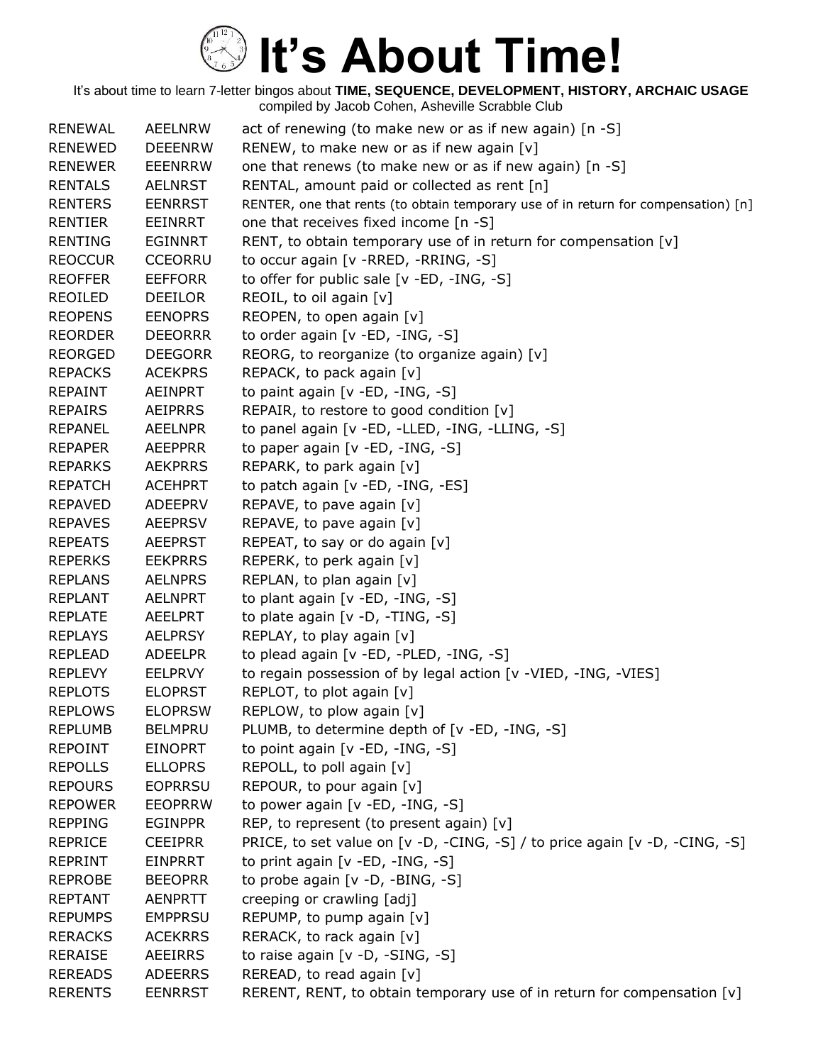# It's About Time!

It's about time to learn 7-letter bingos about **TIME, SEQUENCE, DEVELOPMENT, HISTORY, ARCHAIC USAGE**
compiled by Jacob Cohen, Asheville Scrabble Club

| | | |
|---|---|---|
| RENEWAL | AEELNRW | act of renewing (to make new or as if new again) [n -S] |
| RENEWED | DEEENRW | RENEW, to make new or as if new again [v] |
| RENEWER | EEENRRW | one that renews (to make new or as if new again) [n -S] |
| RENTALS | AELNRST | RENTAL, amount paid or collected as rent [n] |
| RENTERS | EENRRST | RENTER, one that rents (to obtain temporary use of in return for compensation) [n] |
| RENTIER | EEINRRT | one that receives fixed income [n -S] |
| RENTING | EGINNRT | RENT, to obtain temporary use of in return for compensation [v] |
| REOCCUR | CCEORRU | to occur again [v -RRED, -RRING, -S] |
| REOFFER | EEFFORR | to offer for public sale [v -ED, -ING, -S] |
| REOILED | DEEILOR | REOIL, to oil again [v] |
| REOPENS | EENOPRS | REOPEN, to open again [v] |
| REORDER | DEEORRR | to order again [v -ED, -ING, -S] |
| REORGED | DEEGORR | REORG, to reorganize (to organize again) [v] |
| REPACKS | ACEKPRS | REPACK, to pack again [v] |
| REPAINT | AEINPRT | to paint again [v -ED, -ING, -S] |
| REPAIRS | AEIPRRS | REPAIR, to restore to good condition [v] |
| REPANEL | AEELNPR | to panel again [v -ED, -LLED, -ING, -LLING, -S] |
| REPAPER | AEEPPRR | to paper again [v -ED, -ING, -S] |
| REPARKS | AEKPRRS | REPARK, to park again [v] |
| REPATCH | ACEHPRT | to patch again [v -ED, -ING, -ES] |
| REPAVED | ADEEPRV | REPAVE, to pave again [v] |
| REPAVES | AEEPRSV | REPAVE, to pave again [v] |
| REPEATS | AEEPRST | REPEAT, to say or do again [v] |
| REPERKS | EEKPRRS | REPERK, to perk again [v] |
| REPLANS | AELNPRS | REPLAN, to plan again [v] |
| REPLANT | AELNPRT | to plant again [v -ED, -ING, -S] |
| REPLATE | AEELPRT | to plate again [v -D, -TING, -S] |
| REPLAYS | AELPRSY | REPLAY, to play again [v] |
| REPLEAD | ADEELPR | to plead again [v -ED, -PLED, -ING, -S] |
| REPLEVY | EELPRVY | to regain possession of by legal action [v -VIED, -ING, -VIES] |
| REPLOTS | ELOPRST | REPLOT, to plot again [v] |
| REPLOWS | ELOPRSW | REPLOW, to plow again [v] |
| REPLUMB | BELMPRU | PLUMB, to determine depth of [v -ED, -ING, -S] |
| REPOINT | EINOPRT | to point again [v -ED, -ING, -S] |
| REPOLLS | ELLOPRS | REPOLL, to poll again [v] |
| REPOURS | EOPRRSU | REPOUR, to pour again [v] |
| REPOWER | EEOPRRW | to power again [v -ED, -ING, -S] |
| REPPING | EGINPPR | REP, to represent (to present again) [v] |
| REPRICE | CEEIPRR | PRICE, to set value on [v -D, -CING, -S] / to price again [v -D, -CING, -S] |
| REPRINT | EINPRRT | to print again [v -ED, -ING, -S] |
| REPROBE | BEEOPRR | to probe again [v -D, -BING, -S] |
| REPTANT | AENPRTT | creeping or crawling [adj] |
| REPUMPS | EMPPRSU | REPUMP, to pump again [v] |
| RERACKS | ACEKRRS | RERACK, to rack again [v] |
| RERAISE | AEEIRRS | to raise again [v -D, -SING, -S] |
| REREADS | ADEERRS | REREAD, to read again [v] |
| RERENTS | EENRRST | RERENT, RENT, to obtain temporary use of in return for compensation [v] |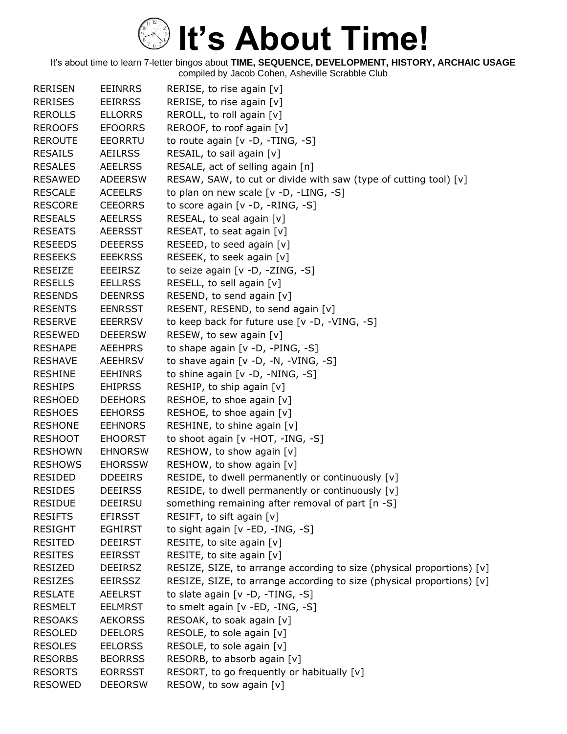# It's About Time!

It's about time to learn 7-letter bingos about **TIME, SEQUENCE, DEVELOPMENT, HISTORY, ARCHAIC USAGE**
compiled by Jacob Cohen, Asheville Scrabble Club

| | | |
|---|---|---|
| RERISEN | EEINRRS | RERISE, to rise again [v] |
| RERISES | EEIRRSS | RERISE, to rise again [v] |
| REROLLS | ELLORRS | REROLL, to roll again [v] |
| REROOFS | EFOORRS | REROOF, to roof again [v] |
| REROUTE | EEORRTU | to route again [v -D, -TING, -S] |
| RESAILS | AEILRSS | RESAIL, to sail again [v] |
| RESALES | AEELRSS | RESALE, act of selling again [n] |
| RESAWED | ADEERSW | RESAW, SAW, to cut or divide with saw (type of cutting tool) [v] |
| RESCALE | ACEELRS | to plan on new scale [v -D, -LING, -S] |
| RESCORE | CEEORRS | to score again [v -D, -RING, -S] |
| RESEALS | AEELRSS | RESEAL, to seal again [v] |
| RESEATS | AEERSST | RESEAT, to seat again [v] |
| RESEEDS | DEEERSS | RESEED, to seed again [v] |
| RESEEKS | EEEKRSS | RESEEK, to seek again [v] |
| RESEIZE | EEEIRSZ | to seize again [v -D, -ZING, -S] |
| RESELLS | EELLRSS | RESELL, to sell again [v] |
| RESENDS | DEENRSS | RESEND, to send again [v] |
| RESENTS | EENRSST | RESENT, RESEND, to send again [v] |
| RESERVE | EEERRSV | to keep back for future use [v -D, -VING, -S] |
| RESEWED | DEEERSW | RESEW, to sew again [v] |
| RESHAPE | AEEHPRS | to shape again [v -D, -PING, -S] |
| RESHAVE | AEEHRSV | to shave again [v -D, -N, -VING, -S] |
| RESHINE | EEHINRS | to shine again [v -D, -NING, -S] |
| RESHIPS | EHIPRSS | RESHIP, to ship again [v] |
| RESHOED | DEEHORS | RESHOE, to shoe again [v] |
| RESHOES | EEHORSS | RESHOE, to shoe again [v] |
| RESHONE | EEHNORS | RESHINE, to shine again [v] |
| RESHOOT | EHOORST | to shoot again [v -HOT, -ING, -S] |
| RESHOWN | EHNORSW | RESHOW, to show again [v] |
| RESHOWS | EHORSSW | RESHOW, to show again [v] |
| RESIDED | DDEEIRS | RESIDE, to dwell permanently or continuously [v] |
| RESIDES | DEEIRSS | RESIDE, to dwell permanently or continuously [v] |
| RESIDUE | DEEIRSU | something remaining after removal of part [n -S] |
| RESIFTS | EFIRSST | RESIFT, to sift again [v] |
| RESIGHT | EGHIRST | to sight again [v -ED, -ING, -S] |
| RESITED | DEEIRST | RESITE, to site again [v] |
| RESITES | EEIRSST | RESITE, to site again [v] |
| RESIZED | DEEIRSZ | RESIZE, SIZE, to arrange according to size (physical proportions) [v] |
| RESIZES | EEIRSSZ | RESIZE, SIZE, to arrange according to size (physical proportions) [v] |
| RESLATE | AEELRST | to slate again [v -D, -TING, -S] |
| RESMELT | EELMRST | to smelt again [v -ED, -ING, -S] |
| RESOAKS | AEKORSS | RESOAK, to soak again [v] |
| RESOLED | DEELORS | RESOLE, to sole again [v] |
| RESOLES | EELORSS | RESOLE, to sole again [v] |
| RESORBS | BEORRSS | RESORB, to absorb again [v] |
| RESORTS | EORRSST | RESORT, to go frequently or habitually [v] |
| RESOWED | DEEORSW | RESOW, to sow again [v] |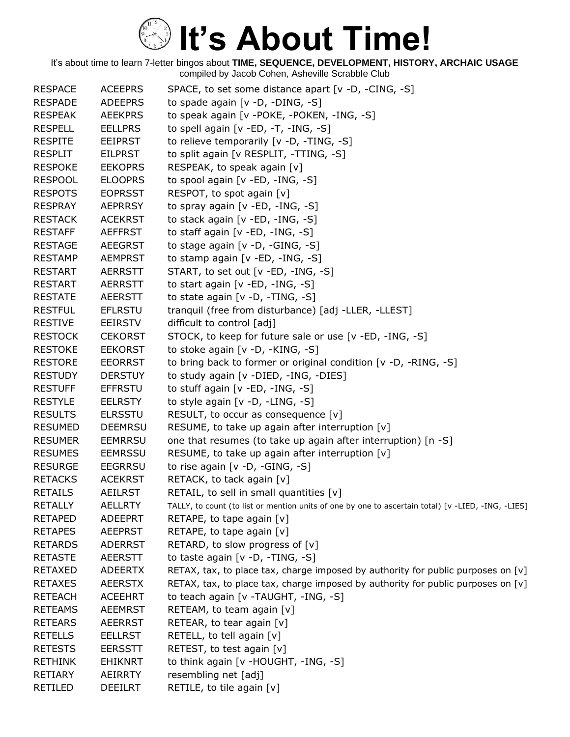# It's About Time!

It's about time to learn 7-letter bingos about **TIME, SEQUENCE, DEVELOPMENT, HISTORY, ARCHAIC USAGE**
compiled by Jacob Cohen, Asheville Scrabble Club

| | | |
|---|---|---|
| RESPACE | ACEEPRS | SPACE, to set some distance apart [v -D, -CING, -S] |
| RESPADE | ADEEPRS | to spade again [v -D, -DING, -S] |
| RESPEAK | AEEKPRS | to speak again [v -POKE, -POKEN, -ING, -S] |
| RESPELL | EELLPRS | to spell again [v -ED, -T, -ING, -S] |
| RESPITE | EEIPRST | to relieve temporarily [v -D, -TING, -S] |
| RESPLIT | EILPRST | to split again [v RESPLIT, -TTING, -S] |
| RESPOKE | EEKOPRS | RESPEAK, to speak again [v] |
| RESPOOL | ELOOPRS | to spool again [v -ED, -ING, -S] |
| RESPOTS | EOPRSST | RESPOT, to spot again [v] |
| RESPRAY | AEPRRSY | to spray again [v -ED, -ING, -S] |
| RESTACK | ACEKRST | to stack again [v -ED, -ING, -S] |
| RESTAFF | AEFFRST | to staff again [v -ED, -ING, -S] |
| RESTAGE | AEEGRST | to stage again [v -D, -GING, -S] |
| RESTAMP | AEMPRST | to stamp again [v -ED, -ING, -S] |
| RESTART | AERRSTT | START, to set out [v -ED, -ING, -S] |
| RESTART | AERRSTT | to start again [v -ED, -ING, -S] |
| RESTATE | AEERSTT | to state again [v -D, -TING, -S] |
| RESTFUL | EFLRSTU | tranquil (free from disturbance) [adj -LLER, -LLEST] |
| RESTIVE | EEIRSTV | difficult to control [adj] |
| RESTOCK | CEKORST | STOCK, to keep for future sale or use [v -ED, -ING, -S] |
| RESTOKE | EEKORST | to stoke again [v -D, -KING, -S] |
| RESTORE | EEORRST | to bring back to former or original condition [v -D, -RING, -S] |
| RESTUDY | DERSTUY | to study again [v -DIED, -ING, -DIES] |
| RESTUFF | EFFRSTU | to stuff again [v -ED, -ING, -S] |
| RESTYLE | EELRSTY | to style again [v -D, -LING, -S] |
| RESULTS | ELRSSTU | RESULT, to occur as consequence [v] |
| RESUMED | DEEMRSU | RESUME, to take up again after interruption [v] |
| RESUMER | EEMRRSU | one that resumes (to take up again after interruption) [n -S] |
| RESUMES | EEMRSSU | RESUME, to take up again after interruption [v] |
| RESURGE | EEGRRSU | to rise again [v -D, -GING, -S] |
| RETACKS | ACEKRST | RETACK, to tack again [v] |
| RETAILS | AEILRST | RETAIL, to sell in small quantities [v] |
| RETALLY | AELLRTY | TALLY, to count (to list or mention units of one by one to ascertain total) [v -LIED, -ING, -LIES] |
| RETAPED | ADEEPRT | RETAPE, to tape again [v] |
| RETAPES | AEEPRST | RETAPE, to tape again [v] |
| RETARDS | ADERRST | RETARD, to slow progress of [v] |
| RETASTE | AEERSTT | to taste again [v -D, -TING, -S] |
| RETAXED | ADEERTX | RETAX, tax, to place tax, charge imposed by authority for public purposes on [v] |
| RETAXES | AEERSTX | RETAX, tax, to place tax, charge imposed by authority for public purposes on [v] |
| RETEACH | ACEEHRT | to teach again [v -TAUGHT, -ING, -S] |
| RETEAMS | AEEMRST | RETEAM, to team again [v] |
| RETEARS | AEERRST | RETEAR, to tear again [v] |
| RETELLS | EELLRST | RETELL, to tell again [v] |
| RETESTS | EERSSTT | RETEST, to test again [v] |
| RETHINK | EHIKNRT | to think again [v -HOUGHT, -ING, -S] |
| RETIARY | AEIRRTY | resembling net [adj] |
| RETILED | DEEILRT | RETILE, to tile again [v] |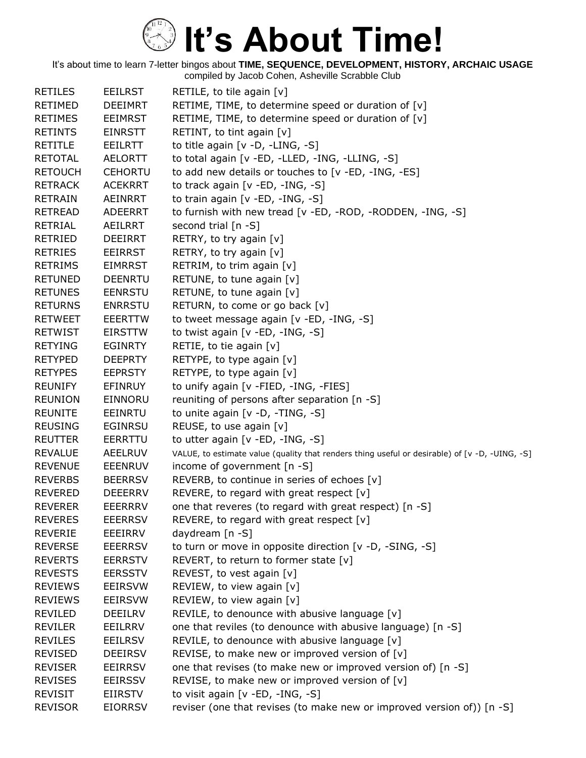# It's About Time!

It's about time to learn 7-letter bingos about **TIME, SEQUENCE, DEVELOPMENT, HISTORY, ARCHAIC USAGE**
compiled by Jacob Cohen, Asheville Scrabble Club

| | | |
|---|---|---|
| RETILES | EEILRST | RETILE, to tile again [v] |
| RETIMED | DEEIMRT | RETIME, TIME, to determine speed or duration of [v] |
| RETIMES | EEIMRST | RETIME, TIME, to determine speed or duration of [v] |
| RETINTS | EINRSTT | RETINT, to tint again [v] |
| RETITLE | EEILRTT | to title again [v -D, -LING, -S] |
| RETOTAL | AELORTT | to total again [v -ED, -LLED, -ING, -LLING, -S] |
| RETOUCH | CEHORTU | to add new details or touches to [v -ED, -ING, -ES] |
| RETRACK | ACEKRRT | to track again [v -ED, -ING, -S] |
| RETRAIN | AEINRRT | to train again [v -ED, -ING, -S] |
| RETREAD | ADEERRT | to furnish with new tread [v -ED, -ROD, -RODDEN, -ING, -S] |
| RETRIAL | AEILRRT | second trial [n -S] |
| RETRIED | DEEIRRT | RETRY, to try again [v] |
| RETRIES | EEIRRST | RETRY, to try again [v] |
| RETRIMS | EIMRRST | RETRIM, to trim again [v] |
| RETUNED | DEENRTU | RETUNE, to tune again [v] |
| RETUNES | EENRSTU | RETUNE, to tune again [v] |
| RETURNS | ENRRSTU | RETURN, to come or go back [v] |
| RETWEET | EEERTTW | to tweet message again [v -ED, -ING, -S] |
| RETWIST | EIRSTTW | to twist again [v -ED, -ING, -S] |
| RETYING | EGINRTY | RETIE, to tie again [v] |
| RETYPED | DEEPRTY | RETYPE, to type again [v] |
| RETYPES | EEPRSTY | RETYPE, to type again [v] |
| REUNIFY | EFINRUY | to unify again [v -FIED, -ING, -FIES] |
| REUNION | EINNORU | reuniting of persons after separation [n -S] |
| REUNITE | EEINRTU | to unite again [v -D, -TING, -S] |
| REUSING | EGINRSU | REUSE, to use again [v] |
| REUTTER | EERRTTU | to utter again [v -ED, -ING, -S] |
| REVALUE | AEELRUV | VALUE, to estimate value (quality that renders thing useful or desirable) of [v -D, -UING, -S] |
| REVENUE | EEENRUV | income of government [n -S] |
| REVERBS | BEERRSV | REVERB, to continue in series of echoes [v] |
| REVERED | DEEERRV | REVERE, to regard with great respect [v] |
| REVERER | EEERRRV | one that reveres (to regard with great respect) [n -S] |
| REVERES | EEERRSV | REVERE, to regard with great respect [v] |
| REVERIE | EEEIRRV | daydream [n -S] |
| REVERSE | EEERRSV | to turn or move in opposite direction [v -D, -SING, -S] |
| REVERTS | EERRSTV | REVERT, to return to former state [v] |
| REVESTS | EERSSTV | REVEST, to vest again [v] |
| REVIEWS | EEIRSVW | REVIEW, to view again [v] |
| REVIEWS | EEIRSVW | REVIEW, to view again [v] |
| REVILED | DEEILRV | REVILE, to denounce with abusive language [v] |
| REVILER | EEILRRV | one that reviles (to denounce with abusive language) [n -S] |
| REVILES | EEILRSV | REVILE, to denounce with abusive language [v] |
| REVISED | DEEIRSV | REVISE, to make new or improved version of [v] |
| REVISER | EEIRRSV | one that revises (to make new or improved version of) [n -S] |
| REVISES | EEIRSSV | REVISE, to make new or improved version of [v] |
| REVISIT | EIIRSTV | to visit again [v -ED, -ING, -S] |
| REVISOR | EIORRSV | reviser (one that revises (to make new or improved version of)) [n -S] |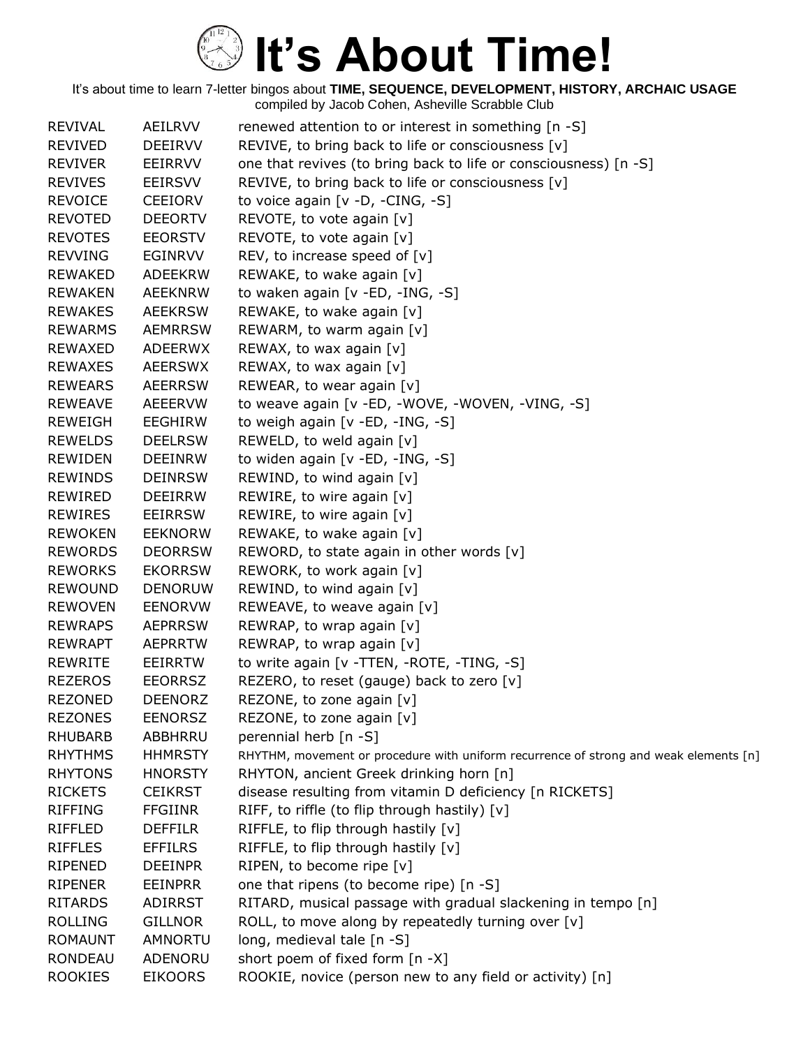# It's About Time!

It's about time to learn 7-letter bingos about **TIME, SEQUENCE, DEVELOPMENT, HISTORY, ARCHAIC USAGE**
compiled by Jacob Cohen, Asheville Scrabble Club

| | | |
|---|---|---|
| REVIVAL | AEILRVV | renewed attention to or interest in something [n -S] |
| REVIVED | DEEIRVV | REVIVE, to bring back to life or consciousness [v] |
| REVIVER | EEIRRVV | one that revives (to bring back to life or consciousness) [n -S] |
| REVIVES | EEIRSVV | REVIVE, to bring back to life or consciousness [v] |
| REVOICE | CEEIORV | to voice again [v -D, -CING, -S] |
| REVOTED | DEEORTV | REVOTE, to vote again [v] |
| REVOTES | EEORSTV | REVOTE, to vote again [v] |
| REVVING | EGINRVV | REV, to increase speed of [v] |
| REWAKED | ADEEKRW | REWAKE, to wake again [v] |
| REWAKEN | AEEKNRW | to waken again [v -ED, -ING, -S] |
| REWAKES | AEEKRSW | REWAKE, to wake again [v] |
| REWARMS | AEMRRSW | REWARM, to warm again [v] |
| REWAXED | ADEERWX | REWAX, to wax again [v] |
| REWAXES | AEERSWX | REWAX, to wax again [v] |
| REWEARS | AEERRSW | REWEAR, to wear again [v] |
| REWEAVE | AEEERVW | to weave again [v -ED, -WOVE, -WOVEN, -VING, -S] |
| REWEIGH | EEGHIRW | to weigh again [v -ED, -ING, -S] |
| REWELDS | DEELRSW | REWELD, to weld again [v] |
| REWIDEN | DEEINRW | to widen again [v -ED, -ING, -S] |
| REWINDS | DEINRSW | REWIND, to wind again [v] |
| REWIRED | DEEIRRW | REWIRE, to wire again [v] |
| REWIRES | EEIRRSW | REWIRE, to wire again [v] |
| REWOKEN | EEKNORW | REWAKE, to wake again [v] |
| REWORDS | DEORRSW | REWORD, to state again in other words [v] |
| REWORKS | EKORRSW | REWORK, to work again [v] |
| REWOUND | DENORUW | REWIND, to wind again [v] |
| REWOVEN | EENORVW | REWEAVE, to weave again [v] |
| REWRAPS | AEPRRSW | REWRAP, to wrap again [v] |
| REWRAPT | AEPRRTW | REWRAP, to wrap again [v] |
| REWRITE | EEIRRTW | to write again [v -TTEN, -ROTE, -TING, -S] |
| REZEROS | EEORRSZ | REZERO, to reset (gauge) back to zero [v] |
| REZONED | DEENORZ | REZONE, to zone again [v] |
| REZONES | EENORSZ | REZONE, to zone again [v] |
| RHUBARB | ABBHRRU | perennial herb [n -S] |
| RHYTHMS | HHMRSTY | RHYTHM, movement or procedure with uniform recurrence of strong and weak elements [n] |
| RHYTONS | HNORSTY | RHYTON, ancient Greek drinking horn [n] |
| RICKETS | CEIKRST | disease resulting from vitamin D deficiency [n RICKETS] |
| RIFFING | FFGIINR | RIFF, to riffle (to flip through hastily) [v] |
| RIFFLED | DEFFILR | RIFFLE, to flip through hastily [v] |
| RIFFLES | EFFILRS | RIFFLE, to flip through hastily [v] |
| RIPENED | DEEINPR | RIPEN, to become ripe [v] |
| RIPENER | EEINPRR | one that ripens (to become ripe) [n -S] |
| RITARDS | ADIRRST | RITARD, musical passage with gradual slackening in tempo [n] |
| ROLLING | GILLNOR | ROLL, to move along by repeatedly turning over [v] |
| ROMAUNT | AMNORTU | long, medieval tale [n -S] |
| RONDEAU | ADENORU | short poem of fixed form [n -X] |
| ROOKIES | EIKOORS | ROOKIE, novice (person new to any field or activity) [n] |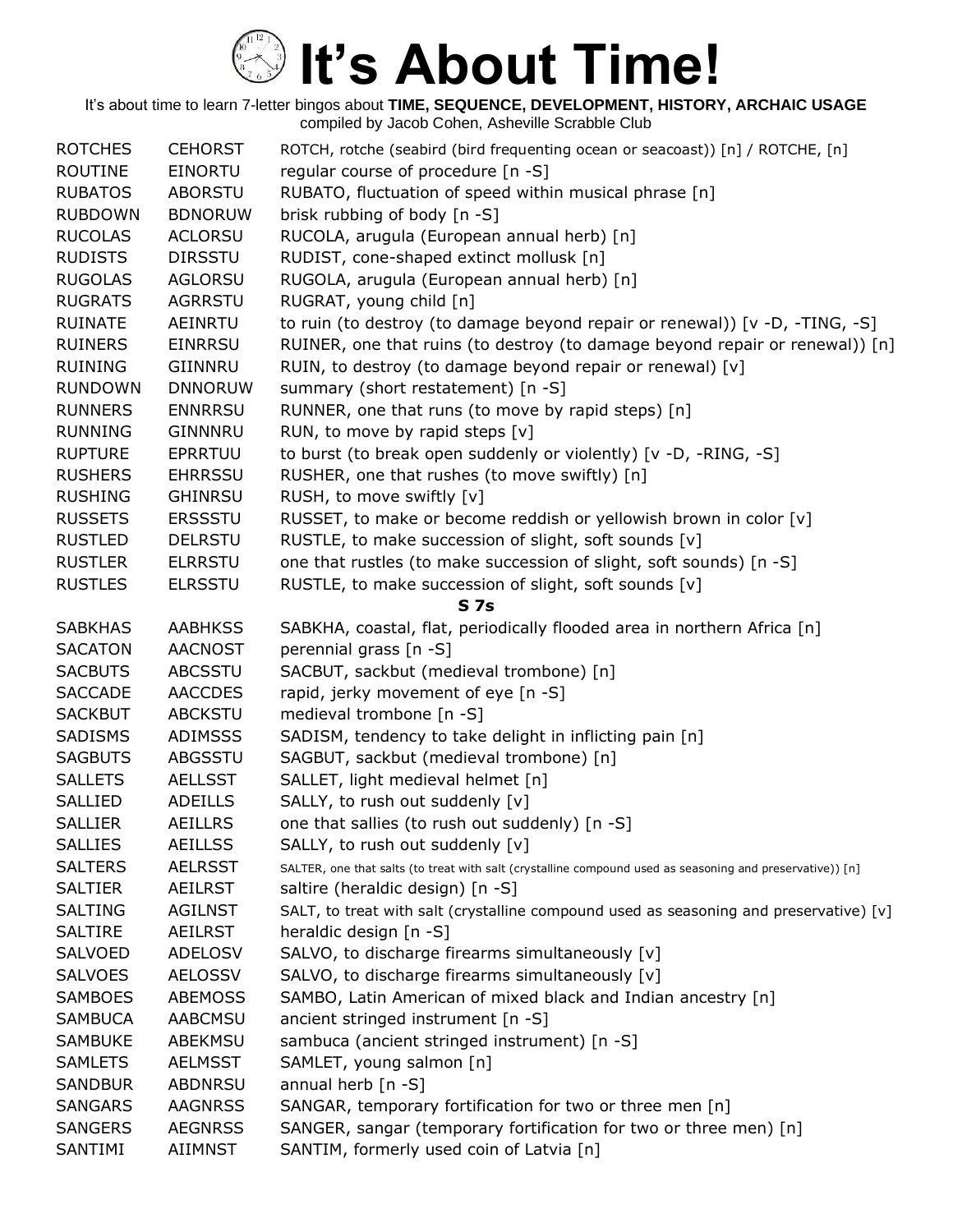# It's About Time!

It's about time to learn 7-letter bingos about **TIME, SEQUENCE, DEVELOPMENT, HISTORY, ARCHAIC USAGE**
compiled by Jacob Cohen, Asheville Scrabble Club

| | | |
|---|---|---|
| ROTCHES | CEHORST | ROTCH, rotche (seabird (bird frequenting ocean or seacoast)) [n] / ROTCHE, [n] |
| ROUTINE | EINORTU | regular course of procedure [n -S] |
| RUBATOS | ABORSTU | RUBATO, fluctuation of speed within musical phrase [n] |
| RUBDOWN | BDNORUW | brisk rubbing of body [n -S] |
| RUCOLAS | ACLORSU | RUCOLA, arugula (European annual herb) [n] |
| RUDISTS | DIRSSTU | RUDIST, cone-shaped extinct mollusk [n] |
| RUGOLAS | AGLORSU | RUGOLA, arugula (European annual herb) [n] |
| RUGRATS | AGRRSTU | RUGRAT, young child [n] |
| RUINATE | AEINRTU | to ruin (to destroy (to damage beyond repair or renewal)) [v -D, -TING, -S] |
| RUINERS | EINRRSU | RUINER, one that ruins (to destroy (to damage beyond repair or renewal)) [n] |
| RUINING | GIINNRU | RUIN, to destroy (to damage beyond repair or renewal) [v] |
| RUNDOWN | DNNORUW | summary (short restatement) [n -S] |
| RUNNERS | ENNRRSU | RUNNER, one that runs (to move by rapid steps) [n] |
| RUNNING | GINNNRU | RUN, to move by rapid steps [v] |
| RUPTURE | EPRRTUU | to burst (to break open suddenly or violently) [v -D, -RING, -S] |
| RUSHERS | EHRRSSU | RUSHER, one that rushes (to move swiftly) [n] |
| RUSHING | GHINRSU | RUSH, to move swiftly [v] |
| RUSSETS | ERSSSTU | RUSSET, to make or become reddish or yellowish brown in color [v] |
| RUSTLED | DELRSTU | RUSTLE, to make succession of slight, soft sounds [v] |
| RUSTLER | ELRRSTU | one that rustles (to make succession of slight, soft sounds) [n -S] |
| RUSTLES | ELRSSTU | RUSTLE, to make succession of slight, soft sounds [v] |
| | | **S 7s** |
| SABKHAS | AABHKSS | SABKHA, coastal, flat, periodically flooded area in northern Africa [n] |
| SACATON | AACNOST | perennial grass [n -S] |
| SACBUTS | ABCSSTU | SACBUT, sackbut (medieval trombone) [n] |
| SACCADE | AACCDES | rapid, jerky movement of eye [n -S] |
| SACKBUT | ABCKSTU | medieval trombone [n -S] |
| SADISMS | ADIMSSS | SADISM, tendency to take delight in inflicting pain [n] |
| SAGBUTS | ABGSSTU | SAGBUT, sackbut (medieval trombone) [n] |
| SALLETS | AELLSST | SALLET, light medieval helmet [n] |
| SALLIED | ADEILLS | SALLY, to rush out suddenly [v] |
| SALLIER | AEILLRS | one that sallies (to rush out suddenly) [n -S] |
| SALLIES | AEILLSS | SALLY, to rush out suddenly [v] |
| SALTERS | AELRSST | SALTER, one that salts (to treat with salt (crystalline compound used as seasoning and preservative)) [n] |
| SALTIER | AEILRST | saltire (heraldic design) [n -S] |
| SALTING | AGILNST | SALT, to treat with salt (crystalline compound used as seasoning and preservative) [v] |
| SALTIRE | AEILRST | heraldic design [n -S] |
| SALVOED | ADELOSV | SALVO, to discharge firearms simultaneously [v] |
| SALVOES | AELOSSV | SALVO, to discharge firearms simultaneously [v] |
| SAMBOES | ABEMOSS | SAMBO, Latin American of mixed black and Indian ancestry [n] |
| SAMBUCA | AABCMSU | ancient stringed instrument [n -S] |
| SAMBUKE | ABEKMSU | sambuca (ancient stringed instrument) [n -S] |
| SAMLETS | AELMSST | SAMLET, young salmon [n] |
| SANDBUR | ABDNRSU | annual herb [n -S] |
| SANGARS | AAGNRSS | SANGAR, temporary fortification for two or three men [n] |
| SANGERS | AEGNRSS | SANGER, sangar (temporary fortification for two or three men) [n] |
| SANTIMI | AIIMNST | SANTIM, formerly used coin of Latvia [n] |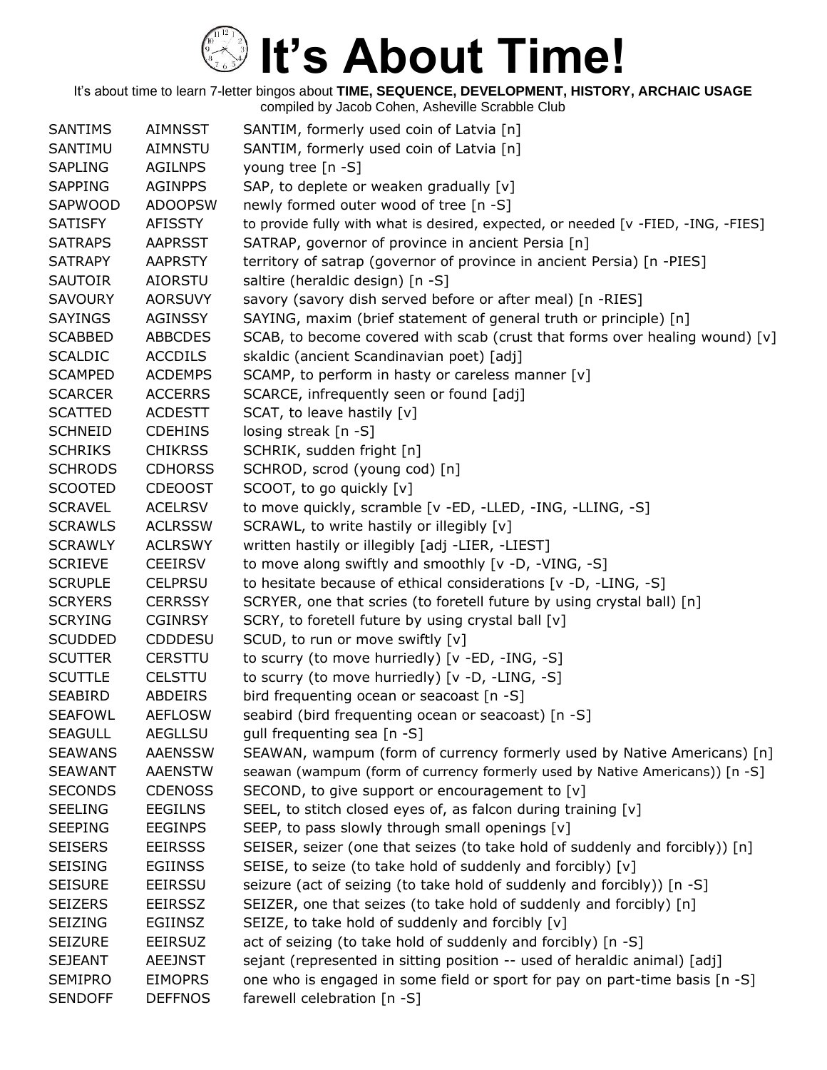# It's About Time!

It's about time to learn 7-letter bingos about **TIME, SEQUENCE, DEVELOPMENT, HISTORY, ARCHAIC USAGE**
compiled by Jacob Cohen, Asheville Scrabble Club

| | | |
|---|---|---|
| SANTIMS | AIMNSST | SANTIM, formerly used coin of Latvia [n] |
| SANTIMU | AIMNSTU | SANTIM, formerly used coin of Latvia [n] |
| SAPLING | AGILNPS | young tree [n -S] |
| SAPPING | AGINPPS | SAP, to deplete or weaken gradually [v] |
| SAPWOOD | ADOOPSW | newly formed outer wood of tree [n -S] |
| SATISFY | AFISSTY | to provide fully with what is desired, expected, or needed [v -FIED, -ING, -FIES] |
| SATRAPS | AAPRSST | SATRAP, governor of province in ancient Persia [n] |
| SATRAPY | AAPRSTY | territory of satrap (governor of province in ancient Persia) [n -PIES] |
| SAUTOIR | AIORSTU | saltire (heraldic design) [n -S] |
| SAVOURY | AORSUVY | savory (savory dish served before or after meal) [n -RIES] |
| SAYINGS | AGINSSY | SAYING, maxim (brief statement of general truth or principle) [n] |
| SCABBED | ABBCDES | SCAB, to become covered with scab (crust that forms over healing wound) [v] |
| SCALDIC | ACCDILS | skaldic (ancient Scandinavian poet) [adj] |
| SCAMPED | ACDEMPS | SCAMP, to perform in hasty or careless manner [v] |
| SCARCER | ACCERRS | SCARCE, infrequently seen or found [adj] |
| SCATTED | ACDESTT | SCAT, to leave hastily [v] |
| SCHNEID | CDEHINS | losing streak [n -S] |
| SCHRIKS | CHIKRSS | SCHRIK, sudden fright [n] |
| SCHRODS | CDHORSS | SCHROD, scrod (young cod) [n] |
| SCOOTED | CDEOOST | SCOOT, to go quickly [v] |
| SCRAVEL | ACELRSV | to move quickly, scramble [v -ED, -LLED, -ING, -LLING, -S] |
| SCRAWLS | ACLRSSW | SCRAWL, to write hastily or illegibly [v] |
| SCRAWLY | ACLRSWY | written hastily or illegibly [adj -LIER, -LIEST] |
| SCRIEVE | CEEIRSV | to move along swiftly and smoothly [v -D, -VING, -S] |
| SCRUPLE | CELPRSU | to hesitate because of ethical considerations [v -D, -LING, -S] |
| SCRYERS | CERRSSY | SCRYER, one that scries (to foretell future by using crystal ball) [n] |
| SCRYING | CGINRSY | SCRY, to foretell future by using crystal ball [v] |
| SCUDDED | CDDDESU | SCUD, to run or move swiftly [v] |
| SCUTTER | CERSTTU | to scurry (to move hurriedly) [v -ED, -ING, -S] |
| SCUTTLE | CELSTTU | to scurry (to move hurriedly) [v -D, -LING, -S] |
| SEABIRD | ABDEIRS | bird frequenting ocean or seacoast [n -S] |
| SEAFOWL | AEFLOSW | seabird (bird frequenting ocean or seacoast) [n -S] |
| SEAGULL | AEGLLSU | gull frequenting sea [n -S] |
| SEAWANS | AAENSSW | SEAWAN, wampum (form of currency formerly used by Native Americans) [n] |
| SEAWANT | AAENSTW | seawan (wampum (form of currency formerly used by Native Americans)) [n -S] |
| SECONDS | CDENOSS | SECOND, to give support or encouragement to [v] |
| SEELING | EEGILNS | SEEL, to stitch closed eyes of, as falcon during training [v] |
| SEEPING | EEGINPS | SEEP, to pass slowly through small openings [v] |
| SEISERS | EEIRSSS | SEISER, seizer (one that seizes (to take hold of suddenly and forcibly)) [n] |
| SEISING | EGIINSS | SEISE, to seize (to take hold of suddenly and forcibly) [v] |
| SEISURE | EEIRSSU | seizure (act of seizing (to take hold of suddenly and forcibly)) [n -S] |
| SEIZERS | EEIRSSZ | SEIZER, one that seizes (to take hold of suddenly and forcibly) [n] |
| SEIZING | EGIINSZ | SEIZE, to take hold of suddenly and forcibly [v] |
| SEIZURE | EEIRSUZ | act of seizing (to take hold of suddenly and forcibly) [n -S] |
| SEJEANT | AEEJNST | sejant (represented in sitting position -- used of heraldic animal) [adj] |
| SEMIPRO | EIMOPRS | one who is engaged in some field or sport for pay on part-time basis [n -S] |
| SENDOFF | DEFFNOS | farewell celebration [n -S] |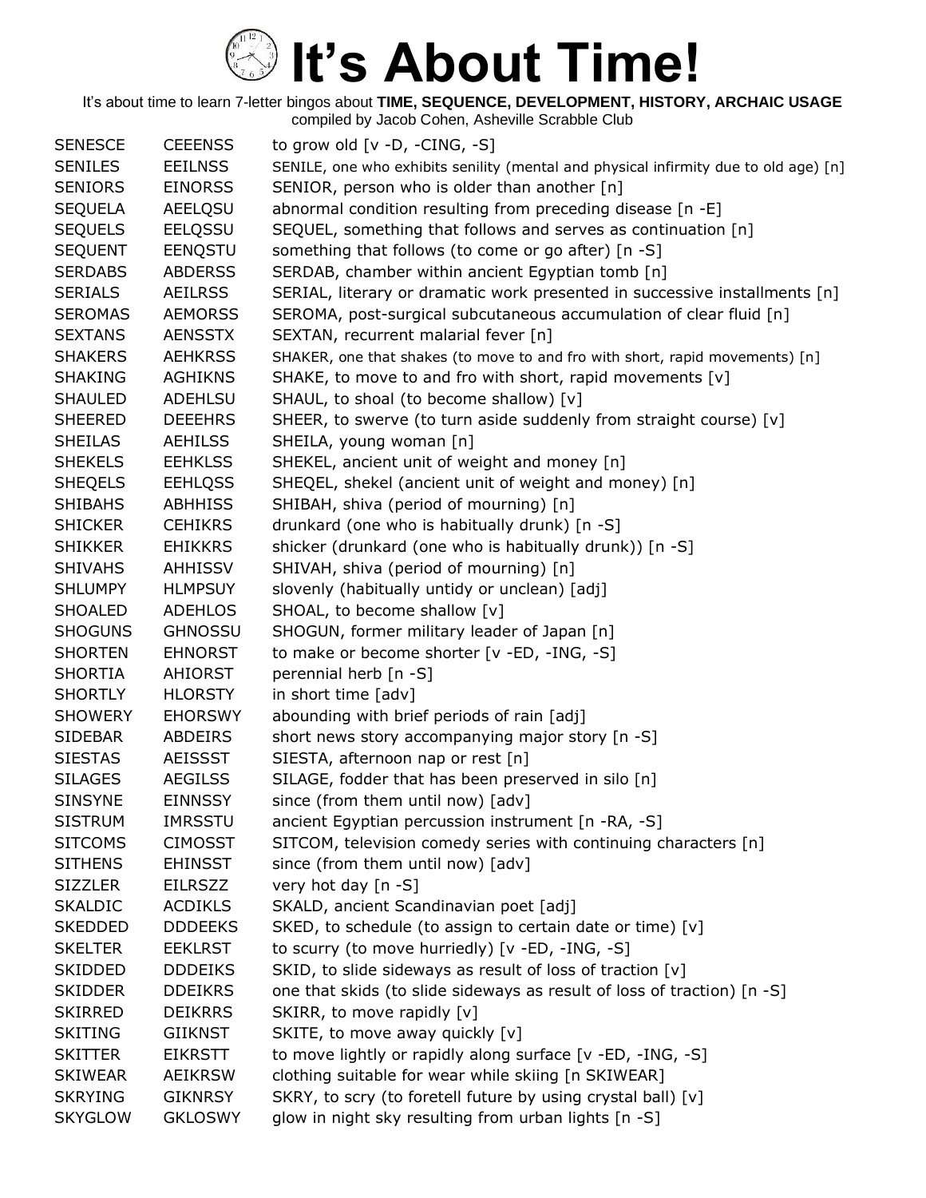# It's About Time!

It's about time to learn 7-letter bingos about **TIME, SEQUENCE, DEVELOPMENT, HISTORY, ARCHAIC USAGE**
compiled by Jacob Cohen, Asheville Scrabble Club

| | | |
|---|---|---|
| SENESCE | CEEENSS | to grow old [v -D, -CING, -S] |
| SENILES | EEILNSS | SENILE, one who exhibits senility (mental and physical infirmity due to old age) [n] |
| SENIORS | EINORSS | SENIOR, person who is older than another [n] |
| SEQUELA | AEELQSU | abnormal condition resulting from preceding disease [n -E] |
| SEQUELS | EELQSSU | SEQUEL, something that follows and serves as continuation [n] |
| SEQUENT | EENQSTU | something that follows (to come or go after) [n -S] |
| SERDABS | ABDERSS | SERDAB, chamber within ancient Egyptian tomb [n] |
| SERIALS | AEILRSS | SERIAL, literary or dramatic work presented in successive installments [n] |
| SEROMAS | AEMORSS | SEROMA, post-surgical subcutaneous accumulation of clear fluid [n] |
| SEXTANS | AENSSTX | SEXTAN, recurrent malarial fever [n] |
| SHAKERS | AEHKRSS | SHAKER, one that shakes (to move to and fro with short, rapid movements) [n] |
| SHAKING | AGHIKNS | SHAKE, to move to and fro with short, rapid movements [v] |
| SHAULED | ADEHLSU | SHAUL, to shoal (to become shallow) [v] |
| SHEERED | DEEEHRS | SHEER, to swerve (to turn aside suddenly from straight course) [v] |
| SHEILAS | AEHILSS | SHEILA, young woman [n] |
| SHEKELS | EEHKLSS | SHEKEL, ancient unit of weight and money [n] |
| SHEQELS | EEHLQSS | SHEQEL, shekel (ancient unit of weight and money) [n] |
| SHIBAHS | ABHHISS | SHIBAH, shiva (period of mourning) [n] |
| SHICKER | CEHIKRS | drunkard (one who is habitually drunk) [n -S] |
| SHIKKER | EHIKKRS | shicker (drunkard (one who is habitually drunk)) [n -S] |
| SHIVAHS | AHHISSV | SHIVAH, shiva (period of mourning) [n] |
| SHLUMPY | HLMPSUY | slovenly (habitually untidy or unclean) [adj] |
| SHOALED | ADEHLOS | SHOAL, to become shallow [v] |
| SHOGUNS | GHNOSSU | SHOGUN, former military leader of Japan [n] |
| SHORTEN | EHNORST | to make or become shorter [v -ED, -ING, -S] |
| SHORTIA | AHIORST | perennial herb [n -S] |
| SHORTLY | HLORSTY | in short time [adv] |
| SHOWERY | EHORSWY | abounding with brief periods of rain [adj] |
| SIDEBAR | ABDEIRS | short news story accompanying major story [n -S] |
| SIESTAS | AEISSST | SIESTA, afternoon nap or rest [n] |
| SILAGES | AEGILSS | SILAGE, fodder that has been preserved in silo [n] |
| SINSYNE | EINNSSY | since (from them until now) [adv] |
| SISTRUM | IMRSSTU | ancient Egyptian percussion instrument [n -RA, -S] |
| SITCOMS | CIMOSST | SITCOM, television comedy series with continuing characters [n] |
| SITHENS | EHINSST | since (from them until now) [adv] |
| SIZZLER | EILRSZZ | very hot day [n -S] |
| SKALDIC | ACDIKLS | SKALD, ancient Scandinavian poet [adj] |
| SKEDDED | DDDEEKS | SKED, to schedule (to assign to certain date or time) [v] |
| SKELTER | EEKLRST | to scurry (to move hurriedly) [v -ED, -ING, -S] |
| SKIDDED | DDDEIKS | SKID, to slide sideways as result of loss of traction [v] |
| SKIDDER | DDEIKRS | one that skids (to slide sideways as result of loss of traction) [n -S] |
| SKIRRED | DEIKRRS | SKIRR, to move rapidly [v] |
| SKITING | GIIKNST | SKITE, to move away quickly [v] |
| SKITTER | EIKRSTT | to move lightly or rapidly along surface [v -ED, -ING, -S] |
| SKIWEAR | AEIKRSW | clothing suitable for wear while skiing [n SKIWEAR] |
| SKRYING | GIKNRSY | SKRY, to scry (to foretell future by using crystal ball) [v] |
| SKYGLOW | GKLOSWY | glow in night sky resulting from urban lights [n -S] |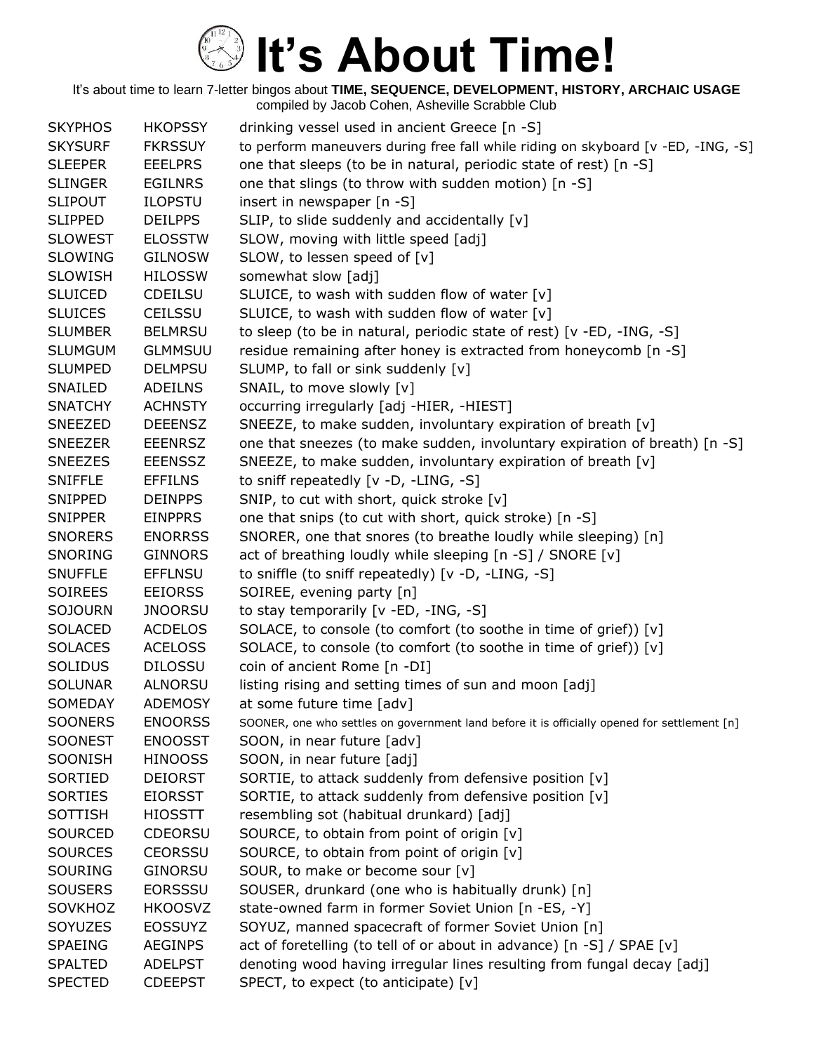# It's About Time!

It's about time to learn 7-letter bingos about **TIME, SEQUENCE, DEVELOPMENT, HISTORY, ARCHAIC USAGE**
compiled by Jacob Cohen, Asheville Scrabble Club

| | | |
|---|---|---|
| SKYPHOS | HKOPSSY | drinking vessel used in ancient Greece [n -S] |
| SKYSURF | FKRSSUY | to perform maneuvers during free fall while riding on skyboard [v -ED, -ING, -S] |
| SLEEPER | EEELPRS | one that sleeps (to be in natural, periodic state of rest) [n -S] |
| SLINGER | EGILNRS | one that slings (to throw with sudden motion) [n -S] |
| SLIPOUT | ILOPSTU | insert in newspaper [n -S] |
| SLIPPED | DEILPPS | SLIP, to slide suddenly and accidentally [v] |
| SLOWEST | ELOSSTW | SLOW, moving with little speed [adj] |
| SLOWING | GILNOSW | SLOW, to lessen speed of [v] |
| SLOWISH | HILOSSW | somewhat slow [adj] |
| SLUICED | CDEILSU | SLUICE, to wash with sudden flow of water [v] |
| SLUICES | CEILSSU | SLUICE, to wash with sudden flow of water [v] |
| SLUMBER | BELMRSU | to sleep (to be in natural, periodic state of rest) [v -ED, -ING, -S] |
| SLUMGUM | GLMMSUU | residue remaining after honey is extracted from honeycomb [n -S] |
| SLUMPED | DELMPSU | SLUMP, to fall or sink suddenly [v] |
| SNAILED | ADEILNS | SNAIL, to move slowly [v] |
| SNATCHY | ACHNSTY | occurring irregularly [adj -HIER, -HIEST] |
| SNEEZED | DEEENSZ | SNEEZE, to make sudden, involuntary expiration of breath [v] |
| SNEEZER | EEENRSZ | one that sneezes (to make sudden, involuntary expiration of breath) [n -S] |
| SNEEZES | EEENSSZ | SNEEZE, to make sudden, involuntary expiration of breath [v] |
| SNIFFLE | EFFILNS | to sniff repeatedly [v -D, -LING, -S] |
| SNIPPED | DEINPPS | SNIP, to cut with short, quick stroke [v] |
| SNIPPER | EINPPRS | one that snips (to cut with short, quick stroke) [n -S] |
| SNORERS | ENORRSS | SNORER, one that snores (to breathe loudly while sleeping) [n] |
| SNORING | GINNORS | act of breathing loudly while sleeping [n -S] / SNORE [v] |
| SNUFFLE | EFFLNSU | to sniffle (to sniff repeatedly) [v -D, -LING, -S] |
| SOIREES | EEIORSS | SOIREE, evening party [n] |
| SOJOURN | JNOORSU | to stay temporarily [v -ED, -ING, -S] |
| SOLACED | ACDELOS | SOLACE, to console (to comfort (to soothe in time of grief)) [v] |
| SOLACES | ACELOSS | SOLACE, to console (to comfort (to soothe in time of grief)) [v] |
| SOLIDUS | DILOSSU | coin of ancient Rome [n -DI] |
| SOLUNAR | ALNORSU | listing rising and setting times of sun and moon [adj] |
| SOMEDAY | ADEMOSY | at some future time [adv] |
| SOONERS | ENOORSS | SOONER, one who settles on government land before it is officially opened for settlement [n] |
| SOONEST | ENOOSST | SOON, in near future [adv] |
| SOONISH | HINOOSS | SOON, in near future [adj] |
| SORTIED | DEIORST | SORTIE, to attack suddenly from defensive position [v] |
| SORTIES | EIORSST | SORTIE, to attack suddenly from defensive position [v] |
| SOTTISH | HIOSSTT | resembling sot (habitual drunkard) [adj] |
| SOURCED | CDEORSU | SOURCE, to obtain from point of origin [v] |
| SOURCES | CEORSSU | SOURCE, to obtain from point of origin [v] |
| SOURING | GINORSU | SOUR, to make or become sour [v] |
| SOUSERS | EORSSSU | SOUSER, drunkard (one who is habitually drunk) [n] |
| SOVKHOZ | HKOOSVZ | state-owned farm in former Soviet Union [n -ES, -Y] |
| SOYUZES | EOSSUYZ | SOYUZ, manned spacecraft of former Soviet Union [n] |
| SPAEING | AEGINPS | act of foretelling (to tell of or about in advance) [n -S] / SPAE [v] |
| SPALTED | ADELPST | denoting wood having irregular lines resulting from fungal decay [adj] |
| SPECTED | CDEEPST | SPECT, to expect (to anticipate) [v] |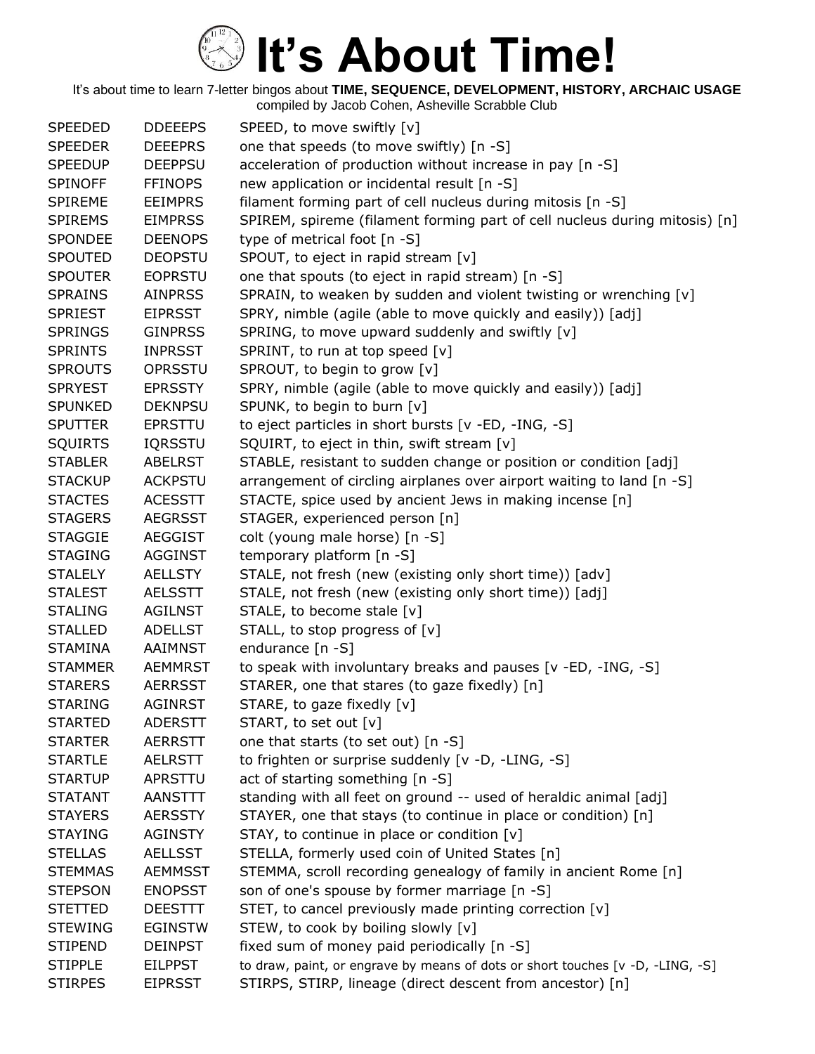# It's About Time!

It's about time to learn 7-letter bingos about **TIME, SEQUENCE, DEVELOPMENT, HISTORY, ARCHAIC USAGE**
compiled by Jacob Cohen, Asheville Scrabble Club

| | | |
|---|---|---|
| SPEEDED | DDEEEPS | SPEED, to move swiftly [v] |
| SPEEDER | DEEEPRS | one that speeds (to move swiftly) [n -S] |
| SPEEDUP | DEEPPSU | acceleration of production without increase in pay [n -S] |
| SPINOFF | FFINOPS | new application or incidental result [n -S] |
| SPIREME | EEIMPRS | filament forming part of cell nucleus during mitosis [n -S] |
| SPIREMS | EIMPRSS | SPIREM, spireme (filament forming part of cell nucleus during mitosis) [n] |
| SPONDEE | DEENOPS | type of metrical foot [n -S] |
| SPOUTED | DEOPSTU | SPOUT, to eject in rapid stream [v] |
| SPOUTER | EOPRSTU | one that spouts (to eject in rapid stream) [n -S] |
| SPRAINS | AINPRSS | SPRAIN, to weaken by sudden and violent twisting or wrenching [v] |
| SPRIEST | EIPRSST | SPRY, nimble (agile (able to move quickly and easily)) [adj] |
| SPRINGS | GINPRSS | SPRING, to move upward suddenly and swiftly [v] |
| SPRINTS | INPRSST | SPRINT, to run at top speed [v] |
| SPROUTS | OPRSSTU | SPROUT, to begin to grow [v] |
| SPRYEST | EPRSSTY | SPRY, nimble (agile (able to move quickly and easily)) [adj] |
| SPUNKED | DEKNPSU | SPUNK, to begin to burn [v] |
| SPUTTER | EPRSTTU | to eject particles in short bursts [v -ED, -ING, -S] |
| SQUIRTS | IQRSSTU | SQUIRT, to eject in thin, swift stream [v] |
| STABLER | ABELRST | STABLE, resistant to sudden change or position or condition [adj] |
| STACKUP | ACKPSTU | arrangement of circling airplanes over airport waiting to land [n -S] |
| STACTES | ACESSTT | STACTE, spice used by ancient Jews in making incense [n] |
| STAGERS | AEGRSST | STAGER, experienced person [n] |
| STAGGIE | AEGGIST | colt (young male horse) [n -S] |
| STAGING | AGGINST | temporary platform [n -S] |
| STALELY | AELLSTY | STALE, not fresh (new (existing only short time)) [adv] |
| STALEST | AELSSTT | STALE, not fresh (new (existing only short time)) [adj] |
| STALING | AGILNST | STALE, to become stale [v] |
| STALLED | ADELLST | STALL, to stop progress of [v] |
| STAMINA | AAIMNST | endurance [n -S] |
| STAMMER | AEMMRST | to speak with involuntary breaks and pauses [v -ED, -ING, -S] |
| STARERS | AERRSST | STARER, one that stares (to gaze fixedly) [n] |
| STARING | AGINRST | STARE, to gaze fixedly [v] |
| STARTED | ADERSTT | START, to set out [v] |
| STARTER | AERRSTT | one that starts (to set out) [n -S] |
| STARTLE | AELRSTT | to frighten or surprise suddenly [v -D, -LING, -S] |
| STARTUP | APRSTTU | act of starting something [n -S] |
| STATANT | AANSTTT | standing with all feet on ground -- used of heraldic animal [adj] |
| STAYERS | AERSSTY | STAYER, one that stays (to continue in place or condition) [n] |
| STAYING | AGINSTY | STAY, to continue in place or condition [v] |
| STELLAS | AELLSST | STELLA, formerly used coin of United States [n] |
| STEMMAS | AEMMSST | STEMMA, scroll recording genealogy of family in ancient Rome [n] |
| STEPSON | ENOPSST | son of one's spouse by former marriage [n -S] |
| STETTED | DEESTTT | STET, to cancel previously made printing correction [v] |
| STEWING | EGINSTW | STEW, to cook by boiling slowly [v] |
| STIPEND | DEINPST | fixed sum of money paid periodically [n -S] |
| STIPPLE | EILPPST | to draw, paint, or engrave by means of dots or short touches [v -D, -LING, -S] |
| STIRPES | EIPRSST | STIRPS, STIRP, lineage (direct descent from ancestor) [n] |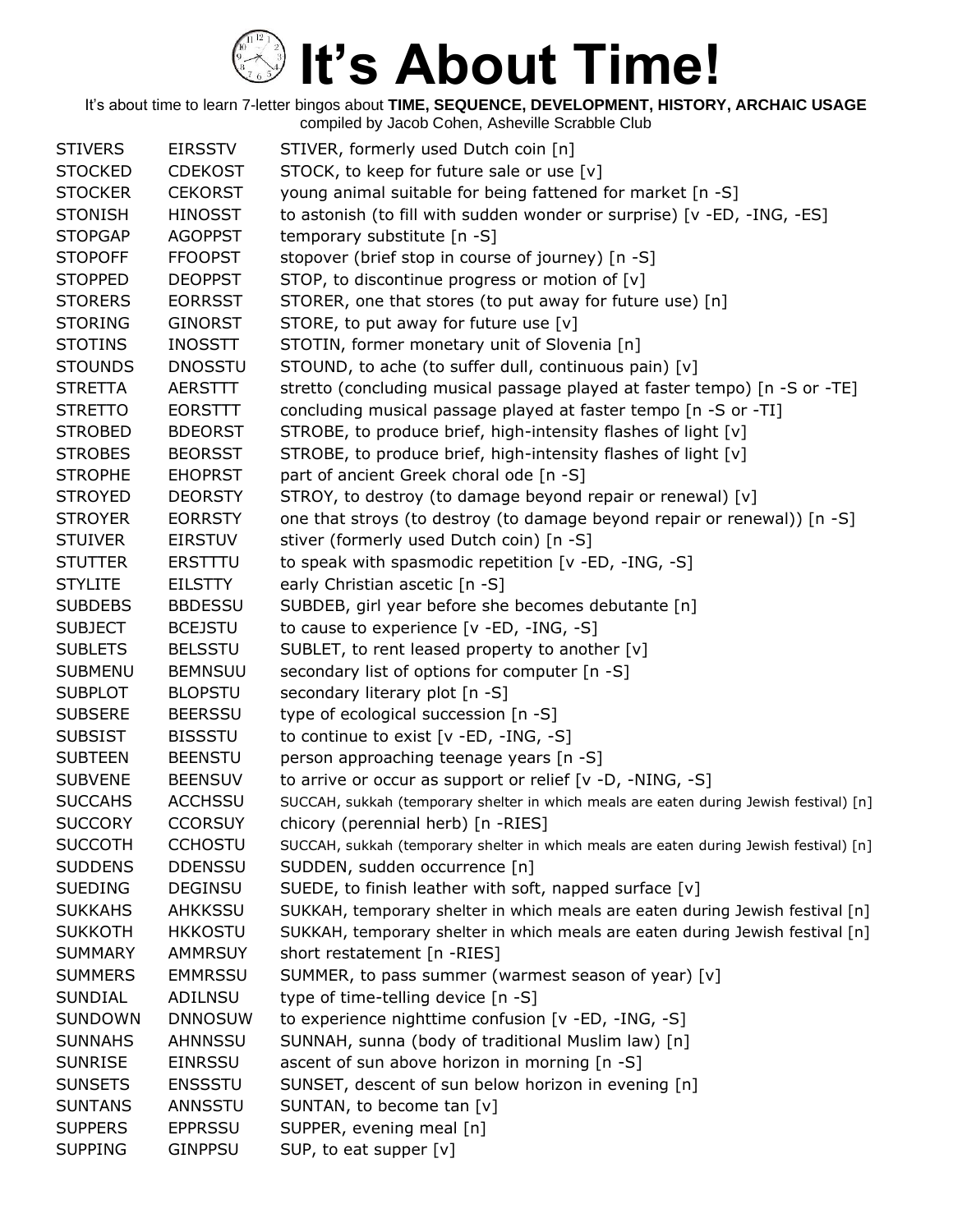# It's About Time!

It's about time to learn 7-letter bingos about **TIME, SEQUENCE, DEVELOPMENT, HISTORY, ARCHAIC USAGE**
compiled by Jacob Cohen, Asheville Scrabble Club

| | | |
|---|---|---|
| STIVERS | EIRSSTV | STIVER, formerly used Dutch coin [n] |
| STOCKED | CDEKOST | STOCK, to keep for future sale or use [v] |
| STOCKER | CEKORST | young animal suitable for being fattened for market [n -S] |
| STONISH | HINOSST | to astonish (to fill with sudden wonder or surprise) [v -ED, -ING, -ES] |
| STOPGAP | AGOPPST | temporary substitute [n -S] |
| STOPOFF | FFOOPST | stopover (brief stop in course of journey) [n -S] |
| STOPPED | DEOPPST | STOP, to discontinue progress or motion of [v] |
| STORERS | EORRSST | STORER, one that stores (to put away for future use) [n] |
| STORING | GINORST | STORE, to put away for future use [v] |
| STOTINS | INOSSTT | STOTIN, former monetary unit of Slovenia [n] |
| STOUNDS | DNOSSTU | STOUND, to ache (to suffer dull, continuous pain) [v] |
| STRETTA | AERSTTT | stretto (concluding musical passage played at faster tempo) [n -S or -TE] |
| STRETTO | EORSTTT | concluding musical passage played at faster tempo [n -S or -TI] |
| STROBED | BDEORST | STROBE, to produce brief, high-intensity flashes of light [v] |
| STROBES | BEORSST | STROBE, to produce brief, high-intensity flashes of light [v] |
| STROPHE | EHOPRST | part of ancient Greek choral ode [n -S] |
| STROYED | DEORSTY | STROY, to destroy (to damage beyond repair or renewal) [v] |
| STROYER | EORRSTY | one that stroys (to destroy (to damage beyond repair or renewal)) [n -S] |
| STUIVER | EIRSTUV | stiver (formerly used Dutch coin) [n -S] |
| STUTTER | ERSTTTU | to speak with spasmodic repetition [v -ED, -ING, -S] |
| STYLITE | EILSTTY | early Christian ascetic [n -S] |
| SUBDEBS | BBDESSU | SUBDEB, girl year before she becomes debutante [n] |
| SUBJECT | BCEJSTU | to cause to experience [v -ED, -ING, -S] |
| SUBLETS | BELSSTU | SUBLET, to rent leased property to another [v] |
| SUBMENU | BEMNSUU | secondary list of options for computer [n -S] |
| SUBPLOT | BLOPSTU | secondary literary plot [n -S] |
| SUBSERE | BEERSSU | type of ecological succession [n -S] |
| SUBSIST | BISSSTU | to continue to exist [v -ED, -ING, -S] |
| SUBTEEN | BEENSTU | person approaching teenage years [n -S] |
| SUBVENE | BEENSUV | to arrive or occur as support or relief [v -D, -NING, -S] |
| SUCCAHS | ACCHSSU | SUCCAH, sukkah (temporary shelter in which meals are eaten during Jewish festival) [n] |
| SUCCORY | CCORSUY | chicory (perennial herb) [n -RIES] |
| SUCCOTH | CCHOSTU | SUCCAH, sukkah (temporary shelter in which meals are eaten during Jewish festival) [n] |
| SUDDENS | DDENSSU | SUDDEN, sudden occurrence [n] |
| SUEDING | DEGINSU | SUEDE, to finish leather with soft, napped surface [v] |
| SUKKAHS | AHKKSSU | SUKKAH, temporary shelter in which meals are eaten during Jewish festival [n] |
| SUKKOTH | HKKOSTU | SUKKAH, temporary shelter in which meals are eaten during Jewish festival [n] |
| SUMMARY | AMMRSUY | short restatement [n -RIES] |
| SUMMERS | EMMRSSU | SUMMER, to pass summer (warmest season of year) [v] |
| SUNDIAL | ADILNSU | type of time-telling device [n -S] |
| SUNDOWN | DNNOSUW | to experience nighttime confusion [v -ED, -ING, -S] |
| SUNNAHS | AHNNSSU | SUNNAH, sunna (body of traditional Muslim law) [n] |
| SUNRISE | EINRSSU | ascent of sun above horizon in morning [n -S] |
| SUNSETS | ENSSSTU | SUNSET, descent of sun below horizon in evening [n] |
| SUNTANS | ANNSSTU | SUNTAN, to become tan [v] |
| SUPPERS | EPPRSSU | SUPPER, evening meal [n] |
| SUPPING | GINPPSU | SUP, to eat supper [v] |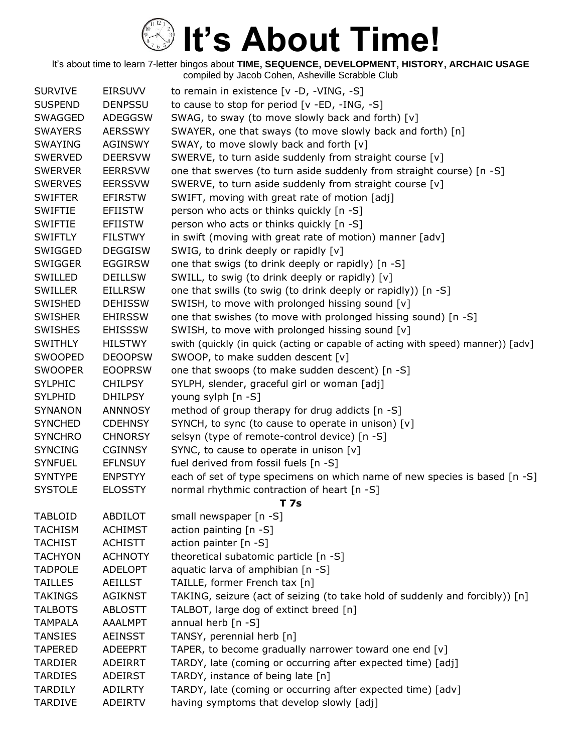# It's About Time!

It's about time to learn 7-letter bingos about **TIME, SEQUENCE, DEVELOPMENT, HISTORY, ARCHAIC USAGE**
compiled by Jacob Cohen, Asheville Scrabble Club

| | | |
|---|---|---|
| SURVIVE | EIRSUVV | to remain in existence [v -D, -VING, -S] |
| SUSPEND | DENPSSU | to cause to stop for period [v -ED, -ING, -S] |
| SWAGGED | ADEGGSW | SWAG, to sway (to move slowly back and forth) [v] |
| SWAYERS | AERSSWY | SWAYER, one that sways (to move slowly back and forth) [n] |
| SWAYING | AGINSWY | SWAY, to move slowly back and forth [v] |
| SWERVED | DEERSVW | SWERVE, to turn aside suddenly from straight course [v] |
| SWERVER | EERRSVW | one that swerves (to turn aside suddenly from straight course) [n -S] |
| SWERVES | EERSSVW | SWERVE, to turn aside suddenly from straight course [v] |
| SWIFTER | EFIRSTW | SWIFT, moving with great rate of motion [adj] |
| SWIFTIE | EFIISTW | person who acts or thinks quickly [n -S] |
| SWIFTIE | EFIISTW | person who acts or thinks quickly [n -S] |
| SWIFTLY | FILSTWY | in swift (moving with great rate of motion) manner [adv] |
| SWIGGED | DEGGISW | SWIG, to drink deeply or rapidly [v] |
| SWIGGER | EGGIRSW | one that swigs (to drink deeply or rapidly) [n -S] |
| SWILLED | DEILLSW | SWILL, to swig (to drink deeply or rapidly) [v] |
| SWILLER | EILLRSW | one that swills (to swig (to drink deeply or rapidly)) [n -S] |
| SWISHED | DEHISSW | SWISH, to move with prolonged hissing sound [v] |
| SWISHER | EHIRSSW | one that swishes (to move with prolonged hissing sound) [n -S] |
| SWISHES | EHISSSW | SWISH, to move with prolonged hissing sound [v] |
| SWITHLY | HILSTWY | swith (quickly (in quick (acting or capable of acting with speed) manner)) [adv] |
| SWOOPED | DEOOPSW | SWOOP, to make sudden descent [v] |
| SWOOPER | EOOPRSW | one that swoops (to make sudden descent) [n -S] |
| SYLPHIC | CHILPSY | SYLPH, slender, graceful girl or woman [adj] |
| SYLPHID | DHILPSY | young sylph [n -S] |
| SYNANON | ANNNOSY | method of group therapy for drug addicts [n -S] |
| SYNCHED | CDEHNSY | SYNCH, to sync (to cause to operate in unison) [v] |
| SYNCHRO | CHNORSY | selsyn (type of remote-control device) [n -S] |
| SYNCING | CGINNSY | SYNC, to cause to operate in unison [v] |
| SYNFUEL | EFLNSUY | fuel derived from fossil fuels [n -S] |
| SYNTYPE | ENPSTYY | each of set of type specimens on which name of new species is based [n -S] |
| SYSTOLE | ELOSSTY | normal rhythmic contraction of heart [n -S] |
| | | **T 7s** |
| TABLOID | ABDILOT | small newspaper [n -S] |
| TACHISM | ACHIMST | action painting [n -S] |
| TACHIST | ACHISTT | action painter [n -S] |
| TACHYON | ACHNOTY | theoretical subatomic particle [n -S] |
| TADPOLE | ADELOPT | aquatic larva of amphibian [n -S] |
| TAILLES | AEILLST | TAILLE, former French tax [n] |
| TAKINGS | AGIKNST | TAKING, seizure (act of seizing (to take hold of suddenly and forcibly)) [n] |
| TALBOTS | ABLOSTT | TALBOT, large dog of extinct breed [n] |
| TAMPALA | AAALMPT | annual herb [n -S] |
| TANSIES | AEINSST | TANSY, perennial herb [n] |
| TAPERED | ADEEPRT | TAPER, to become gradually narrower toward one end [v] |
| TARDIER | ADEIRRT | TARDY, late (coming or occurring after expected time) [adj] |
| TARDIES | ADEIRST | TARDY, instance of being late [n] |
| TARDILY | ADILRTY | TARDY, late (coming or occurring after expected time) [adv] |
| TARDIVE | ADEIRTV | having symptoms that develop slowly [adj] |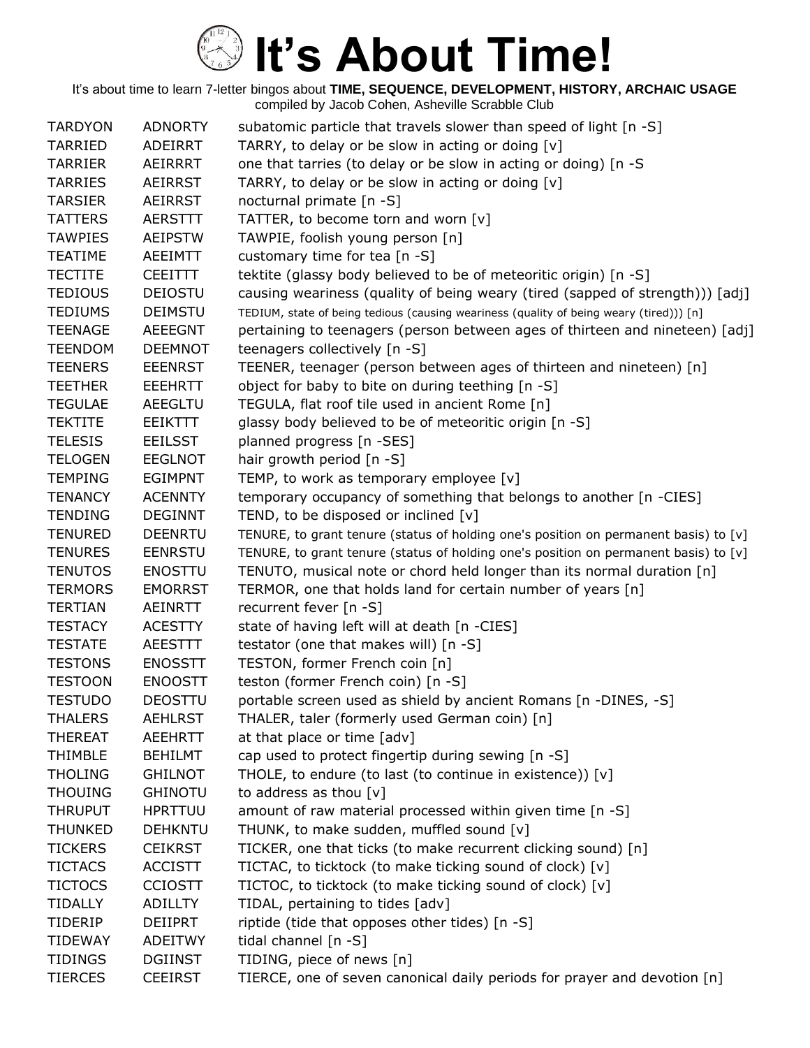# It's About Time!

It's about time to learn 7-letter bingos about **TIME, SEQUENCE, DEVELOPMENT, HISTORY, ARCHAIC USAGE**
compiled by Jacob Cohen, Asheville Scrabble Club

| | | |
|---|---|---|
| TARDYON | ADNORTY | subatomic particle that travels slower than speed of light [n -S] |
| TARRIED | ADEIRRT | TARRY, to delay or be slow in acting or doing [v] |
| TARRIER | AEIRRRT | one that tarries (to delay or be slow in acting or doing) [n -S |
| TARRIES | AEIRRST | TARRY, to delay or be slow in acting or doing [v] |
| TARSIER | AEIRRST | nocturnal primate [n -S] |
| TATTERS | AERSTTT | TATTER, to become torn and worn [v] |
| TAWPIES | AEIPSTW | TAWPIE, foolish young person [n] |
| TEATIME | AEEIMTT | customary time for tea [n -S] |
| TECTITE | CEEITTT | tektite (glassy body believed to be of meteoritic origin) [n -S] |
| TEDIOUS | DEIOSTU | causing weariness (quality of being weary (tired (sapped of strength))) [adj] |
| TEDIUMS | DEIMSTU | TEDIUM, state of being tedious (causing weariness (quality of being weary (tired))) [n] |
| TEENAGE | AEEEGNT | pertaining to teenagers (person between ages of thirteen and nineteen) [adj] |
| TEENDOM | DEEMNOT | teenagers collectively [n -S] |
| TEENERS | EEENRST | TEENER, teenager (person between ages of thirteen and nineteen) [n] |
| TEETHER | EEEHRTT | object for baby to bite on during teething [n -S] |
| TEGULAE | AEEGLTU | TEGULA, flat roof tile used in ancient Rome [n] |
| TEKTITE | EEIKTTT | glassy body believed to be of meteoritic origin [n -S] |
| TELESIS | EEILSST | planned progress [n -SES] |
| TELOGEN | EEGLNOT | hair growth period [n -S] |
| TEMPING | EGIMPNT | TEMP, to work as temporary employee [v] |
| TENANCY | ACENNTY | temporary occupancy of something that belongs to another [n -CIES] |
| TENDING | DEGINNT | TEND, to be disposed or inclined [v] |
| TENURED | DEENRTU | TENURE, to grant tenure (status of holding one's position on permanent basis) to [v] |
| TENURES | EENRSTU | TENURE, to grant tenure (status of holding one's position on permanent basis) to [v] |
| TENUTOS | ENOSTTU | TENUTO, musical note or chord held longer than its normal duration [n] |
| TERMORS | EMORRST | TERMOR, one that holds land for certain number of years [n] |
| TERTIAN | AEINRTT | recurrent fever [n -S] |
| TESTACY | ACESTTY | state of having left will at death [n -CIES] |
| TESTATE | AEESTTT | testator (one that makes will) [n -S] |
| TESTONS | ENOSSTT | TESTON, former French coin [n] |
| TESTOON | ENOOSTT | teston (former French coin) [n -S] |
| TESTUDO | DEOSTTU | portable screen used as shield by ancient Romans [n -DINES, -S] |
| THALERS | AEHLRST | THALER, taler (formerly used German coin) [n] |
| THEREAT | AEEHRTT | at that place or time [adv] |
| THIMBLE | BEHILMT | cap used to protect fingertip during sewing [n -S] |
| THOLING | GHILNOT | THOLE, to endure (to last (to continue in existence)) [v] |
| THOUING | GHINOTU | to address as thou [v] |
| THRUPUT | HPRTTUU | amount of raw material processed within given time [n -S] |
| THUNKED | DEHKNTU | THUNK, to make sudden, muffled sound [v] |
| TICKERS | CEIKRST | TICKER, one that ticks (to make recurrent clicking sound) [n] |
| TICTACS | ACCISTT | TICTAC, to ticktock (to make ticking sound of clock) [v] |
| TICTOCS | CCIOSTT | TICTOC, to ticktock (to make ticking sound of clock) [v] |
| TIDALLY | ADILLTY | TIDAL, pertaining to tides [adv] |
| TIDERIP | DEIIPRT | riptide (tide that opposes other tides) [n -S] |
| TIDEWAY | ADEITWY | tidal channel [n -S] |
| TIDINGS | DGIINST | TIDING, piece of news [n] |
| TIERCES | CEEIRST | TIERCE, one of seven canonical daily periods for prayer and devotion [n] |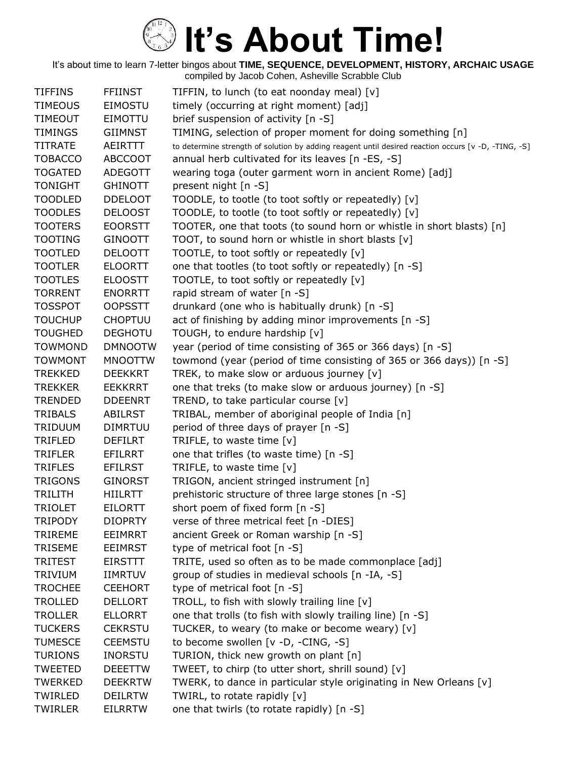# It's About Time!

It's about time to learn 7-letter bingos about **TIME, SEQUENCE, DEVELOPMENT, HISTORY, ARCHAIC USAGE**
compiled by Jacob Cohen, Asheville Scrabble Club

| | | |
|---|---|---|
| TIFFINS | FFIINST | TIFFIN, to lunch (to eat noonday meal) [v] |
| TIMEOUS | EIMOSTU | timely (occurring at right moment) [adj] |
| TIMEOUT | EIMOTTU | brief suspension of activity [n -S] |
| TIMINGS | GIIMNST | TIMING, selection of proper moment for doing something [n] |
| TITRATE | AEIRTTT | to determine strength of solution by adding reagent until desired reaction occurs [v -D, -TING, -S] |
| TOBACCO | ABCCOOT | annual herb cultivated for its leaves [n -ES, -S] |
| TOGATED | ADEGOTT | wearing toga (outer garment worn in ancient Rome) [adj] |
| TONIGHT | GHINOTT | present night [n -S] |
| TOODLED | DDELOOT | TOODLE, to tootle (to toot softly or repeatedly) [v] |
| TOODLES | DELOOST | TOODLE, to tootle (to toot softly or repeatedly) [v] |
| TOOTERS | EOORSTT | TOOTER, one that toots (to sound horn or whistle in short blasts) [n] |
| TOOTING | GINOOTT | TOOT, to sound horn or whistle in short blasts [v] |
| TOOTLED | DELOOTT | TOOTLE, to toot softly or repeatedly [v] |
| TOOTLER | ELOORTT | one that tootles (to toot softly or repeatedly) [n -S] |
| TOOTLES | ELOOSTT | TOOTLE, to toot softly or repeatedly [v] |
| TORRENT | ENORRTT | rapid stream of water [n -S] |
| TOSSPOT | OOPSSTT | drunkard (one who is habitually drunk) [n -S] |
| TOUCHUP | CHOPTUU | act of finishing by adding minor improvements [n -S] |
| TOUGHED | DEGHOTU | TOUGH, to endure hardship [v] |
| TOWMOND | DMNOOTW | year (period of time consisting of 365 or 366 days) [n -S] |
| TOWMONT | MNOOTTW | towmond (year (period of time consisting of 365 or 366 days)) [n -S] |
| TREKKED | DEEKKRT | TREK, to make slow or arduous journey [v] |
| TREKKER | EEKKRRT | one that treks (to make slow or arduous journey) [n -S] |
| TRENDED | DDEENRT | TREND, to take particular course [v] |
| TRIBALS | ABILRST | TRIBAL, member of aboriginal people of India [n] |
| TRIDUUM | DIMRTUU | period of three days of prayer [n -S] |
| TRIFLED | DEFILRT | TRIFLE, to waste time [v] |
| TRIFLER | EFILRRT | one that trifles (to waste time) [n -S] |
| TRIFLES | EFILRST | TRIFLE, to waste time [v] |
| TRIGONS | GINORST | TRIGON, ancient stringed instrument [n] |
| TRILITH | HIILRTT | prehistoric structure of three large stones [n -S] |
| TRIOLET | EILORTT | short poem of fixed form [n -S] |
| TRIPODY | DIOPRTY | verse of three metrical feet [n -DIES] |
| TRIREME | EEIMRRT | ancient Greek or Roman warship [n -S] |
| TRISEME | EEIMRST | type of metrical foot [n -S] |
| TRITEST | EIRSTTT | TRITE, used so often as to be made commonplace [adj] |
| TRIVIUM | IIMRTUV | group of studies in medieval schools [n -IA, -S] |
| TROCHEE | CEEHORT | type of metrical foot [n -S] |
| TROLLED | DELLORT | TROLL, to fish with slowly trailing line [v] |
| TROLLER | ELLORRT | one that trolls (to fish with slowly trailing line) [n -S] |
| TUCKERS | CEKRSTU | TUCKER, to weary (to make or become weary) [v] |
| TUMESCE | CEEMSTU | to become swollen [v -D, -CING, -S] |
| TURIONS | INORSTU | TURION, thick new growth on plant [n] |
| TWEETED | DEEETTW | TWEET, to chirp (to utter short, shrill sound) [v] |
| TWERKED | DEEKRTW | TWERK, to dance in particular style originating in New Orleans [v] |
| TWIRLED | DEILRTW | TWIRL, to rotate rapidly [v] |
| TWIRLER | EILRRTW | one that twirls (to rotate rapidly) [n -S] |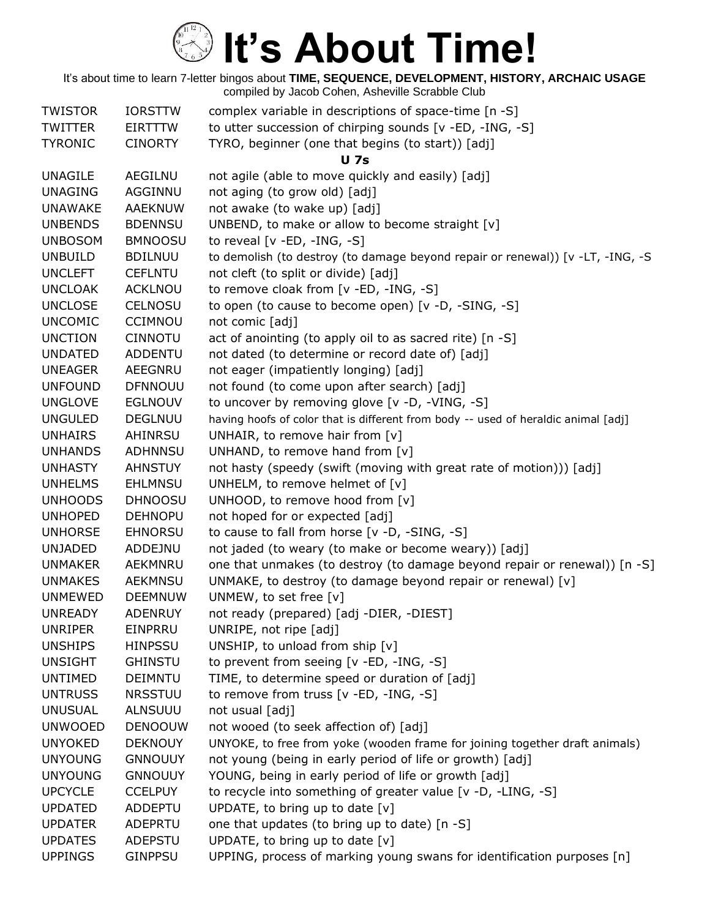# It's About Time!

It's about time to learn 7-letter bingos about **TIME, SEQUENCE, DEVELOPMENT, HISTORY, ARCHAIC USAGE**
compiled by Jacob Cohen, Asheville Scrabble Club

| | | |
|---|---|---|
| TWISTOR | IORSTTW | complex variable in descriptions of space-time [n -S] |
| TWITTER | EIRTTTW | to utter succession of chirping sounds [v -ED, -ING, -S] |
| TYRONIC | CINORTY | TYRO, beginner (one that begins (to start)) [adj] |

**U 7s**

| | | |
|---|---|---|
| UNAGILE | AEGILNU | not agile (able to move quickly and easily) [adj] |
| UNAGING | AGGINNU | not aging (to grow old) [adj] |
| UNAWAKE | AAEKNUW | not awake (to wake up) [adj] |
| UNBENDS | BDENNSU | UNBEND, to make or allow to become straight [v] |
| UNBOSOM | BMNOOSU | to reveal [v -ED, -ING, -S] |
| UNBUILD | BDILNUU | to demolish (to destroy (to damage beyond repair or renewal)) [v -LT, -ING, -S |
| UNCLEFT | CEFLNTU | not cleft (to split or divide) [adj] |
| UNCLOAK | ACKLNOU | to remove cloak from [v -ED, -ING, -S] |
| UNCLOSE | CELNOSU | to open (to cause to become open) [v -D, -SING, -S] |
| UNCOMIC | CCIMNOU | not comic [adj] |
| UNCTION | CINNOTU | act of anointing (to apply oil to as sacred rite) [n -S] |
| UNDATED | ADDENTU | not dated (to determine or record date of) [adj] |
| UNEAGER | AEEGNRU | not eager (impatiently longing) [adj] |
| UNFOUND | DFNNOUU | not found (to come upon after search) [adj] |
| UNGLOVE | EGLNOUV | to uncover by removing glove [v -D, -VING, -S] |
| UNGULED | DEGLNUU | having hoofs of color that is different from body -- used of heraldic animal [adj] |
| UNHAIRS | AHINRSU | UNHAIR, to remove hair from [v] |
| UNHANDS | ADHNNSU | UNHAND, to remove hand from [v] |
| UNHASTY | AHNSTUY | not hasty (speedy (swift (moving with great rate of motion))) [adj] |
| UNHELMS | EHLMNSU | UNHELM, to remove helmet of [v] |
| UNHOODS | DHNOOSU | UNHOOD, to remove hood from [v] |
| UNHOPED | DEHNOPU | not hoped for or expected [adj] |
| UNHORSE | EHNORSU | to cause to fall from horse [v -D, -SING, -S] |
| UNJADED | ADDEJNU | not jaded (to weary (to make or become weary)) [adj] |
| UNMAKER | AEKMNRU | one that unmakes (to destroy (to damage beyond repair or renewal)) [n -S] |
| UNMAKES | AEKMNSU | UNMAKE, to destroy (to damage beyond repair or renewal) [v] |
| UNMEWED | DEEMNUW | UNMEW, to set free [v] |
| UNREADY | ADENRUY | not ready (prepared) [adj -DIER, -DIEST] |
| UNRIPER | EINPRRU | UNRIPE, not ripe [adj] |
| UNSHIPS | HINPSSU | UNSHIP, to unload from ship [v] |
| UNSIGHT | GHINSTU | to prevent from seeing [v -ED, -ING, -S] |
| UNTIMED | DEIMNTU | TIME, to determine speed or duration of [adj] |
| UNTRUSS | NRSSTUU | to remove from truss [v -ED, -ING, -S] |
| UNUSUAL | ALNSUUU | not usual [adj] |
| UNWOOED | DENOOUW | not wooed (to seek affection of) [adj] |
| UNYOKED | DEKNOUY | UNYOKE, to free from yoke (wooden frame for joining together draft animals) |
| UNYOUNG | GNNOUUY | not young (being in early period of life or growth) [adj] |
| UNYOUNG | GNNOUUY | YOUNG, being in early period of life or growth [adj] |
| UPCYCLE | CCELPUY | to recycle into something of greater value [v -D, -LING, -S] |
| UPDATED | ADDEPTU | UPDATE, to bring up to date [v] |
| UPDATER | ADEPRTU | one that updates (to bring up to date) [n -S] |
| UPDATES | ADEPSTU | UPDATE, to bring up to date [v] |
| UPPINGS | GINPPSU | UPPING, process of marking young swans for identification purposes [n] |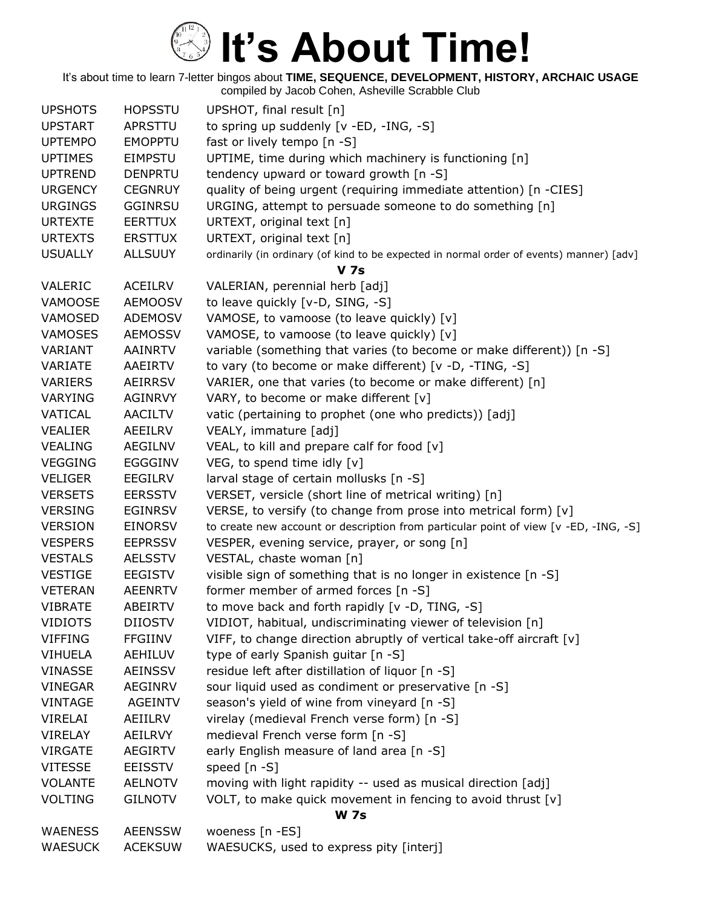# It's About Time!

It's about time to learn 7-letter bingos about **TIME, SEQUENCE, DEVELOPMENT, HISTORY, ARCHAIC USAGE**
compiled by Jacob Cohen, Asheville Scrabble Club

| | | |
|---|---|---|
| UPSHOTS | HOPSSTU | UPSHOT, final result [n] |
| UPSTART | APRSTTU | to spring up suddenly [v -ED, -ING, -S] |
| UPTEMPO | EMOPPTU | fast or lively tempo [n -S] |
| UPTIMES | EIMPSTU | UPTIME, time during which machinery is functioning [n] |
| UPTREND | DENPRTU | tendency upward or toward growth [n -S] |
| URGENCY | CEGNRUY | quality of being urgent (requiring immediate attention) [n -CIES] |
| URGINGS | GGINRSU | URGING, attempt to persuade someone to do something [n] |
| URTEXTE | EERTTUX | URTEXT, original text [n] |
| URTEXTS | ERSTTUX | URTEXT, original text [n] |
| USUALLY | ALLSUUY | ordinarily (in ordinary (of kind to be expected in normal order of events) manner) [adv] |
| | | **V 7s** |
| VALERIC | ACEILRV | VALERIAN, perennial herb [adj] |
| VAMOOSE | AEMOOSV | to leave quickly [v-D, SING, -S] |
| VAMOSED | ADEMOSV | VAMOSE, to vamoose (to leave quickly) [v] |
| VAMOSES | AEMOSSV | VAMOSE, to vamoose (to leave quickly) [v] |
| VARIANT | AAINRTV | variable (something that varies (to become or make different)) [n -S] |
| VARIATE | AAEIRTV | to vary (to become or make different) [v -D, -TING, -S] |
| VARIERS | AEIRRSV | VARIER, one that varies (to become or make different) [n] |
| VARYING | AGINRVY | VARY, to become or make different [v] |
| VATICAL | AACILTV | vatic (pertaining to prophet (one who predicts)) [adj] |
| VEALIER | AEEILRV | VEALY, immature [adj] |
| VEALING | AEGILNV | VEAL, to kill and prepare calf for food [v] |
| VEGGING | EGGGINV | VEG, to spend time idly [v] |
| VELIGER | EEGILRV | larval stage of certain mollusks [n -S] |
| VERSETS | EERSSTV | VERSET, versicle (short line of metrical writing) [n] |
| VERSING | EGINRSV | VERSE, to versify (to change from prose into metrical form) [v] |
| VERSION | EINORSV | to create new account or description from particular point of view [v -ED, -ING, -S] |
| VESPERS | EEPRSSV | VESPER, evening service, prayer, or song [n] |
| VESTALS | AELSSTV | VESTAL, chaste woman [n] |
| VESTIGE | EEGISTV | visible sign of something that is no longer in existence [n -S] |
| VETERAN | AEENRTV | former member of armed forces [n -S] |
| VIBRATE | ABEIRTV | to move back and forth rapidly [v -D, TING, -S] |
| VIDIOTS | DIIOSTV | VIDIOT, habitual, undiscriminating viewer of television [n] |
| VIFFING | FFGIINV | VIFF, to change direction abruptly of vertical take-off aircraft [v] |
| VIHUELA | AEHILUV | type of early Spanish guitar [n -S] |
| VINASSE | AEINSSV | residue left after distillation of liquor [n -S] |
| VINEGAR | AEGINRV | sour liquid used as condiment or preservative [n -S] |
| VINTAGE | AGEINTV | season's yield of wine from vineyard [n -S] |
| VIRELAI | AEIILRV | virelay (medieval French verse form) [n -S] |
| VIRELAY | AEILRVY | medieval French verse form [n -S] |
| VIRGATE | AEGIRTV | early English measure of land area [n -S] |
| VITESSE | EEISSTV | speed [n -S] |
| VOLANTE | AELNOTV | moving with light rapidity -- used as musical direction [adj] |
| VOLTING | GILNOTV | VOLT, to make quick movement in fencing to avoid thrust [v] |
| | | **W 7s** |
| WAENESS | AEENSSW | woeness [n -ES] |
| WAESUCK | ACEKSUW | WAESUCKS, used to express pity [interj] |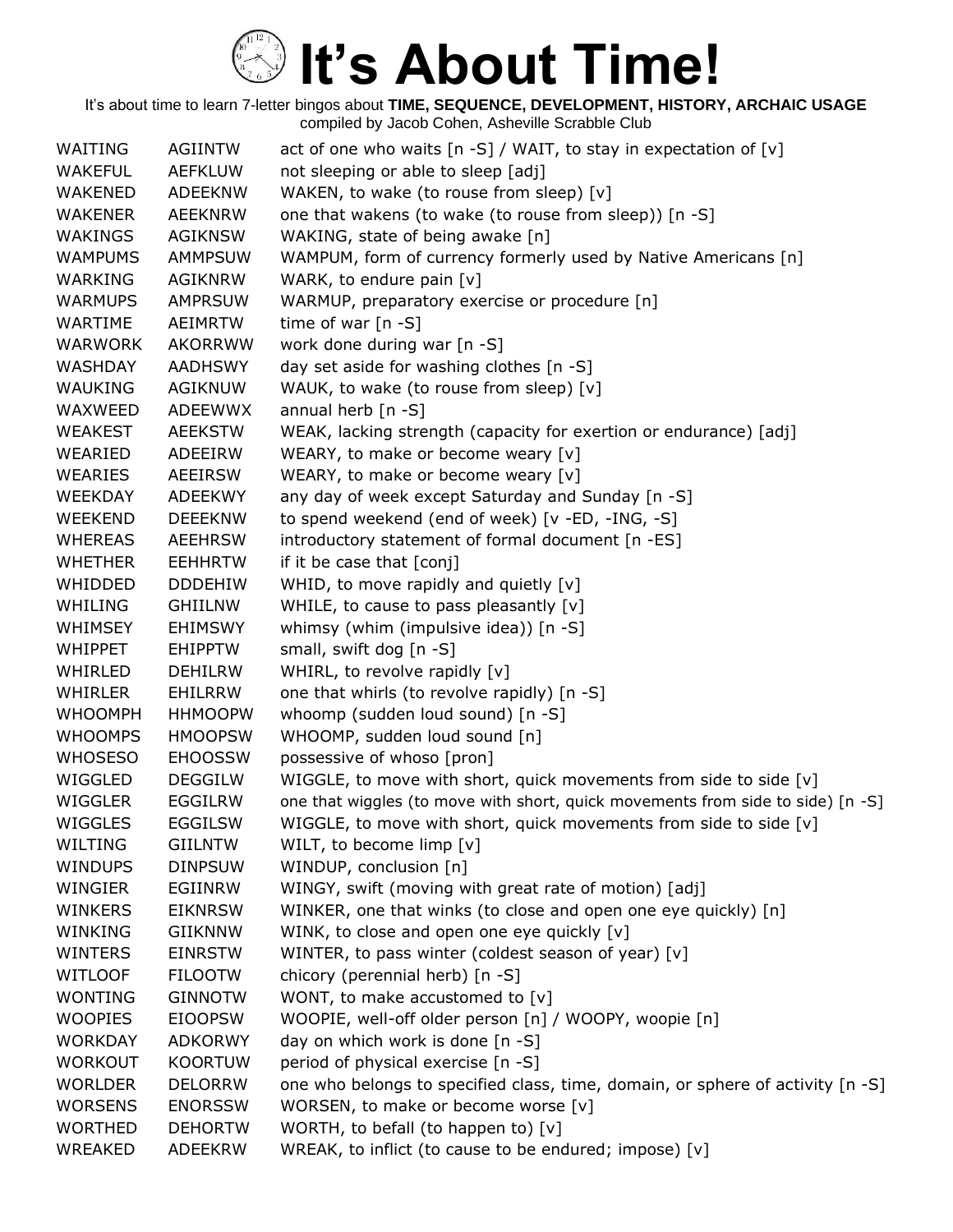# It's About Time!

It's about time to learn 7-letter bingos about **TIME, SEQUENCE, DEVELOPMENT, HISTORY, ARCHAIC USAGE**
compiled by Jacob Cohen, Asheville Scrabble Club

| | | |
|---|---|---|
| WAITING | AGIINTW | act of one who waits [n -S] / WAIT, to stay in expectation of [v] |
| WAKEFUL | AEFKLUW | not sleeping or able to sleep [adj] |
| WAKENED | ADEEKNW | WAKEN, to wake (to rouse from sleep) [v] |
| WAKENER | AEEKNRW | one that wakens (to wake (to rouse from sleep)) [n -S] |
| WAKINGS | AGIKNSW | WAKING, state of being awake [n] |
| WAMPUMS | AMMPSUW | WAMPUM, form of currency formerly used by Native Americans [n] |
| WARKING | AGIKNRW | WARK, to endure pain [v] |
| WARMUPS | AMPRSUW | WARMUP, preparatory exercise or procedure [n] |
| WARTIME | AEIMRTW | time of war [n -S] |
| WARWORK | AKORRWW | work done during war [n -S] |
| WASHDAY | AADHSWY | day set aside for washing clothes [n -S] |
| WAUKING | AGIKNUW | WAUK, to wake (to rouse from sleep) [v] |
| WAXWEED | ADEEWWX | annual herb [n -S] |
| WEAKEST | AEEKSTW | WEAK, lacking strength (capacity for exertion or endurance) [adj] |
| WEARIED | ADEEIRW | WEARY, to make or become weary [v] |
| WEARIES | AEEIRSW | WEARY, to make or become weary [v] |
| WEEKDAY | ADEEKWY | any day of week except Saturday and Sunday [n -S] |
| WEEKEND | DEEEKNW | to spend weekend (end of week) [v -ED, -ING, -S] |
| WHEREAS | AEEHRSW | introductory statement of formal document [n -ES] |
| WHETHER | EEHHRTW | if it be case that [conj] |
| WHIDDED | DDDEHIW | WHID, to move rapidly and quietly [v] |
| WHILING | GHIILNW | WHILE, to cause to pass pleasantly [v] |
| WHIMSEY | EHIMSWY | whimsy (whim (impulsive idea)) [n -S] |
| WHIPPET | EHIPPTW | small, swift dog [n -S] |
| WHIRLED | DEHILRW | WHIRL, to revolve rapidly [v] |
| WHIRLER | EHILRRW | one that whirls (to revolve rapidly) [n -S] |
| WHOOMPH | HHMOOPW | whoomp (sudden loud sound) [n -S] |
| WHOOMPS | HMOOPSW | WHOOMP, sudden loud sound [n] |
| WHOSESO | EHOOSSW | possessive of whoso [pron] |
| WIGGLED | DEGGILW | WIGGLE, to move with short, quick movements from side to side [v] |
| WIGGLER | EGGILRW | one that wiggles (to move with short, quick movements from side to side) [n -S] |
| WIGGLES | EGGILSW | WIGGLE, to move with short, quick movements from side to side [v] |
| WILTING | GIILNTW | WILT, to become limp [v] |
| WINDUPS | DINPSUW | WINDUP, conclusion [n] |
| WINGIER | EGIINRW | WINGY, swift (moving with great rate of motion) [adj] |
| WINKERS | EIKNRSW | WINKER, one that winks (to close and open one eye quickly) [n] |
| WINKING | GIIKNNW | WINK, to close and open one eye quickly [v] |
| WINTERS | EINRSTW | WINTER, to pass winter (coldest season of year) [v] |
| WITLOOF | FILOOTW | chicory (perennial herb) [n -S] |
| WONTING | GINNOTW | WONT, to make accustomed to [v] |
| WOOPIES | EIOOPSW | WOOPIE, well-off older person [n] / WOOPY, woopie [n] |
| WORKDAY | ADKORWY | day on which work is done [n -S] |
| WORKOUT | KOORTUW | period of physical exercise [n -S] |
| WORLDER | DELORRW | one who belongs to specified class, time, domain, or sphere of activity [n -S] |
| WORSENS | ENORSSW | WORSEN, to make or become worse [v] |
| WORTHED | DEHORTW | WORTH, to befall (to happen to) [v] |
| WREAKED | ADEEKRW | WREAK, to inflict (to cause to be endured; impose) [v] |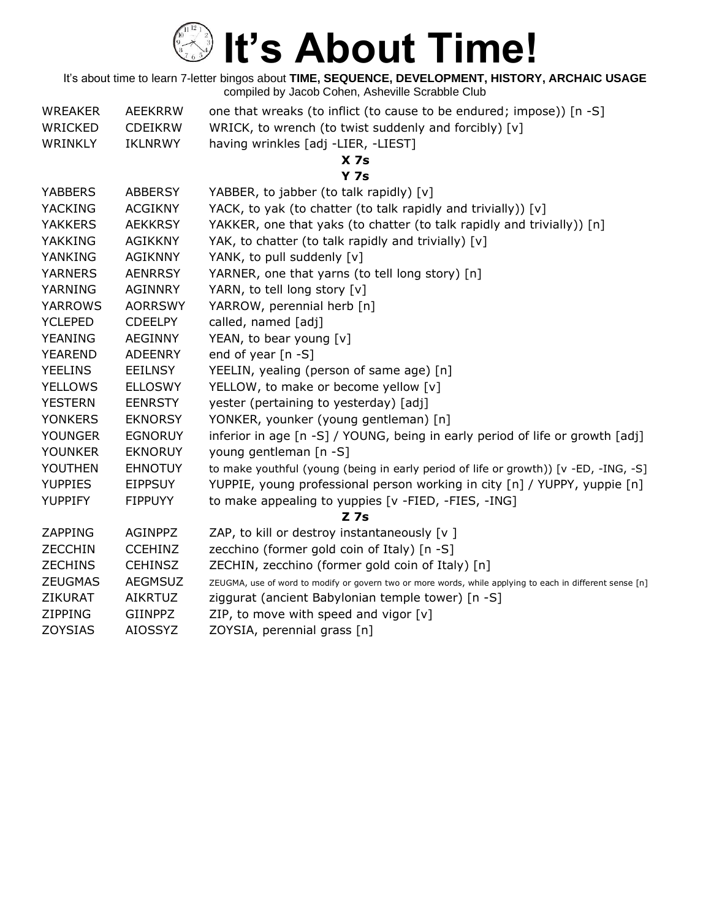# It's About Time!

It's about time to learn 7-letter bingos about **TIME, SEQUENCE, DEVELOPMENT, HISTORY, ARCHAIC USAGE**
compiled by Jacob Cohen, Asheville Scrabble Club

| | | |
|---|---|---|
| WREAKER | AEEKRRW | one that wreaks (to inflict (to cause to be endured; impose)) [n -S] |
| WRICKED | CDEIKRW | WRICK, to wrench (to twist suddenly and forcibly) [v] |
| WRINKLY | IKLNRWY | having wrinkles [adj -LIER, -LIEST] |

**X 7s**

**Y 7s**

| | | |
|---|---|---|
| YABBERS | ABBERSY | YABBER, to jabber (to talk rapidly) [v] |
| YACKING | ACGIKNY | YACK, to yak (to chatter (to talk rapidly and trivially)) [v] |
| YAKKERS | AEKKRSY | YAKKER, one that yaks (to chatter (to talk rapidly and trivially)) [n] |
| YAKKING | AGIKKNY | YAK, to chatter (to talk rapidly and trivially) [v] |
| YANKING | AGIKNNY | YANK, to pull suddenly [v] |
| YARNERS | AENRRSY | YARNER, one that yarns (to tell long story) [n] |
| YARNING | AGINNRY | YARN, to tell long story [v] |
| YARROWS | AORRSWY | YARROW, perennial herb [n] |
| YCLEPED | CDEELPY | called, named [adj] |
| YEANING | AEGINNY | YEAN, to bear young [v] |
| YEAREND | ADEENRY | end of year [n -S] |
| YEELINS | EEILNSY | YEELIN, yealing (person of same age) [n] |
| YELLOWS | ELLOSWY | YELLOW, to make or become yellow [v] |
| YESTERN | EENRSTY | yester (pertaining to yesterday) [adj] |
| YONKERS | EKNORSY | YONKER, younker (young gentleman) [n] |
| YOUNGER | EGNORUY | inferior in age [n -S] / YOUNG, being in early period of life or growth [adj] |
| YOUNKER | EKNORUY | young gentleman [n -S] |
| YOUTHEN | EHNOTUY | to make youthful (young (being in early period of life or growth)) [v -ED, -ING, -S] |
| YUPPIES | EIPPSUY | YUPPIE, young professional person working in city [n] / YUPPY, yuppie [n] |
| YUPPIFY | FIPPUYY | to make appealing to yuppies [v -FIED, -FIES, -ING] |

**Z 7s**

| | | |
|---|---|---|
| ZAPPING | AGINPPZ | ZAP, to kill or destroy instantaneously [v ] |
| ZECCHIN | CCEHINZ | zecchino (former gold coin of Italy) [n -S] |
| ZECHINS | CEHINSZ | ZECHIN, zecchino (former gold coin of Italy) [n] |
| ZEUGMAS | AEGMSUZ | ZEUGMA, use of word to modify or govern two or more words, while applying to each in different sense [n] |
| ZIKURAT | AIKRTUZ | ziggurat (ancient Babylonian temple tower) [n -S] |
| ZIPPING | GIINPPZ | ZIP, to move with speed and vigor [v] |
| ZOYSIAS | AIOSSYZ | ZOYSIA, perennial grass [n] |